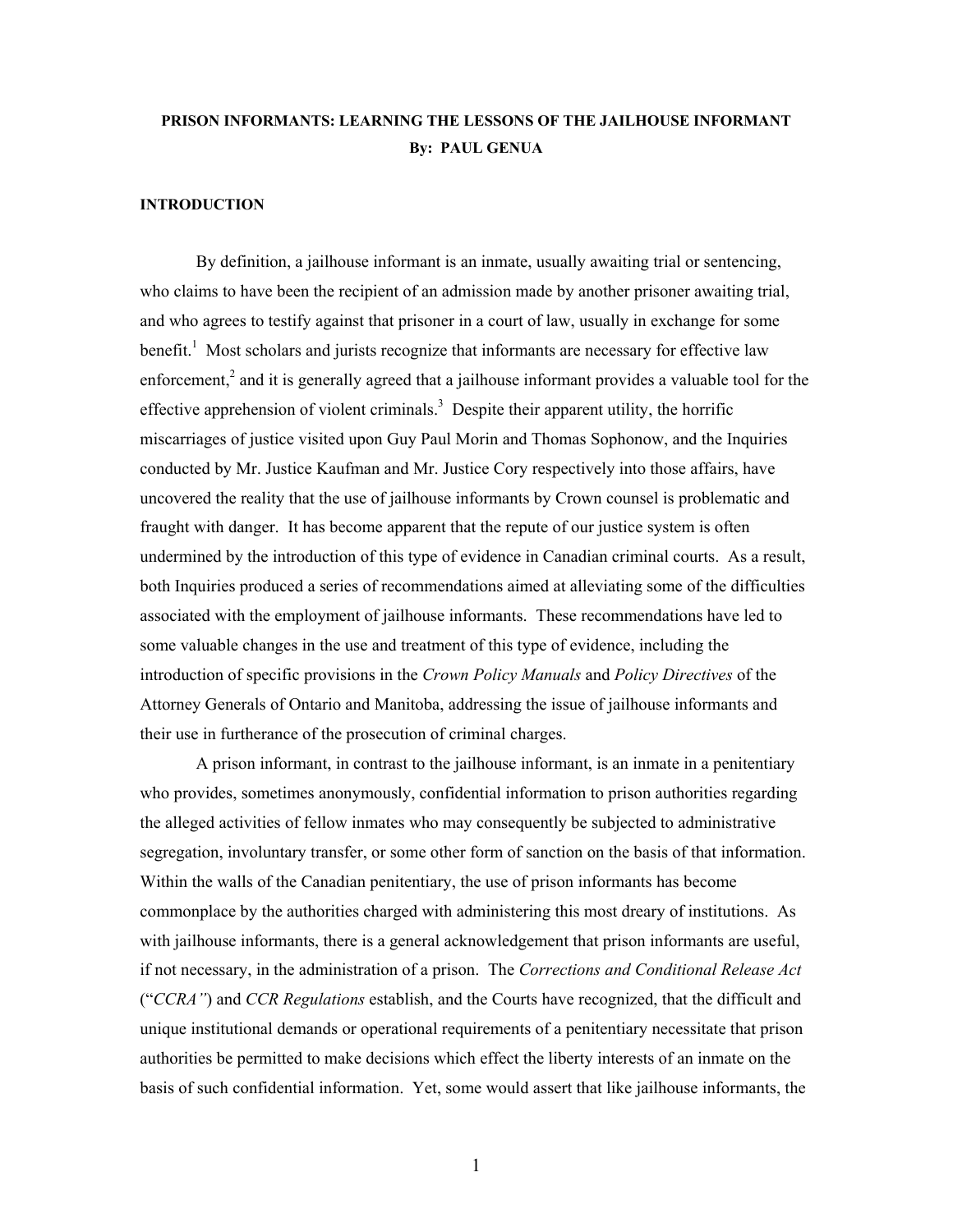# PRISON INFORMANTS: LEARNING THE LESSONS OF THE JAILHOUSE INFORMANT

**By: PAUL GENUA**

## INTRODUCTION

By definition, a jailhouse informant is an inmate, usually awaiting trial or sentencing, who claims to have been the recipient of an admission made by another prisoner awaiting trial, and who agrees to testify against that prisoner in a court of law, usually in exchange for some benefit.[1] Most scholars and jurists recognize that informants are necessary for effective law enforcement,[2] and it is generally agreed that a jailhouse informant provides a valuable tool for the effective apprehension of violent criminals.[3] Despite their apparent utility, the horrific miscarriages of justice visited upon Guy Paul Morin and Thomas Sophonow, and the Inquiries conducted by Mr. Justice Kaufman and Mr. Justice Cory respectively into those affairs, have uncovered the reality that the use of jailhouse informants by Crown counsel is problematic and fraught with danger. It has become apparent that the repute of our justice system is often undermined by the introduction of this type of evidence in Canadian criminal courts. As a result, both Inquiries produced a series of recommendations aimed at alleviating some of the difficulties associated with the employment of jailhouse informants. These recommendations have led to some valuable changes in the use and treatment of this type of evidence, including the introduction of specific provisions in the *Crown Policy Manuals* and *Policy Directives* of the Attorney Generals of Ontario and Manitoba, addressing the issue of jailhouse informants and their use in furtherance of the prosecution of criminal charges.

A prison informant, in contrast to the jailhouse informant, is an inmate in a penitentiary who provides, sometimes anonymously, confidential information to prison authorities regarding the alleged activities of fellow inmates who may consequently be subjected to administrative segregation, involuntary transfer, or some other form of sanction on the basis of that information. Within the walls of the Canadian penitentiary, the use of prison informants has become commonplace by the authorities charged with administering this most dreary of institutions. As with jailhouse informants, there is a general acknowledgement that prison informants are useful, if not necessary, in the administration of a prison. The *Corrections and Conditional Release Act* ("*CCRA"*) and *CCR Regulations* establish, and the Courts have recognized, that the difficult and unique institutional demands or operational requirements of a penitentiary necessitate that prison authorities be permitted to make decisions which effect the liberty interests of an inmate on the basis of such confidential information. Yet, some would assert that like jailhouse informants, the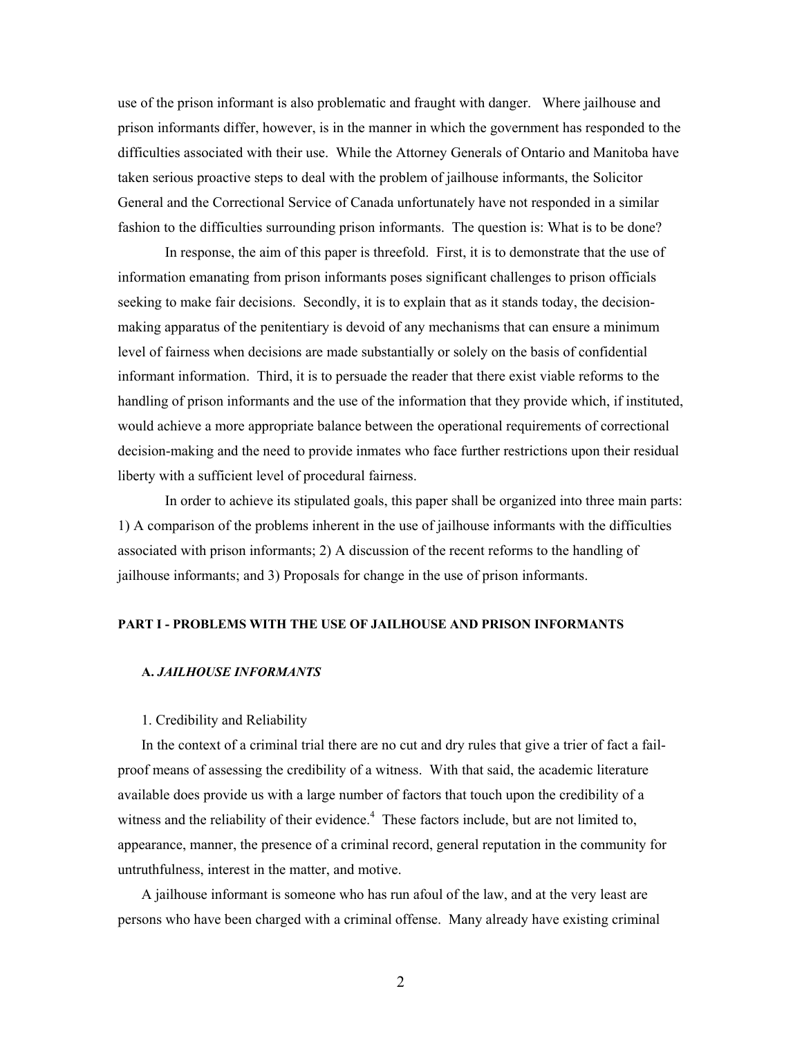use of the prison informant is also problematic and fraught with danger. Where jailhouse and prison informants differ, however, is in the manner in which the government has responded to the difficulties associated with their use. While the Attorney Generals of Ontario and Manitoba have taken serious proactive steps to deal with the problem of jailhouse informants, the Solicitor General and the Correctional Service of Canada unfortunately have not responded in a similar fashion to the difficulties surrounding prison informants. The question is: What is to be done?

In response, the aim of this paper is threefold. First, it is to demonstrate that the use of information emanating from prison informants poses significant challenges to prison officials seeking to make fair decisions. Secondly, it is to explain that as it stands today, the decision-making apparatus of the penitentiary is devoid of any mechanisms that can ensure a minimum level of fairness when decisions are made substantially or solely on the basis of confidential informant information. Third, it is to persuade the reader that there exist viable reforms to the handling of prison informants and the use of the information that they provide which, if instituted, would achieve a more appropriate balance between the operational requirements of correctional decision-making and the need to provide inmates who face further restrictions upon their residual liberty with a sufficient level of procedural fairness.

In order to achieve its stipulated goals, this paper shall be organized into three main parts: 1) A comparison of the problems inherent in the use of jailhouse informants with the difficulties associated with prison informants; 2) A discussion of the recent reforms to the handling of jailhouse informants; and 3) Proposals for change in the use of prison informants.

## PART I - PROBLEMS WITH THE USE OF JAILHOUSE AND PRISON INFORMANTS

### A. *JAILHOUSE INFORMANTS*

#### 1. Credibility and Reliability

In the context of a criminal trial there are no cut and dry rules that give a trier of fact a fail-proof means of assessing the credibility of a witness. With that said, the academic literature available does provide us with a large number of factors that touch upon the credibility of a witness and the reliability of their evidence.[4] These factors include, but are not limited to, appearance, manner, the presence of a criminal record, general reputation in the community for untruthfulness, interest in the matter, and motive.

A jailhouse informant is someone who has run afoul of the law, and at the very least are persons who have been charged with a criminal offense. Many already have existing criminal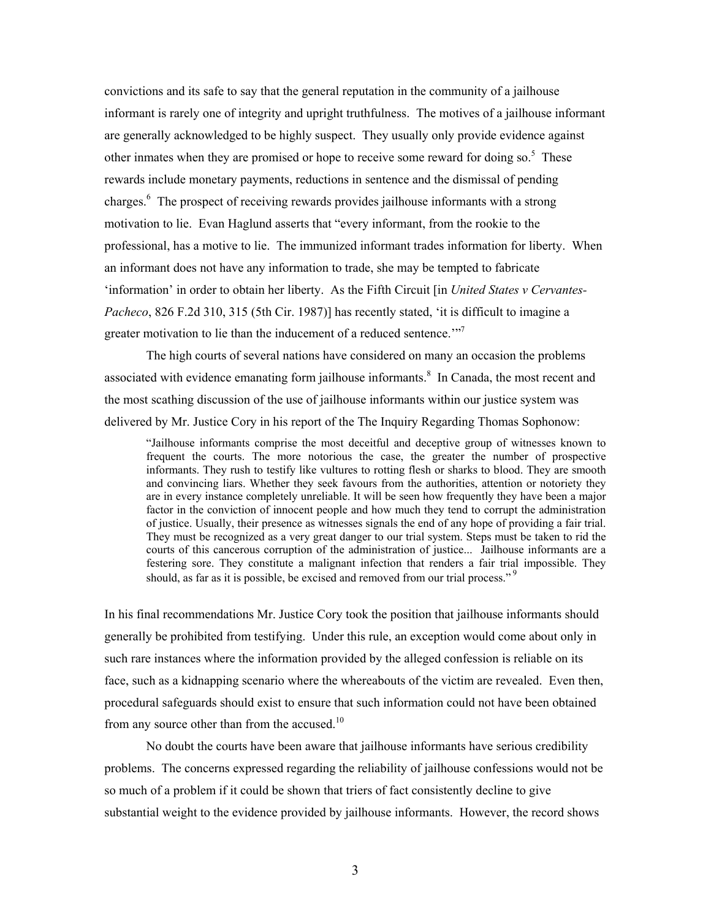convictions and its safe to say that the general reputation in the community of a jailhouse informant is rarely one of integrity and upright truthfulness. The motives of a jailhouse informant are generally acknowledged to be highly suspect. They usually only provide evidence against other inmates when they are promised or hope to receive some reward for doing so.[5] These rewards include monetary payments, reductions in sentence and the dismissal of pending charges.[6] The prospect of receiving rewards provides jailhouse informants with a strong motivation to lie. Evan Haglund asserts that "every informant, from the rookie to the professional, has a motive to lie. The immunized informant trades information for liberty. When an informant does not have any information to trade, she may be tempted to fabricate 'information' in order to obtain her liberty. As the Fifth Circuit [in *United States v Cervantes-Pacheco*, 826 F.2d 310, 315 (5th Cir. 1987)] has recently stated, 'it is difficult to imagine a greater motivation to lie than the inducement of a reduced sentence.'"[7]

The high courts of several nations have considered on many an occasion the problems associated with evidence emanating form jailhouse informants.[8] In Canada, the most recent and the most scathing discussion of the use of jailhouse informants within our justice system was delivered by Mr. Justice Cory in his report of the The Inquiry Regarding Thomas Sophonow:

> "Jailhouse informants comprise the most deceitful and deceptive group of witnesses known to frequent the courts. The more notorious the case, the greater the number of prospective informants. They rush to testify like vultures to rotting flesh or sharks to blood. They are smooth and convincing liars. Whether they seek favours from the authorities, attention or notoriety they are in every instance completely unreliable. It will be seen how frequently they have been a major factor in the conviction of innocent people and how much they tend to corrupt the administration of justice. Usually, their presence as witnesses signals the end of any hope of providing a fair trial. They must be recognized as a very great danger to our trial system. Steps must be taken to rid the courts of this cancerous corruption of the administration of justice... Jailhouse informants are a festering sore. They constitute a malignant infection that renders a fair trial impossible. They should, as far as it is possible, be excised and removed from our trial process."[9]

In his final recommendations Mr. Justice Cory took the position that jailhouse informants should generally be prohibited from testifying. Under this rule, an exception would come about only in such rare instances where the information provided by the alleged confession is reliable on its face, such as a kidnapping scenario where the whereabouts of the victim are revealed. Even then, procedural safeguards should exist to ensure that such information could not have been obtained from any source other than from the accused.[10]

No doubt the courts have been aware that jailhouse informants have serious credibility problems. The concerns expressed regarding the reliability of jailhouse confessions would not be so much of a problem if it could be shown that triers of fact consistently decline to give substantial weight to the evidence provided by jailhouse informants. However, the record shows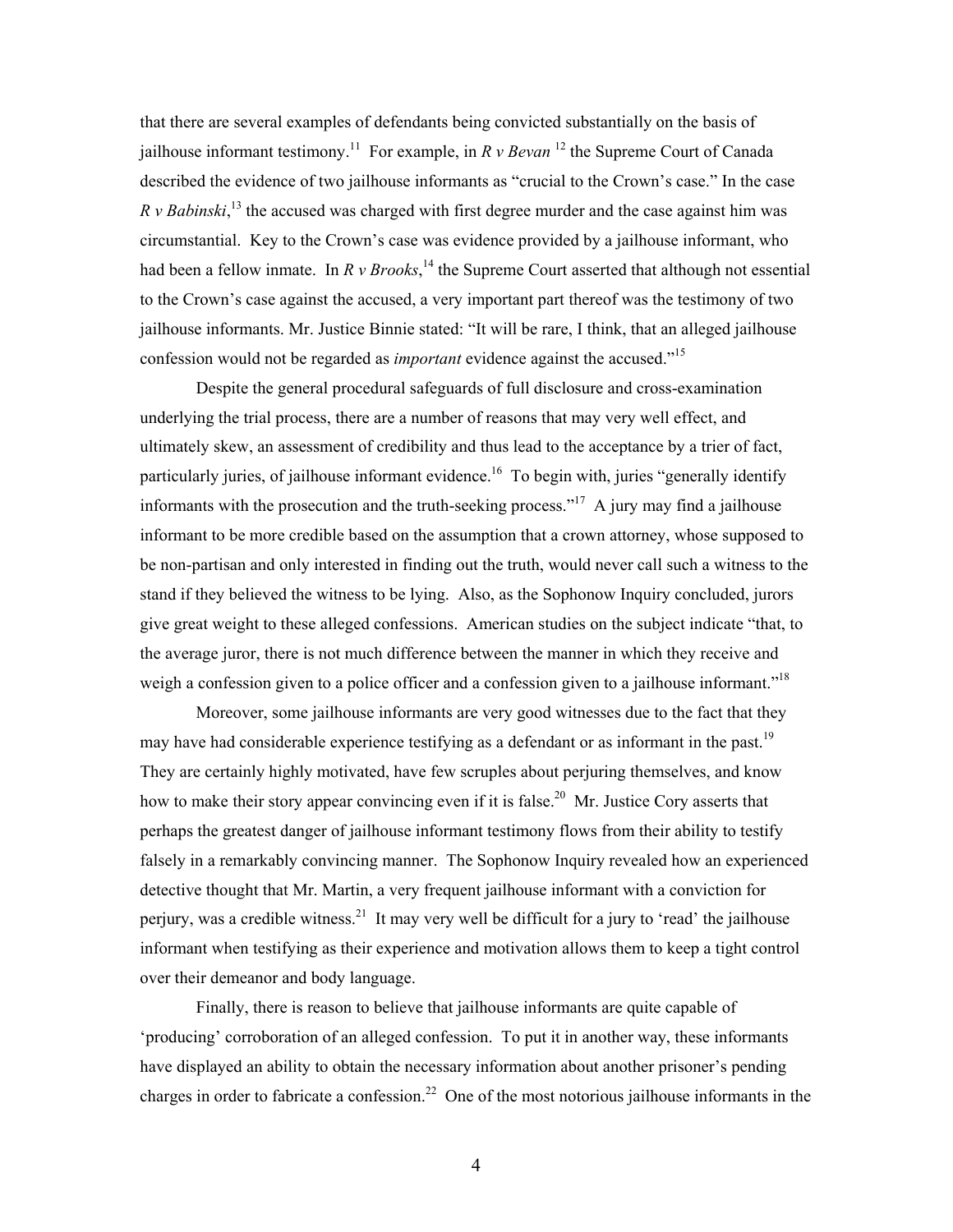that there are several examples of defendants being convicted substantially on the basis of jailhouse informant testimony.[11] For example, in *R v Bevan* [12] the Supreme Court of Canada described the evidence of two jailhouse informants as "crucial to the Crown's case." In the case *R v Babinski*,[13] the accused was charged with first degree murder and the case against him was circumstantial. Key to the Crown's case was evidence provided by a jailhouse informant, who had been a fellow inmate. In *R v Brooks*,[14] the Supreme Court asserted that although not essential to the Crown's case against the accused, a very important part thereof was the testimony of two jailhouse informants. Mr. Justice Binnie stated: "It will be rare, I think, that an alleged jailhouse confession would not be regarded as *important* evidence against the accused."[15]

Despite the general procedural safeguards of full disclosure and cross-examination underlying the trial process, there are a number of reasons that may very well effect, and ultimately skew, an assessment of credibility and thus lead to the acceptance by a trier of fact, particularly juries, of jailhouse informant evidence.[16] To begin with, juries "generally identify informants with the prosecution and the truth-seeking process."[17] A jury may find a jailhouse informant to be more credible based on the assumption that a crown attorney, whose supposed to be non-partisan and only interested in finding out the truth, would never call such a witness to the stand if they believed the witness to be lying. Also, as the Sophonow Inquiry concluded, jurors give great weight to these alleged confessions. American studies on the subject indicate "that, to the average juror, there is not much difference between the manner in which they receive and weigh a confession given to a police officer and a confession given to a jailhouse informant."[18]

Moreover, some jailhouse informants are very good witnesses due to the fact that they may have had considerable experience testifying as a defendant or as informant in the past.[19] They are certainly highly motivated, have few scruples about perjuring themselves, and know how to make their story appear convincing even if it is false.[20] Mr. Justice Cory asserts that perhaps the greatest danger of jailhouse informant testimony flows from their ability to testify falsely in a remarkably convincing manner. The Sophonow Inquiry revealed how an experienced detective thought that Mr. Martin, a very frequent jailhouse informant with a conviction for perjury, was a credible witness.[21] It may very well be difficult for a jury to 'read' the jailhouse informant when testifying as their experience and motivation allows them to keep a tight control over their demeanor and body language.

Finally, there is reason to believe that jailhouse informants are quite capable of 'producing' corroboration of an alleged confession. To put it in another way, these informants have displayed an ability to obtain the necessary information about another prisoner's pending charges in order to fabricate a confession.[22] One of the most notorious jailhouse informants in the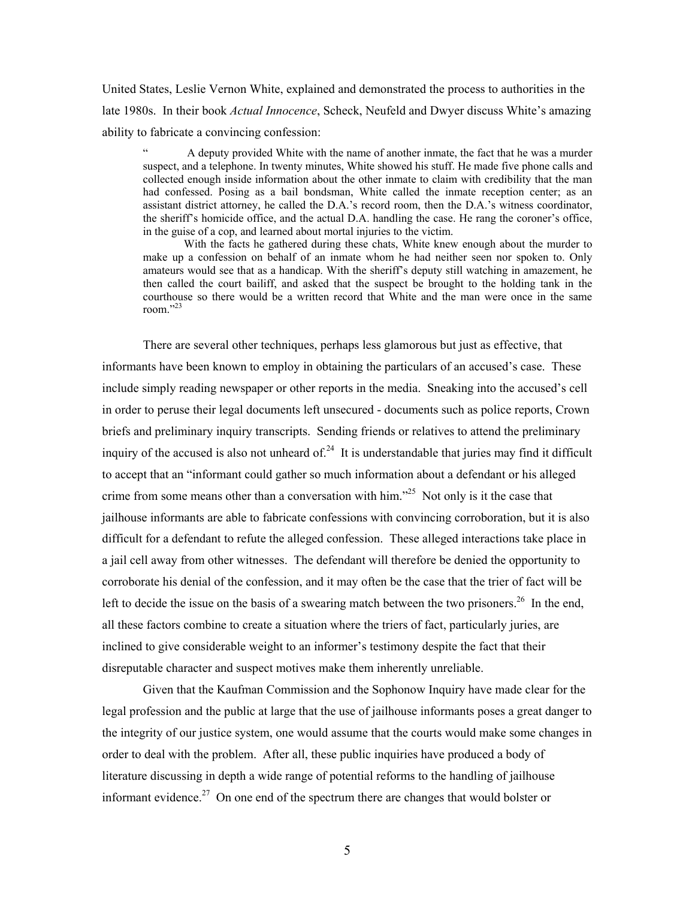United States, Leslie Vernon White, explained and demonstrated the process to authorities in the late 1980s. In their book *Actual Innocence*, Scheck, Neufeld and Dwyer discuss White's amazing ability to fabricate a convincing confession:

> " A deputy provided White with the name of another inmate, the fact that he was a murder suspect, and a telephone. In twenty minutes, White showed his stuff. He made five phone calls and collected enough inside information about the other inmate to claim with credibility that the man had confessed. Posing as a bail bondsman, White called the inmate reception center; as an assistant district attorney, he called the D.A.'s record room, then the D.A.'s witness coordinator, the sheriff's homicide office, and the actual D.A. handling the case. He rang the coroner's office, in the guise of a cop, and learned about mortal injuries to the victim.
>
> With the facts he gathered during these chats, White knew enough about the murder to make up a confession on behalf of an inmate whom he had neither seen nor spoken to. Only amateurs would see that as a handicap. With the sheriff's deputy still watching in amazement, he then called the court bailiff, and asked that the suspect be brought to the holding tank in the courthouse so there would be a written record that White and the man were once in the same room."[23]

There are several other techniques, perhaps less glamorous but just as effective, that informants have been known to employ in obtaining the particulars of an accused's case. These include simply reading newspaper or other reports in the media. Sneaking into the accused's cell in order to peruse their legal documents left unsecured - documents such as police reports, Crown briefs and preliminary inquiry transcripts. Sending friends or relatives to attend the preliminary inquiry of the accused is also not unheard of.[24] It is understandable that juries may find it difficult to accept that an "informant could gather so much information about a defendant or his alleged crime from some means other than a conversation with him."[25] Not only is it the case that jailhouse informants are able to fabricate confessions with convincing corroboration, but it is also difficult for a defendant to refute the alleged confession. These alleged interactions take place in a jail cell away from other witnesses. The defendant will therefore be denied the opportunity to corroborate his denial of the confession, and it may often be the case that the trier of fact will be left to decide the issue on the basis of a swearing match between the two prisoners.[26] In the end, all these factors combine to create a situation where the triers of fact, particularly juries, are inclined to give considerable weight to an informer's testimony despite the fact that their disreputable character and suspect motives make them inherently unreliable.

Given that the Kaufman Commission and the Sophonow Inquiry have made clear for the legal profession and the public at large that the use of jailhouse informants poses a great danger to the integrity of our justice system, one would assume that the courts would make some changes in order to deal with the problem. After all, these public inquiries have produced a body of literature discussing in depth a wide range of potential reforms to the handling of jailhouse informant evidence.[27] On one end of the spectrum there are changes that would bolster or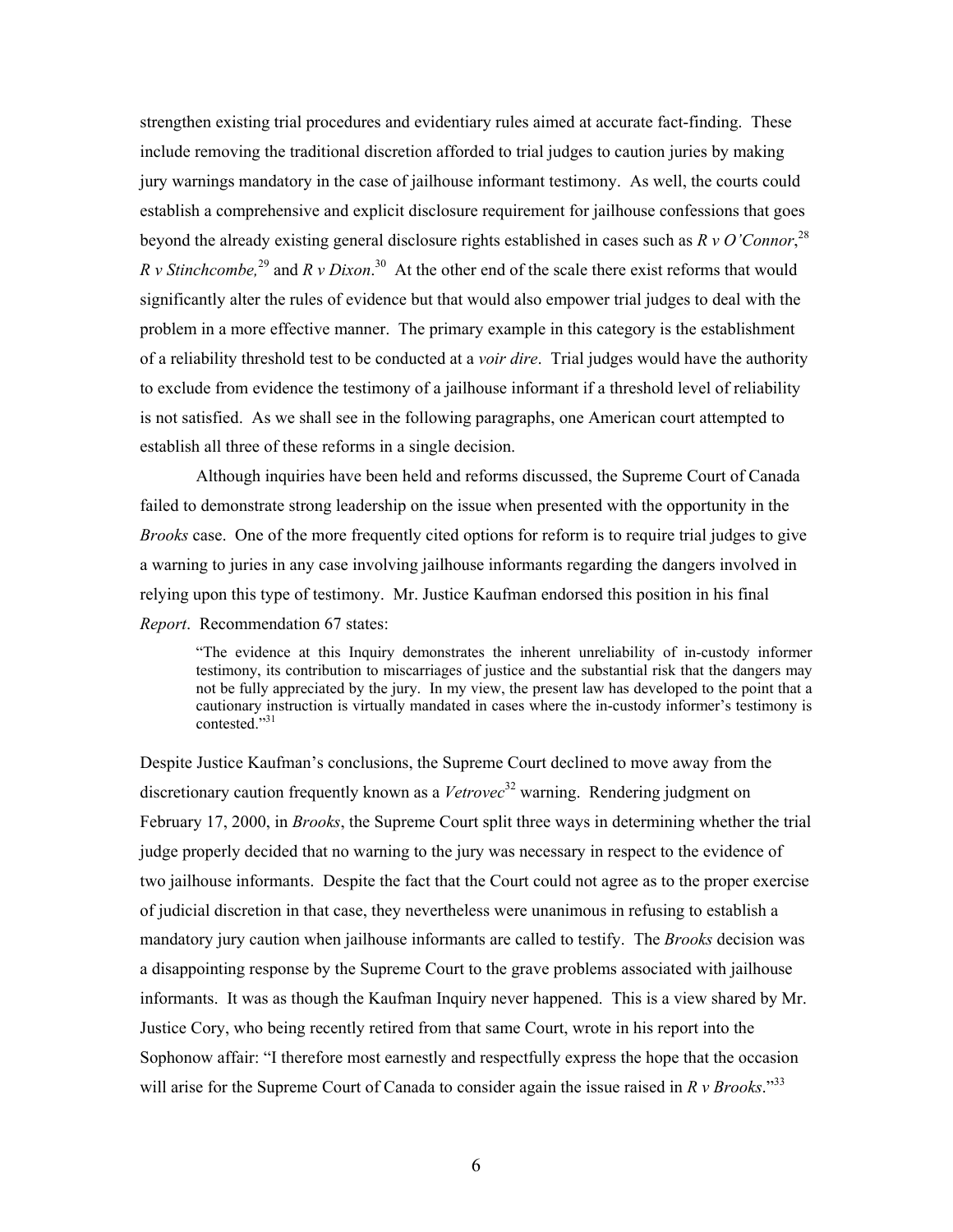strengthen existing trial procedures and evidentiary rules aimed at accurate fact-finding. These include removing the traditional discretion afforded to trial judges to caution juries by making jury warnings mandatory in the case of jailhouse informant testimony. As well, the courts could establish a comprehensive and explicit disclosure requirement for jailhouse confessions that goes beyond the already existing general disclosure rights established in cases such as *R v O'Connor*,[28] *R v Stinchcombe,*[29] and *R v Dixon*.[30] At the other end of the scale there exist reforms that would significantly alter the rules of evidence but that would also empower trial judges to deal with the problem in a more effective manner. The primary example in this category is the establishment of a reliability threshold test to be conducted at a *voir dire*. Trial judges would have the authority to exclude from evidence the testimony of a jailhouse informant if a threshold level of reliability is not satisfied. As we shall see in the following paragraphs, one American court attempted to establish all three of these reforms in a single decision.

Although inquiries have been held and reforms discussed, the Supreme Court of Canada failed to demonstrate strong leadership on the issue when presented with the opportunity in the *Brooks* case. One of the more frequently cited options for reform is to require trial judges to give a warning to juries in any case involving jailhouse informants regarding the dangers involved in relying upon this type of testimony. Mr. Justice Kaufman endorsed this position in his final *Report*. Recommendation 67 states:

> "The evidence at this Inquiry demonstrates the inherent unreliability of in-custody informer testimony, its contribution to miscarriages of justice and the substantial risk that the dangers may not be fully appreciated by the jury. In my view, the present law has developed to the point that a cautionary instruction is virtually mandated in cases where the in-custody informer's testimony is contested."[31]

Despite Justice Kaufman's conclusions, the Supreme Court declined to move away from the discretionary caution frequently known as a *Vetrovec*[32] warning. Rendering judgment on February 17, 2000, in *Brooks*, the Supreme Court split three ways in determining whether the trial judge properly decided that no warning to the jury was necessary in respect to the evidence of two jailhouse informants. Despite the fact that the Court could not agree as to the proper exercise of judicial discretion in that case, they nevertheless were unanimous in refusing to establish a mandatory jury caution when jailhouse informants are called to testify. The *Brooks* decision was a disappointing response by the Supreme Court to the grave problems associated with jailhouse informants. It was as though the Kaufman Inquiry never happened. This is a view shared by Mr. Justice Cory, who being recently retired from that same Court, wrote in his report into the Sophonow affair: "I therefore most earnestly and respectfully express the hope that the occasion will arise for the Supreme Court of Canada to consider again the issue raised in *R v Brooks*."[33]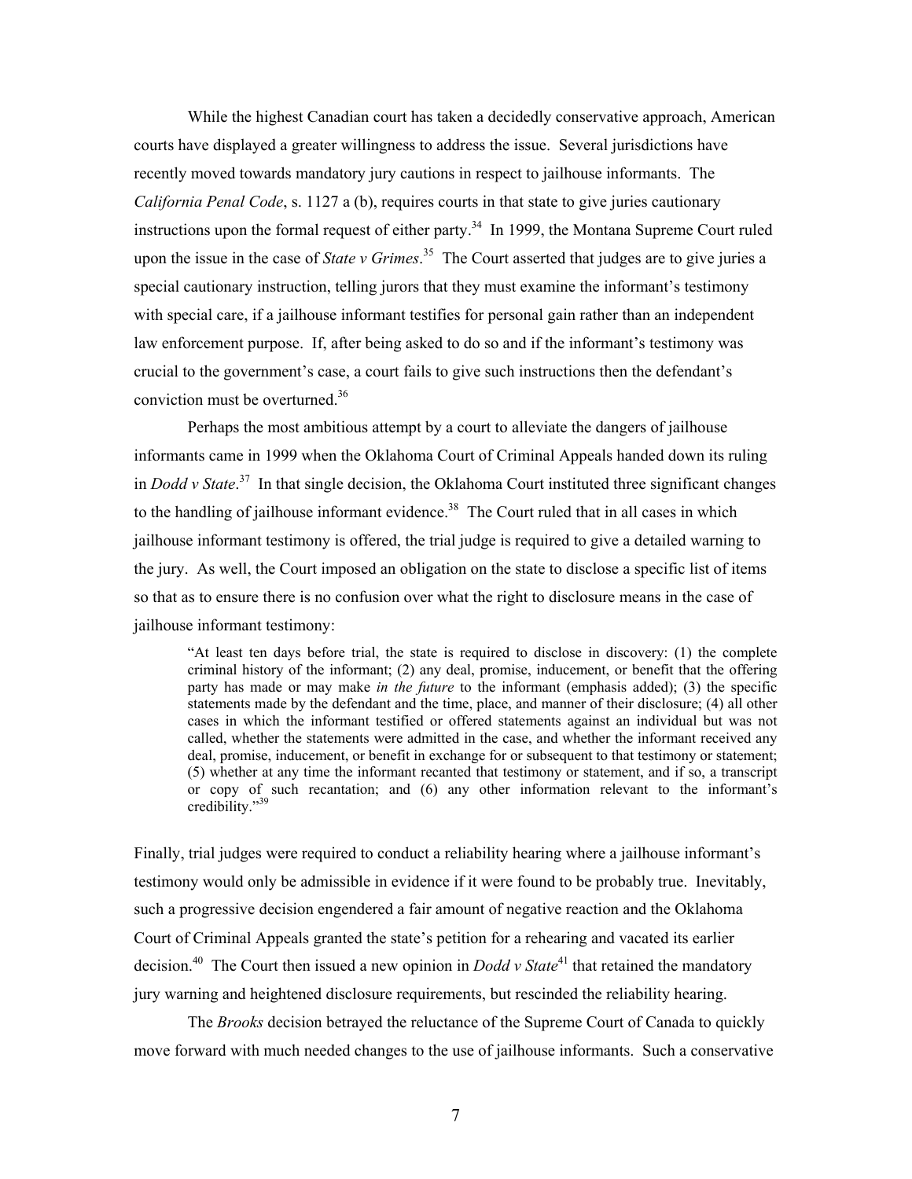While the highest Canadian court has taken a decidedly conservative approach, American courts have displayed a greater willingness to address the issue. Several jurisdictions have recently moved towards mandatory jury cautions in respect to jailhouse informants. The *California Penal Code*, s. 1127 a (b), requires courts in that state to give juries cautionary instructions upon the formal request of either party.[34] In 1999, the Montana Supreme Court ruled upon the issue in the case of *State v Grimes*.[35] The Court asserted that judges are to give juries a special cautionary instruction, telling jurors that they must examine the informant's testimony with special care, if a jailhouse informant testifies for personal gain rather than an independent law enforcement purpose. If, after being asked to do so and if the informant's testimony was crucial to the government's case, a court fails to give such instructions then the defendant's conviction must be overturned.[36]

Perhaps the most ambitious attempt by a court to alleviate the dangers of jailhouse informants came in 1999 when the Oklahoma Court of Criminal Appeals handed down its ruling in *Dodd v State*.[37] In that single decision, the Oklahoma Court instituted three significant changes to the handling of jailhouse informant evidence.[38] The Court ruled that in all cases in which jailhouse informant testimony is offered, the trial judge is required to give a detailed warning to the jury. As well, the Court imposed an obligation on the state to disclose a specific list of items so that as to ensure there is no confusion over what the right to disclosure means in the case of jailhouse informant testimony:

> "At least ten days before trial, the state is required to disclose in discovery: (1) the complete criminal history of the informant; (2) any deal, promise, inducement, or benefit that the offering party has made or may make *in the future* to the informant (emphasis added); (3) the specific statements made by the defendant and the time, place, and manner of their disclosure; (4) all other cases in which the informant testified or offered statements against an individual but was not called, whether the statements were admitted in the case, and whether the informant received any deal, promise, inducement, or benefit in exchange for or subsequent to that testimony or statement; (5) whether at any time the informant recanted that testimony or statement, and if so, a transcript or copy of such recantation; and (6) any other information relevant to the informant's credibility."[39]

Finally, trial judges were required to conduct a reliability hearing where a jailhouse informant's testimony would only be admissible in evidence if it were found to be probably true. Inevitably, such a progressive decision engendered a fair amount of negative reaction and the Oklahoma Court of Criminal Appeals granted the state's petition for a rehearing and vacated its earlier decision.[40] The Court then issued a new opinion in *Dodd v State*[41] that retained the mandatory jury warning and heightened disclosure requirements, but rescinded the reliability hearing.

The *Brooks* decision betrayed the reluctance of the Supreme Court of Canada to quickly move forward with much needed changes to the use of jailhouse informants. Such a conservative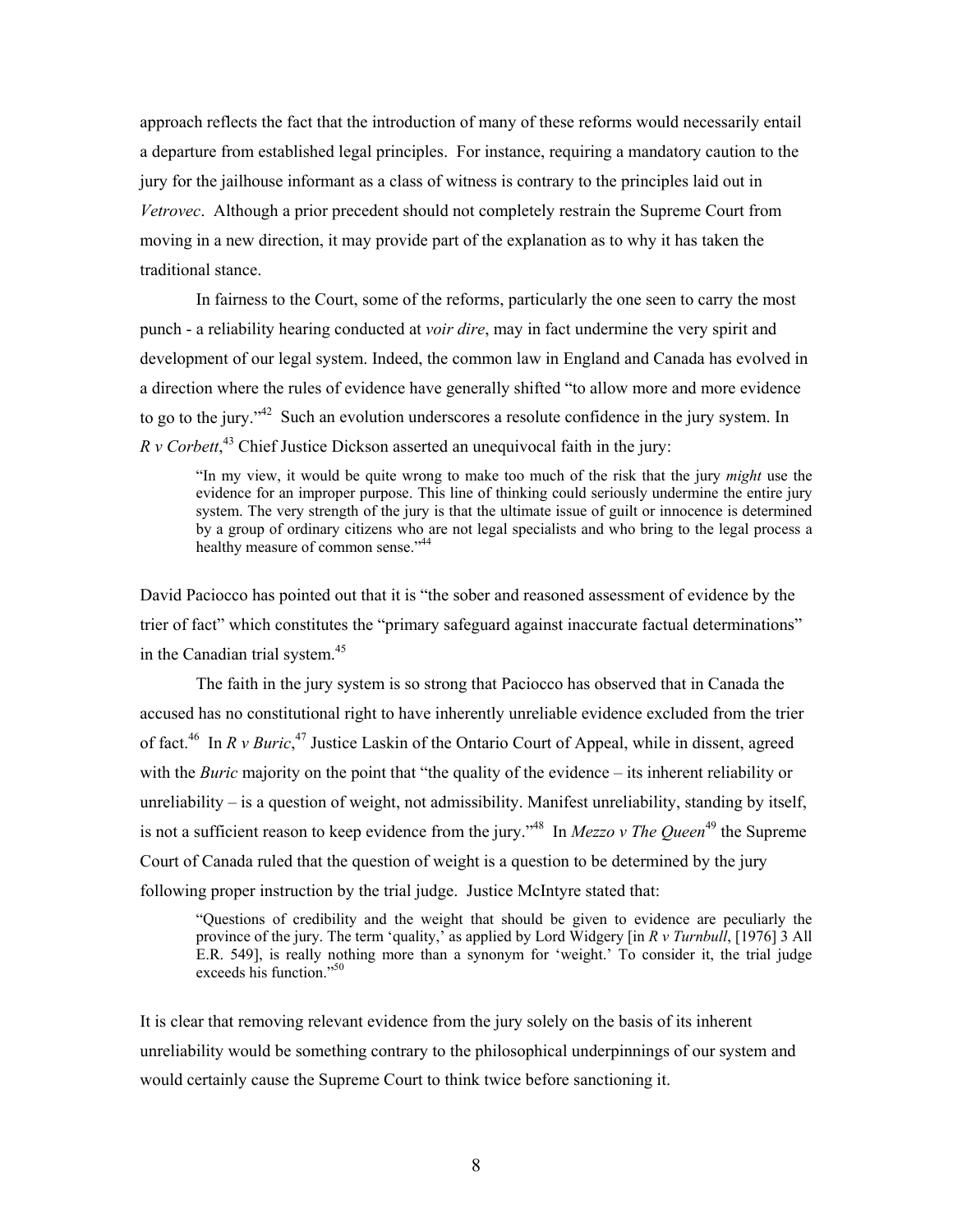approach reflects the fact that the introduction of many of these reforms would necessarily entail a departure from established legal principles. For instance, requiring a mandatory caution to the jury for the jailhouse informant as a class of witness is contrary to the principles laid out in *Vetrovec*. Although a prior precedent should not completely restrain the Supreme Court from moving in a new direction, it may provide part of the explanation as to why it has taken the traditional stance.

In fairness to the Court, some of the reforms, particularly the one seen to carry the most punch - a reliability hearing conducted at *voir dire*, may in fact undermine the very spirit and development of our legal system. Indeed, the common law in England and Canada has evolved in a direction where the rules of evidence have generally shifted "to allow more and more evidence to go to the jury."[42] Such an evolution underscores a resolute confidence in the jury system. In *R v Corbett*,[43] Chief Justice Dickson asserted an unequivocal faith in the jury:

> "In my view, it would be quite wrong to make too much of the risk that the jury *might* use the evidence for an improper purpose. This line of thinking could seriously undermine the entire jury system. The very strength of the jury is that the ultimate issue of guilt or innocence is determined by a group of ordinary citizens who are not legal specialists and who bring to the legal process a healthy measure of common sense."[44]

David Paciocco has pointed out that it is "the sober and reasoned assessment of evidence by the trier of fact" which constitutes the "primary safeguard against inaccurate factual determinations" in the Canadian trial system.[45]

The faith in the jury system is so strong that Paciocco has observed that in Canada the accused has no constitutional right to have inherently unreliable evidence excluded from the trier of fact.[46] In *R v Buric*,[47] Justice Laskin of the Ontario Court of Appeal, while in dissent, agreed with the *Buric* majority on the point that "the quality of the evidence – its inherent reliability or unreliability – is a question of weight, not admissibility. Manifest unreliability, standing by itself, is not a sufficient reason to keep evidence from the jury."[48] In *Mezzo v The Queen*[49] the Supreme Court of Canada ruled that the question of weight is a question to be determined by the jury following proper instruction by the trial judge. Justice McIntyre stated that:

> "Questions of credibility and the weight that should be given to evidence are peculiarly the province of the jury. The term 'quality,' as applied by Lord Widgery [in *R v Turnbull*, [1976] 3 All E.R. 549], is really nothing more than a synonym for 'weight.' To consider it, the trial judge exceeds his function."[50]

It is clear that removing relevant evidence from the jury solely on the basis of its inherent unreliability would be something contrary to the philosophical underpinnings of our system and would certainly cause the Supreme Court to think twice before sanctioning it.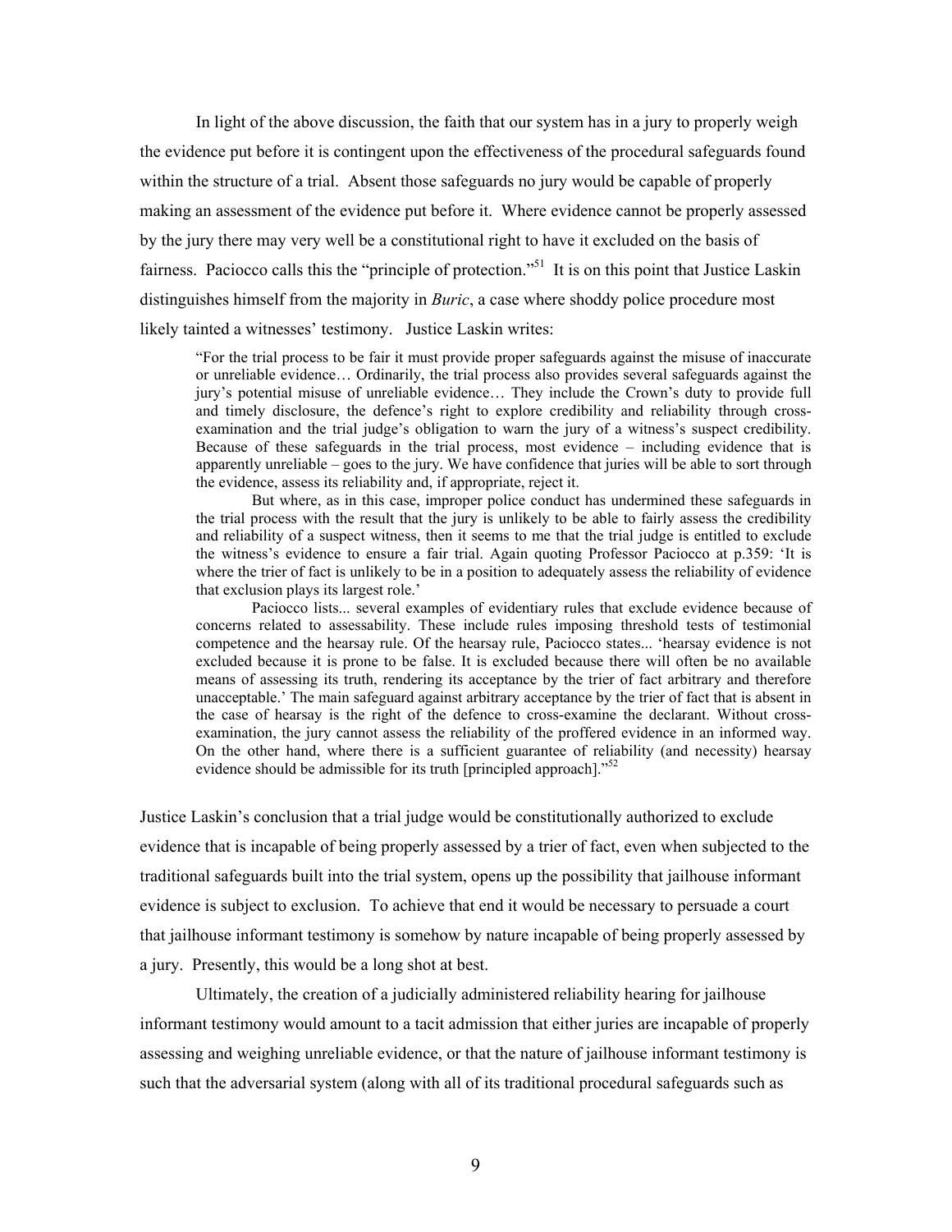In light of the above discussion, the faith that our system has in a jury to properly weigh the evidence put before it is contingent upon the effectiveness of the procedural safeguards found within the structure of a trial. Absent those safeguards no jury would be capable of properly making an assessment of the evidence put before it. Where evidence cannot be properly assessed by the jury there may very well be a constitutional right to have it excluded on the basis of fairness. Paciocco calls this the "principle of protection."[51] It is on this point that Justice Laskin distinguishes himself from the majority in *Buric*, a case where shoddy police procedure most likely tainted a witnesses' testimony. Justice Laskin writes:

> "For the trial process to be fair it must provide proper safeguards against the misuse of inaccurate or unreliable evidence… Ordinarily, the trial process also provides several safeguards against the jury's potential misuse of unreliable evidence… They include the Crown's duty to provide full and timely disclosure, the defence's right to explore credibility and reliability through cross-examination and the trial judge's obligation to warn the jury of a witness's suspect credibility. Because of these safeguards in the trial process, most evidence – including evidence that is apparently unreliable – goes to the jury. We have confidence that juries will be able to sort through the evidence, assess its reliability and, if appropriate, reject it.
>
> But where, as in this case, improper police conduct has undermined these safeguards in the trial process with the result that the jury is unlikely to be able to fairly assess the credibility and reliability of a suspect witness, then it seems to me that the trial judge is entitled to exclude the witness's evidence to ensure a fair trial. Again quoting Professor Paciocco at p.359: 'It is where the trier of fact is unlikely to be in a position to adequately assess the reliability of evidence that exclusion plays its largest role.'
>
> Paciocco lists... several examples of evidentiary rules that exclude evidence because of concerns related to assessability. These include rules imposing threshold tests of testimonial competence and the hearsay rule. Of the hearsay rule, Paciocco states... 'hearsay evidence is not excluded because it is prone to be false. It is excluded because there will often be no available means of assessing its truth, rendering its acceptance by the trier of fact arbitrary and therefore unacceptable.' The main safeguard against arbitrary acceptance by the trier of fact that is absent in the case of hearsay is the right of the defence to cross-examine the declarant. Without cross-examination, the jury cannot assess the reliability of the proffered evidence in an informed way. On the other hand, where there is a sufficient guarantee of reliability (and necessity) hearsay evidence should be admissible for its truth [principled approach]."[52]

Justice Laskin's conclusion that a trial judge would be constitutionally authorized to exclude evidence that is incapable of being properly assessed by a trier of fact, even when subjected to the traditional safeguards built into the trial system, opens up the possibility that jailhouse informant evidence is subject to exclusion. To achieve that end it would be necessary to persuade a court that jailhouse informant testimony is somehow by nature incapable of being properly assessed by a jury. Presently, this would be a long shot at best.

Ultimately, the creation of a judicially administered reliability hearing for jailhouse informant testimony would amount to a tacit admission that either juries are incapable of properly assessing and weighing unreliable evidence, or that the nature of jailhouse informant testimony is such that the adversarial system (along with all of its traditional procedural safeguards such as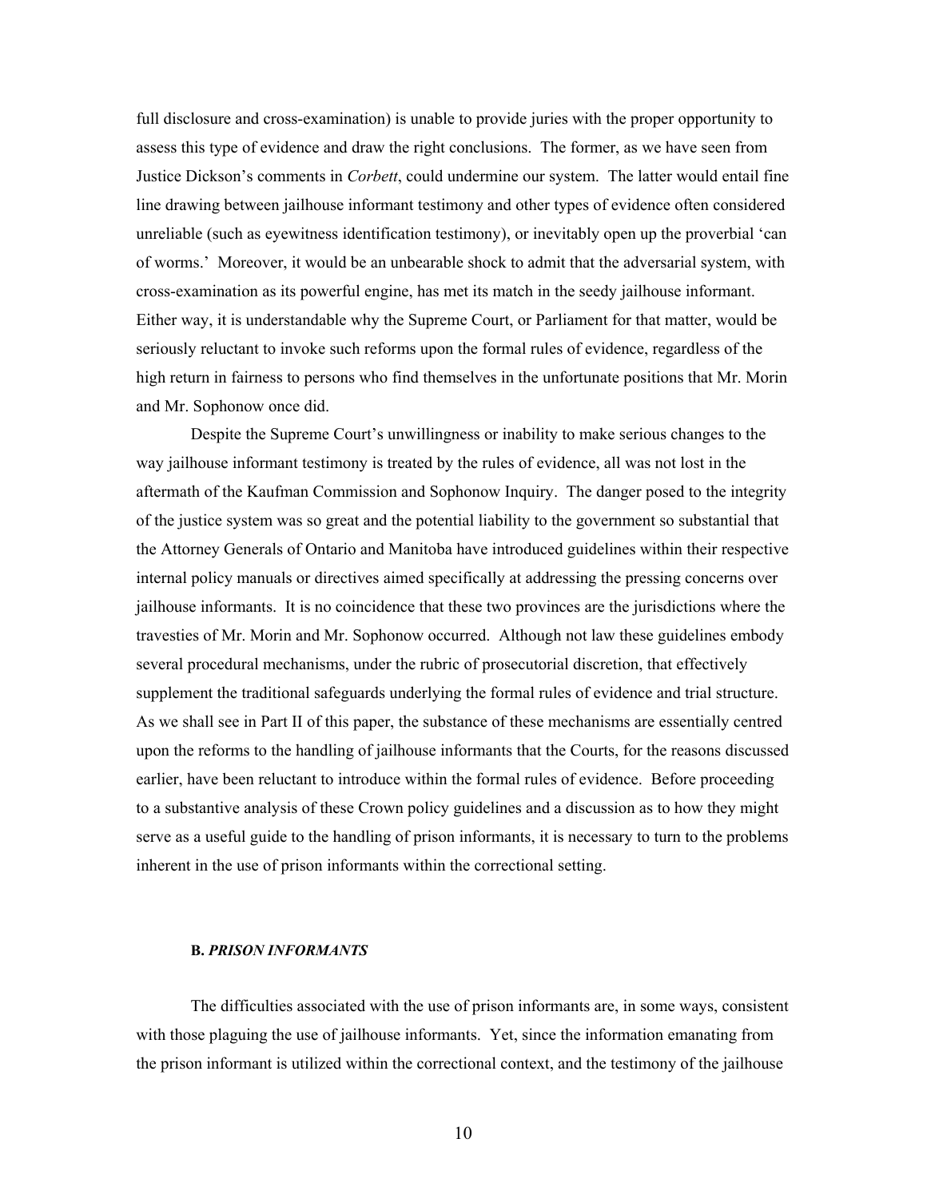full disclosure and cross-examination) is unable to provide juries with the proper opportunity to assess this type of evidence and draw the right conclusions. The former, as we have seen from Justice Dickson's comments in *Corbett*, could undermine our system. The latter would entail fine line drawing between jailhouse informant testimony and other types of evidence often considered unreliable (such as eyewitness identification testimony), or inevitably open up the proverbial 'can of worms.' Moreover, it would be an unbearable shock to admit that the adversarial system, with cross-examination as its powerful engine, has met its match in the seedy jailhouse informant. Either way, it is understandable why the Supreme Court, or Parliament for that matter, would be seriously reluctant to invoke such reforms upon the formal rules of evidence, regardless of the high return in fairness to persons who find themselves in the unfortunate positions that Mr. Morin and Mr. Sophonow once did.

Despite the Supreme Court's unwillingness or inability to make serious changes to the way jailhouse informant testimony is treated by the rules of evidence, all was not lost in the aftermath of the Kaufman Commission and Sophonow Inquiry. The danger posed to the integrity of the justice system was so great and the potential liability to the government so substantial that the Attorney Generals of Ontario and Manitoba have introduced guidelines within their respective internal policy manuals or directives aimed specifically at addressing the pressing concerns over jailhouse informants. It is no coincidence that these two provinces are the jurisdictions where the travesties of Mr. Morin and Mr. Sophonow occurred. Although not law these guidelines embody several procedural mechanisms, under the rubric of prosecutorial discretion, that effectively supplement the traditional safeguards underlying the formal rules of evidence and trial structure. As we shall see in Part II of this paper, the substance of these mechanisms are essentially centred upon the reforms to the handling of jailhouse informants that the Courts, for the reasons discussed earlier, have been reluctant to introduce within the formal rules of evidence. Before proceeding to a substantive analysis of these Crown policy guidelines and a discussion as to how they might serve as a useful guide to the handling of prison informants, it is necessary to turn to the problems inherent in the use of prison informants within the correctional setting.

### B. *PRISON INFORMANTS*

The difficulties associated with the use of prison informants are, in some ways, consistent with those plaguing the use of jailhouse informants. Yet, since the information emanating from the prison informant is utilized within the correctional context, and the testimony of the jailhouse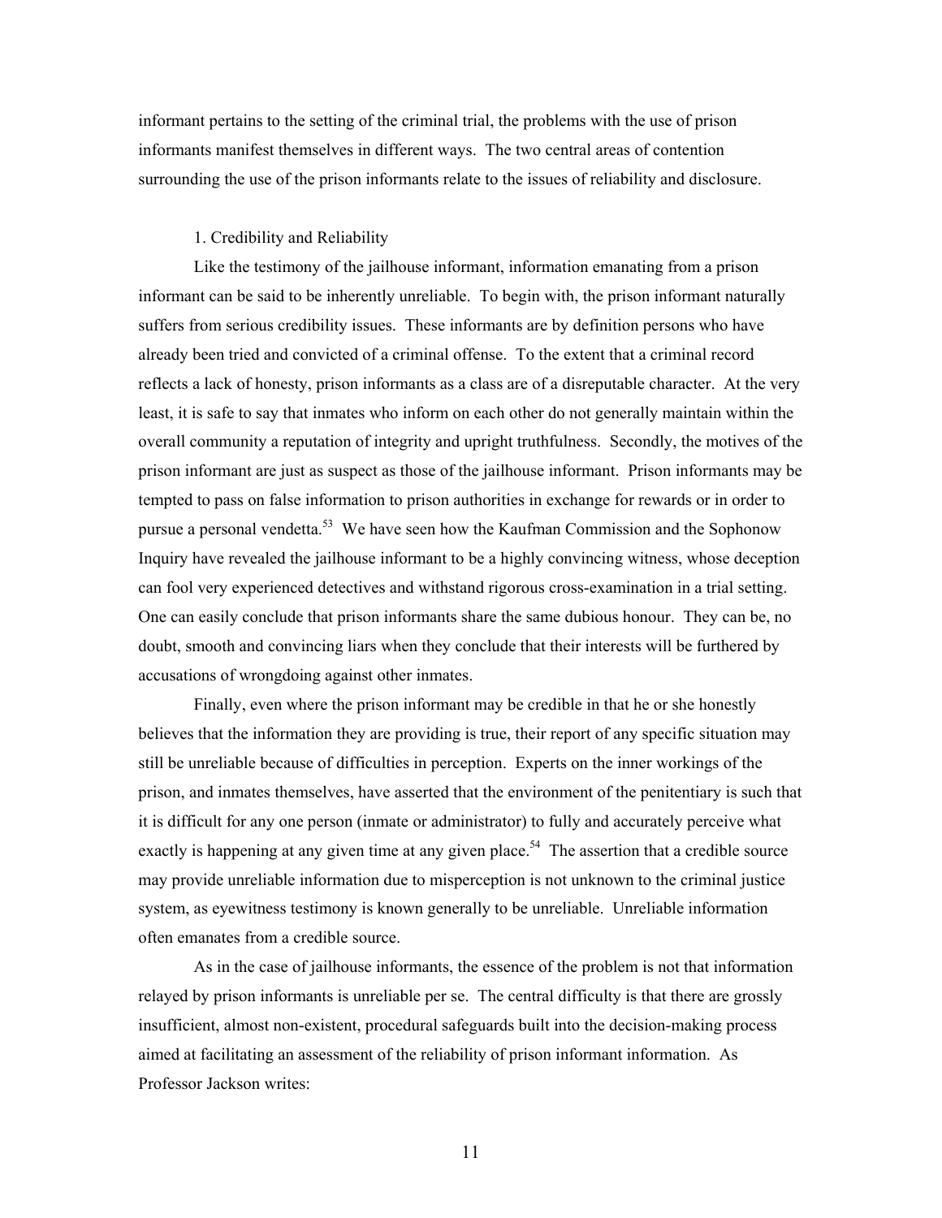informant pertains to the setting of the criminal trial, the problems with the use of prison informants manifest themselves in different ways. The two central areas of contention surrounding the use of the prison informants relate to the issues of reliability and disclosure.

### 1. Credibility and Reliability

Like the testimony of the jailhouse informant, information emanating from a prison informant can be said to be inherently unreliable. To begin with, the prison informant naturally suffers from serious credibility issues. These informants are by definition persons who have already been tried and convicted of a criminal offense. To the extent that a criminal record reflects a lack of honesty, prison informants as a class are of a disreputable character. At the very least, it is safe to say that inmates who inform on each other do not generally maintain within the overall community a reputation of integrity and upright truthfulness. Secondly, the motives of the prison informant are just as suspect as those of the jailhouse informant. Prison informants may be tempted to pass on false information to prison authorities in exchange for rewards or in order to pursue a personal vendetta.[53] We have seen how the Kaufman Commission and the Sophonow Inquiry have revealed the jailhouse informant to be a highly convincing witness, whose deception can fool very experienced detectives and withstand rigorous cross-examination in a trial setting. One can easily conclude that prison informants share the same dubious honour. They can be, no doubt, smooth and convincing liars when they conclude that their interests will be furthered by accusations of wrongdoing against other inmates.

Finally, even where the prison informant may be credible in that he or she honestly believes that the information they are providing is true, their report of any specific situation may still be unreliable because of difficulties in perception. Experts on the inner workings of the prison, and inmates themselves, have asserted that the environment of the penitentiary is such that it is difficult for any one person (inmate or administrator) to fully and accurately perceive what exactly is happening at any given time at any given place.[54] The assertion that a credible source may provide unreliable information due to misperception is not unknown to the criminal justice system, as eyewitness testimony is known generally to be unreliable. Unreliable information often emanates from a credible source.

As in the case of jailhouse informants, the essence of the problem is not that information relayed by prison informants is unreliable per se. The central difficulty is that there are grossly insufficient, almost non-existent, procedural safeguards built into the decision-making process aimed at facilitating an assessment of the reliability of prison informant information. As Professor Jackson writes: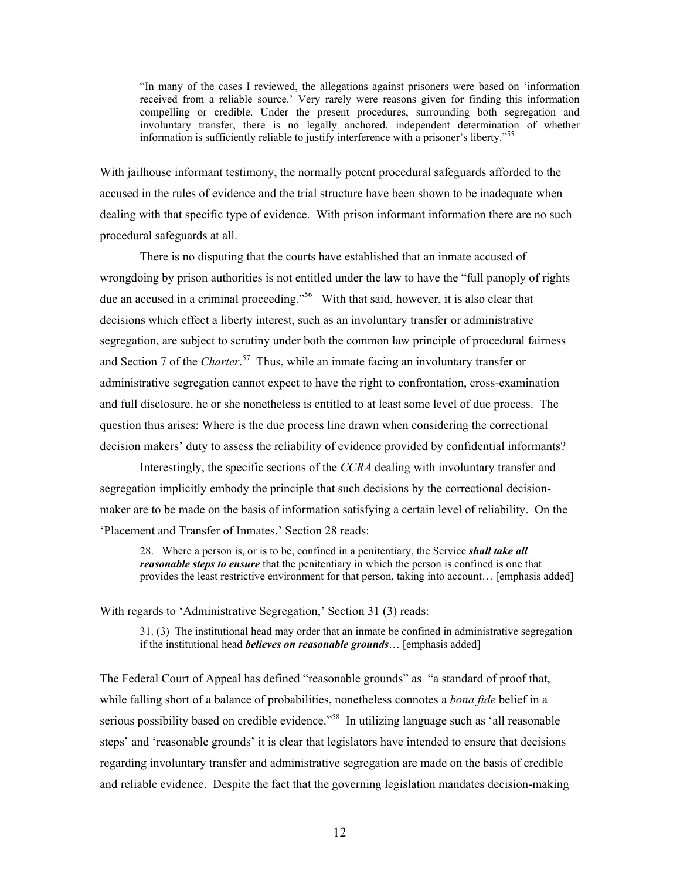> "In many of the cases I reviewed, the allegations against prisoners were based on 'information received from a reliable source.' Very rarely were reasons given for finding this information compelling or credible. Under the present procedures, surrounding both segregation and involuntary transfer, there is no legally anchored, independent determination of whether information is sufficiently reliable to justify interference with a prisoner's liberty."[55]

With jailhouse informant testimony, the normally potent procedural safeguards afforded to the accused in the rules of evidence and the trial structure have been shown to be inadequate when dealing with that specific type of evidence. With prison informant information there are no such procedural safeguards at all.

There is no disputing that the courts have established that an inmate accused of wrongdoing by prison authorities is not entitled under the law to have the "full panoply of rights due an accused in a criminal proceeding."[56] With that said, however, it is also clear that decisions which effect a liberty interest, such as an involuntary transfer or administrative segregation, are subject to scrutiny under both the common law principle of procedural fairness and Section 7 of the *Charter*.[57] Thus, while an inmate facing an involuntary transfer or administrative segregation cannot expect to have the right to confrontation, cross-examination and full disclosure, he or she nonetheless is entitled to at least some level of due process. The question thus arises: Where is the due process line drawn when considering the correctional decision makers' duty to assess the reliability of evidence provided by confidential informants?

Interestingly, the specific sections of the *CCRA* dealing with involuntary transfer and segregation implicitly embody the principle that such decisions by the correctional decision-maker are to be made on the basis of information satisfying a certain level of reliability. On the 'Placement and Transfer of Inmates,' Section 28 reads:

> 28. Where a person is, or is to be, confined in a penitentiary, the Service ***shall take all reasonable steps to ensure*** that the penitentiary in which the person is confined is one that provides the least restrictive environment for that person, taking into account… [emphasis added]

With regards to 'Administrative Segregation,' Section 31 (3) reads:

> 31. (3) The institutional head may order that an inmate be confined in administrative segregation if the institutional head ***believes on reasonable grounds***… [emphasis added]

The Federal Court of Appeal has defined "reasonable grounds" as "a standard of proof that, while falling short of a balance of probabilities, nonetheless connotes a *bona fide* belief in a serious possibility based on credible evidence."[58] In utilizing language such as 'all reasonable steps' and 'reasonable grounds' it is clear that legislators have intended to ensure that decisions regarding involuntary transfer and administrative segregation are made on the basis of credible and reliable evidence. Despite the fact that the governing legislation mandates decision-making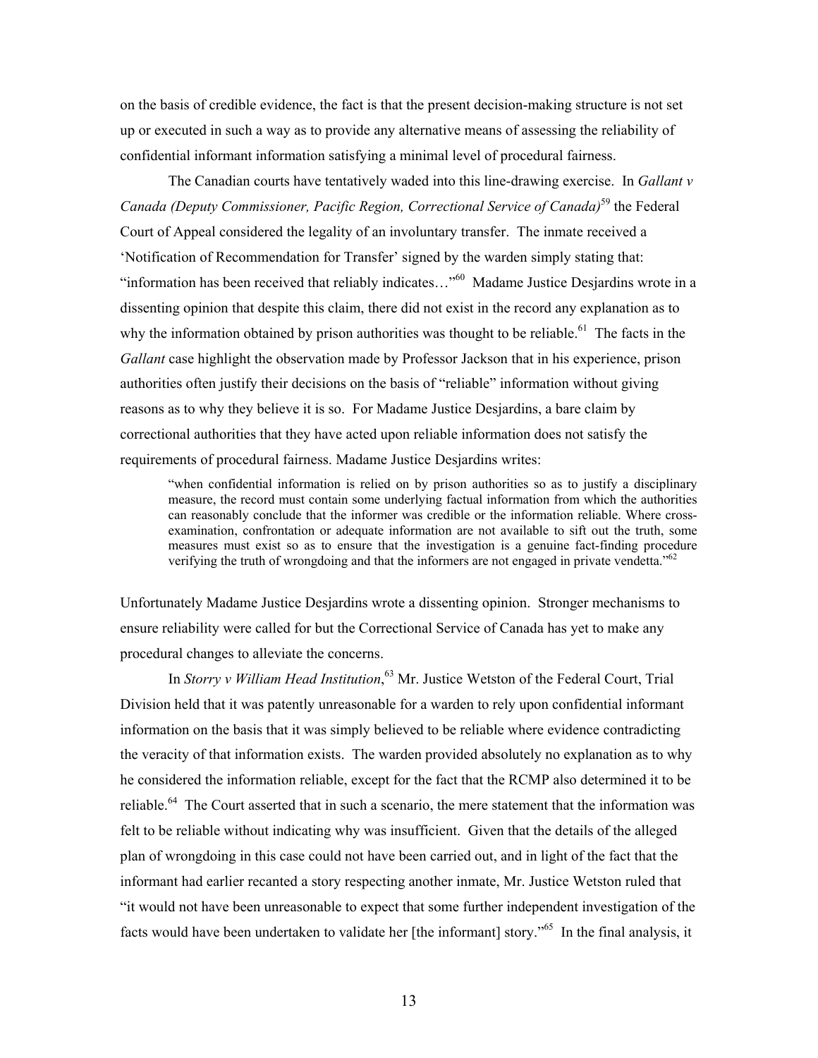on the basis of credible evidence, the fact is that the present decision-making structure is not set up or executed in such a way as to provide any alternative means of assessing the reliability of confidential informant information satisfying a minimal level of procedural fairness.

The Canadian courts have tentatively waded into this line-drawing exercise. In *Gallant v Canada (Deputy Commissioner, Pacific Region, Correctional Service of Canada)*[59] the Federal Court of Appeal considered the legality of an involuntary transfer. The inmate received a 'Notification of Recommendation for Transfer' signed by the warden simply stating that: "information has been received that reliably indicates…"[60] Madame Justice Desjardins wrote in a dissenting opinion that despite this claim, there did not exist in the record any explanation as to why the information obtained by prison authorities was thought to be reliable.[61] The facts in the *Gallant* case highlight the observation made by Professor Jackson that in his experience, prison authorities often justify their decisions on the basis of "reliable" information without giving reasons as to why they believe it is so. For Madame Justice Desjardins, a bare claim by correctional authorities that they have acted upon reliable information does not satisfy the requirements of procedural fairness. Madame Justice Desjardins writes:

> "when confidential information is relied on by prison authorities so as to justify a disciplinary measure, the record must contain some underlying factual information from which the authorities can reasonably conclude that the informer was credible or the information reliable. Where cross-examination, confrontation or adequate information are not available to sift out the truth, some measures must exist so as to ensure that the investigation is a genuine fact-finding procedure verifying the truth of wrongdoing and that the informers are not engaged in private vendetta."[62]

Unfortunately Madame Justice Desjardins wrote a dissenting opinion. Stronger mechanisms to ensure reliability were called for but the Correctional Service of Canada has yet to make any procedural changes to alleviate the concerns.

In *Storry v William Head Institution*,[63] Mr. Justice Wetston of the Federal Court, Trial Division held that it was patently unreasonable for a warden to rely upon confidential informant information on the basis that it was simply believed to be reliable where evidence contradicting the veracity of that information exists. The warden provided absolutely no explanation as to why he considered the information reliable, except for the fact that the RCMP also determined it to be reliable.[64] The Court asserted that in such a scenario, the mere statement that the information was felt to be reliable without indicating why was insufficient. Given that the details of the alleged plan of wrongdoing in this case could not have been carried out, and in light of the fact that the informant had earlier recanted a story respecting another inmate, Mr. Justice Wetston ruled that "it would not have been unreasonable to expect that some further independent investigation of the facts would have been undertaken to validate her [the informant] story."[65] In the final analysis, it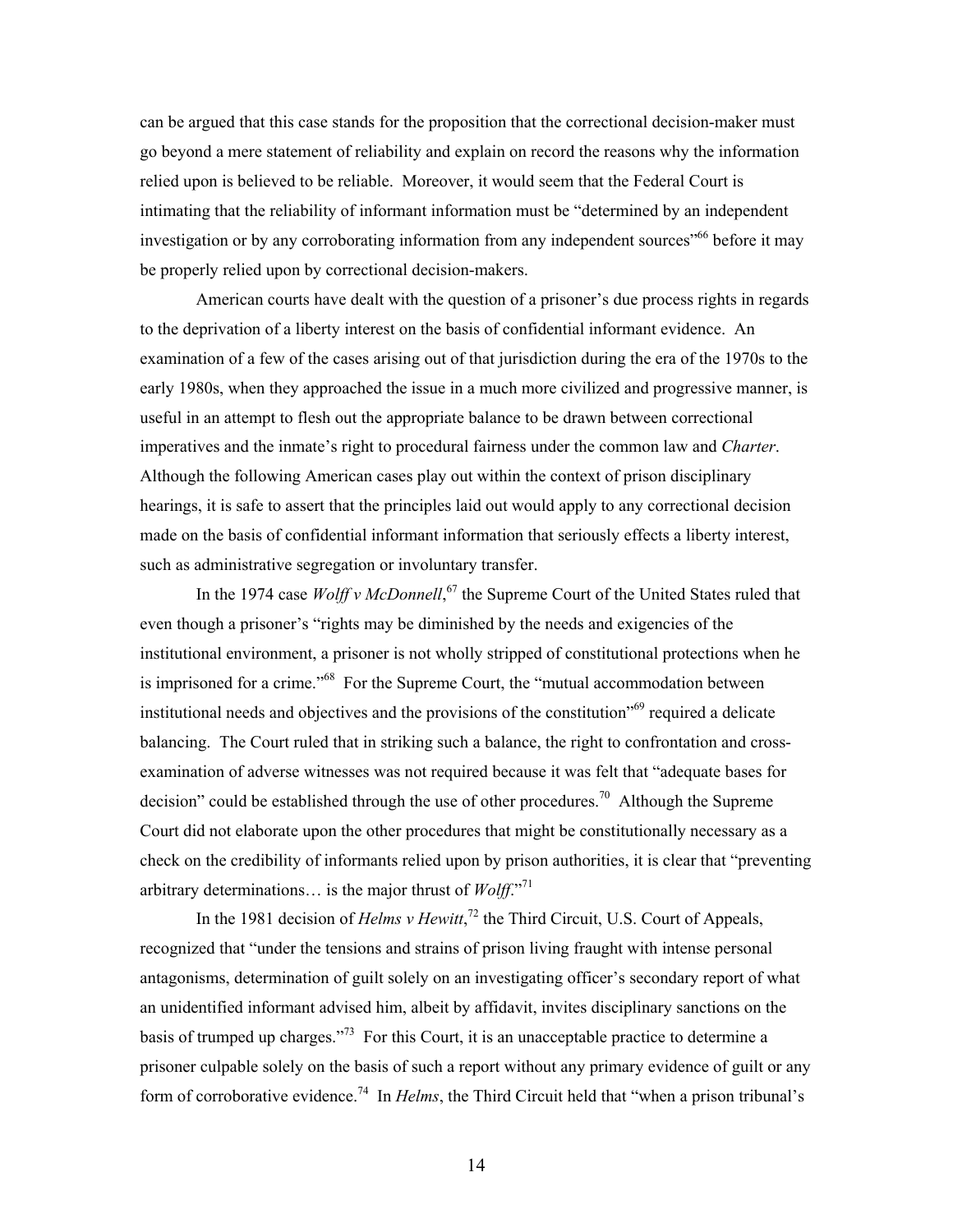can be argued that this case stands for the proposition that the correctional decision-maker must go beyond a mere statement of reliability and explain on record the reasons why the information relied upon is believed to be reliable. Moreover, it would seem that the Federal Court is intimating that the reliability of informant information must be "determined by an independent investigation or by any corroborating information from any independent sources"[66] before it may be properly relied upon by correctional decision-makers.

American courts have dealt with the question of a prisoner's due process rights in regards to the deprivation of a liberty interest on the basis of confidential informant evidence. An examination of a few of the cases arising out of that jurisdiction during the era of the 1970s to the early 1980s, when they approached the issue in a much more civilized and progressive manner, is useful in an attempt to flesh out the appropriate balance to be drawn between correctional imperatives and the inmate's right to procedural fairness under the common law and *Charter*. Although the following American cases play out within the context of prison disciplinary hearings, it is safe to assert that the principles laid out would apply to any correctional decision made on the basis of confidential informant information that seriously effects a liberty interest, such as administrative segregation or involuntary transfer.

In the 1974 case *Wolff v McDonnell*,[67] the Supreme Court of the United States ruled that even though a prisoner's "rights may be diminished by the needs and exigencies of the institutional environment, a prisoner is not wholly stripped of constitutional protections when he is imprisoned for a crime."[68] For the Supreme Court, the "mutual accommodation between institutional needs and objectives and the provisions of the constitution"[69] required a delicate balancing. The Court ruled that in striking such a balance, the right to confrontation and cross-examination of adverse witnesses was not required because it was felt that "adequate bases for decision" could be established through the use of other procedures.[70] Although the Supreme Court did not elaborate upon the other procedures that might be constitutionally necessary as a check on the credibility of informants relied upon by prison authorities, it is clear that "preventing arbitrary determinations… is the major thrust of *Wolff*."[71]

In the 1981 decision of *Helms v Hewitt*,[72] the Third Circuit, U.S. Court of Appeals, recognized that "under the tensions and strains of prison living fraught with intense personal antagonisms, determination of guilt solely on an investigating officer's secondary report of what an unidentified informant advised him, albeit by affidavit, invites disciplinary sanctions on the basis of trumped up charges."[73] For this Court, it is an unacceptable practice to determine a prisoner culpable solely on the basis of such a report without any primary evidence of guilt or any form of corroborative evidence.[74] In *Helms*, the Third Circuit held that "when a prison tribunal's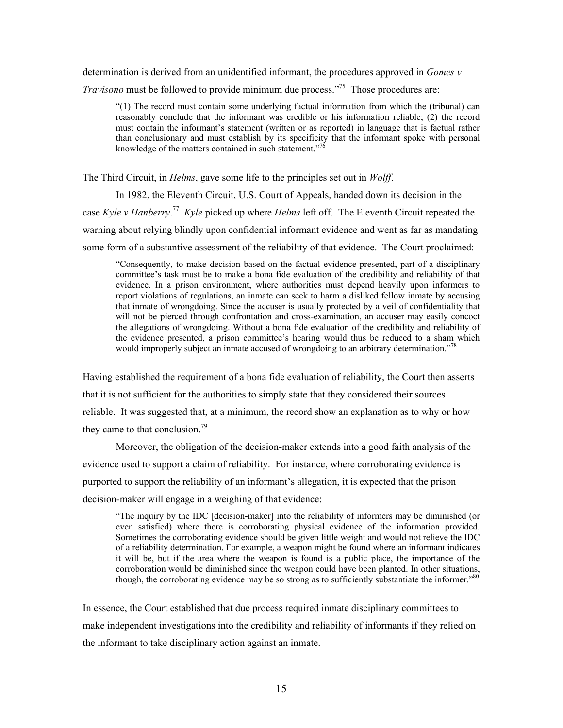determination is derived from an unidentified informant, the procedures approved in *Gomes v Travisono* must be followed to provide minimum due process."[75] Those procedures are:

> "(1) The record must contain some underlying factual information from which the (tribunal) can reasonably conclude that the informant was credible or his information reliable; (2) the record must contain the informant's statement (written or as reported) in language that is factual rather than conclusionary and must establish by its specificity that the informant spoke with personal knowledge of the matters contained in such statement."[76]

The Third Circuit, in *Helms*, gave some life to the principles set out in *Wolff*.

In 1982, the Eleventh Circuit, U.S. Court of Appeals, handed down its decision in the case *Kyle v Hanberry*.[77] *Kyle* picked up where *Helms* left off. The Eleventh Circuit repeated the warning about relying blindly upon confidential informant evidence and went as far as mandating some form of a substantive assessment of the reliability of that evidence. The Court proclaimed:

> "Consequently, to make decision based on the factual evidence presented, part of a disciplinary committee's task must be to make a bona fide evaluation of the credibility and reliability of that evidence. In a prison environment, where authorities must depend heavily upon informers to report violations of regulations, an inmate can seek to harm a disliked fellow inmate by accusing that inmate of wrongdoing. Since the accuser is usually protected by a veil of confidentiality that will not be pierced through confrontation and cross-examination, an accuser may easily concoct the allegations of wrongdoing. Without a bona fide evaluation of the credibility and reliability of the evidence presented, a prison committee's hearing would thus be reduced to a sham which would improperly subject an inmate accused of wrongdoing to an arbitrary determination."[78]

Having established the requirement of a bona fide evaluation of reliability, the Court then asserts that it is not sufficient for the authorities to simply state that they considered their sources reliable. It was suggested that, at a minimum, the record show an explanation as to why or how they came to that conclusion.[79]

Moreover, the obligation of the decision-maker extends into a good faith analysis of the evidence used to support a claim of reliability. For instance, where corroborating evidence is purported to support the reliability of an informant's allegation, it is expected that the prison decision-maker will engage in a weighing of that evidence:

> "The inquiry by the IDC [decision-maker] into the reliability of informers may be diminished (or even satisfied) where there is corroborating physical evidence of the information provided. Sometimes the corroborating evidence should be given little weight and would not relieve the IDC of a reliability determination. For example, a weapon might be found where an informant indicates it will be, but if the area where the weapon is found is a public place, the importance of the corroboration would be diminished since the weapon could have been planted. In other situations, though, the corroborating evidence may be so strong as to sufficiently substantiate the informer."[80]

In essence, the Court established that due process required inmate disciplinary committees to make independent investigations into the credibility and reliability of informants if they relied on the informant to take disciplinary action against an inmate.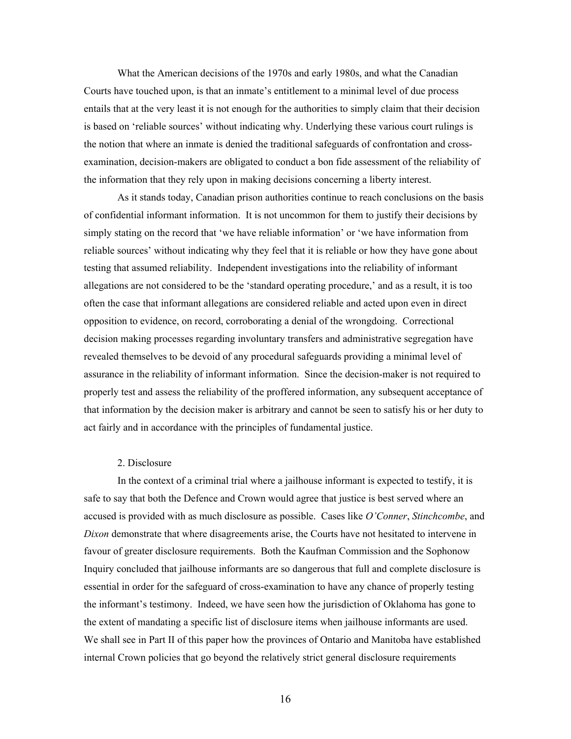What the American decisions of the 1970s and early 1980s, and what the Canadian Courts have touched upon, is that an inmate's entitlement to a minimal level of due process entails that at the very least it is not enough for the authorities to simply claim that their decision is based on 'reliable sources' without indicating why. Underlying these various court rulings is the notion that where an inmate is denied the traditional safeguards of confrontation and cross-examination, decision-makers are obligated to conduct a bon fide assessment of the reliability of the information that they rely upon in making decisions concerning a liberty interest.

As it stands today, Canadian prison authorities continue to reach conclusions on the basis of confidential informant information. It is not uncommon for them to justify their decisions by simply stating on the record that 'we have reliable information' or 'we have information from reliable sources' without indicating why they feel that it is reliable or how they have gone about testing that assumed reliability. Independent investigations into the reliability of informant allegations are not considered to be the 'standard operating procedure,' and as a result, it is too often the case that informant allegations are considered reliable and acted upon even in direct opposition to evidence, on record, corroborating a denial of the wrongdoing. Correctional decision making processes regarding involuntary transfers and administrative segregation have revealed themselves to be devoid of any procedural safeguards providing a minimal level of assurance in the reliability of informant information. Since the decision-maker is not required to properly test and assess the reliability of the proffered information, any subsequent acceptance of that information by the decision maker is arbitrary and cannot be seen to satisfy his or her duty to act fairly and in accordance with the principles of fundamental justice.

### 2. Disclosure

In the context of a criminal trial where a jailhouse informant is expected to testify, it is safe to say that both the Defence and Crown would agree that justice is best served where an accused is provided with as much disclosure as possible. Cases like *O'Conner*, *Stinchcombe*, and *Dixon* demonstrate that where disagreements arise, the Courts have not hesitated to intervene in favour of greater disclosure requirements. Both the Kaufman Commission and the Sophonow Inquiry concluded that jailhouse informants are so dangerous that full and complete disclosure is essential in order for the safeguard of cross-examination to have any chance of properly testing the informant's testimony. Indeed, we have seen how the jurisdiction of Oklahoma has gone to the extent of mandating a specific list of disclosure items when jailhouse informants are used. We shall see in Part II of this paper how the provinces of Ontario and Manitoba have established internal Crown policies that go beyond the relatively strict general disclosure requirements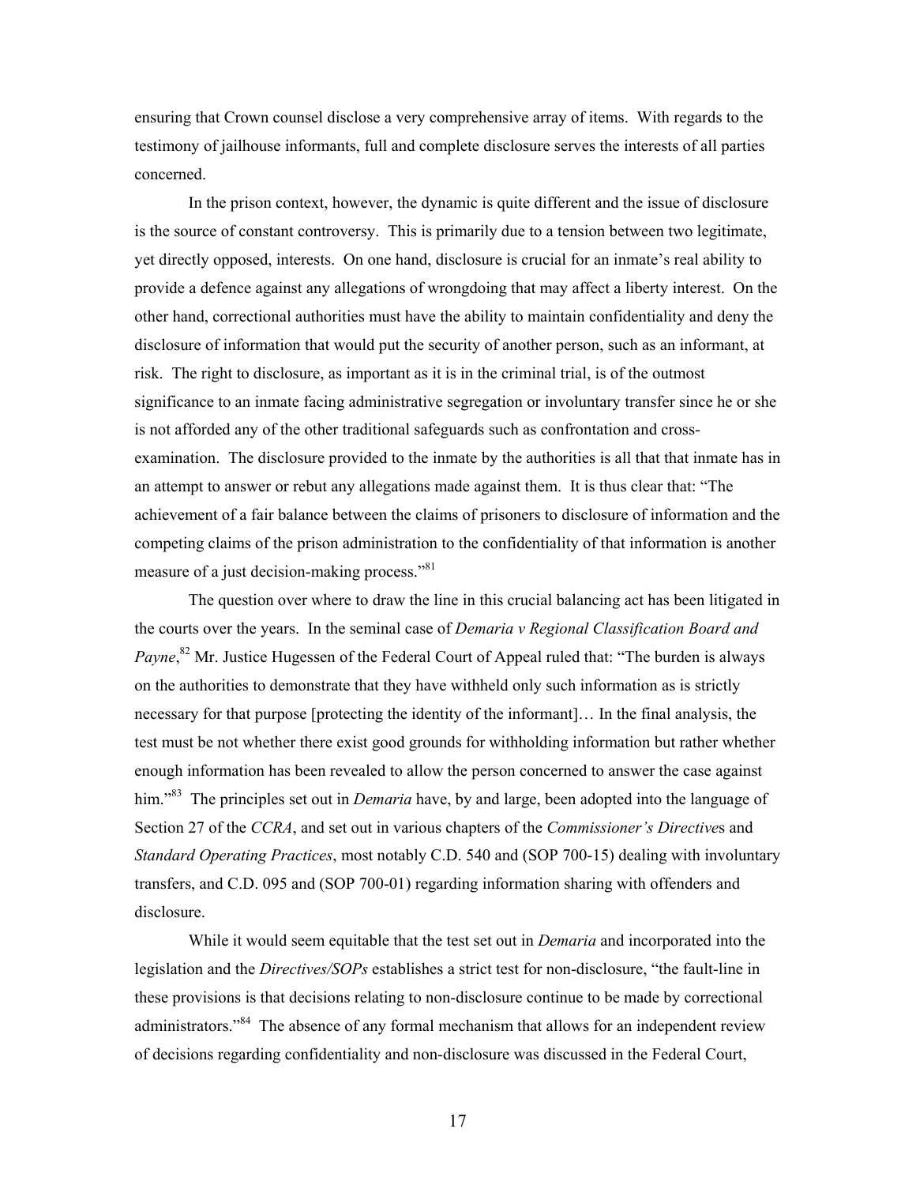ensuring that Crown counsel disclose a very comprehensive array of items. With regards to the testimony of jailhouse informants, full and complete disclosure serves the interests of all parties concerned.

In the prison context, however, the dynamic is quite different and the issue of disclosure is the source of constant controversy. This is primarily due to a tension between two legitimate, yet directly opposed, interests. On one hand, disclosure is crucial for an inmate's real ability to provide a defence against any allegations of wrongdoing that may affect a liberty interest. On the other hand, correctional authorities must have the ability to maintain confidentiality and deny the disclosure of information that would put the security of another person, such as an informant, at risk. The right to disclosure, as important as it is in the criminal trial, is of the outmost significance to an inmate facing administrative segregation or involuntary transfer since he or she is not afforded any of the other traditional safeguards such as confrontation and cross-examination. The disclosure provided to the inmate by the authorities is all that that inmate has in an attempt to answer or rebut any allegations made against them. It is thus clear that: "The achievement of a fair balance between the claims of prisoners to disclosure of information and the competing claims of the prison administration to the confidentiality of that information is another measure of a just decision-making process."[81]

The question over where to draw the line in this crucial balancing act has been litigated in the courts over the years. In the seminal case of *Demaria v Regional Classification Board and Payne*,[82] Mr. Justice Hugessen of the Federal Court of Appeal ruled that: "The burden is always on the authorities to demonstrate that they have withheld only such information as is strictly necessary for that purpose [protecting the identity of the informant]… In the final analysis, the test must be not whether there exist good grounds for withholding information but rather whether enough information has been revealed to allow the person concerned to answer the case against him."[83] The principles set out in *Demaria* have, by and large, been adopted into the language of Section 27 of the *CCRA*, and set out in various chapters of the *Commissioner's Directive*s and *Standard Operating Practices*, most notably C.D. 540 and (SOP 700-15) dealing with involuntary transfers, and C.D. 095 and (SOP 700-01) regarding information sharing with offenders and disclosure.

While it would seem equitable that the test set out in *Demaria* and incorporated into the legislation and the *Directives/SOPs* establishes a strict test for non-disclosure, "the fault-line in these provisions is that decisions relating to non-disclosure continue to be made by correctional administrators."[84] The absence of any formal mechanism that allows for an independent review of decisions regarding confidentiality and non-disclosure was discussed in the Federal Court,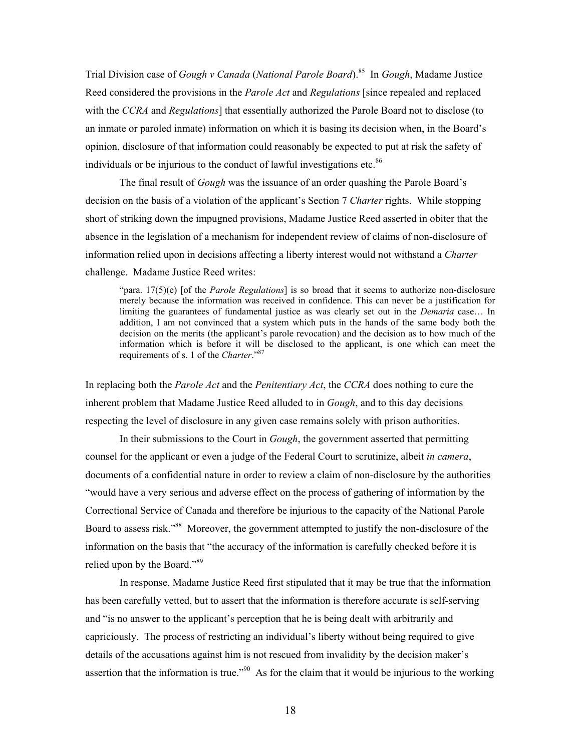Trial Division case of *Gough v Canada* (*National Parole Board*).[85] In *Gough*, Madame Justice Reed considered the provisions in the *Parole Act* and *Regulations* [since repealed and replaced with the *CCRA* and *Regulations*] that essentially authorized the Parole Board not to disclose (to an inmate or paroled inmate) information on which it is basing its decision when, in the Board's opinion, disclosure of that information could reasonably be expected to put at risk the safety of individuals or be injurious to the conduct of lawful investigations etc.[86]

The final result of *Gough* was the issuance of an order quashing the Parole Board's decision on the basis of a violation of the applicant's Section 7 *Charter* rights. While stopping short of striking down the impugned provisions, Madame Justice Reed asserted in obiter that the absence in the legislation of a mechanism for independent review of claims of non-disclosure of information relied upon in decisions affecting a liberty interest would not withstand a *Charter* challenge. Madame Justice Reed writes:

> "para. 17(5)(e) [of the *Parole Regulations*] is so broad that it seems to authorize non-disclosure merely because the information was received in confidence. This can never be a justification for limiting the guarantees of fundamental justice as was clearly set out in the *Demaria* case… In addition, I am not convinced that a system which puts in the hands of the same body both the decision on the merits (the applicant's parole revocation) and the decision as to how much of the information which is before it will be disclosed to the applicant, is one which can meet the requirements of s. 1 of the *Charter*."[87]

In replacing both the *Parole Act* and the *Penitentiary Act*, the *CCRA* does nothing to cure the inherent problem that Madame Justice Reed alluded to in *Gough*, and to this day decisions respecting the level of disclosure in any given case remains solely with prison authorities.

In their submissions to the Court in *Gough*, the government asserted that permitting counsel for the applicant or even a judge of the Federal Court to scrutinize, albeit *in camera*, documents of a confidential nature in order to review a claim of non-disclosure by the authorities "would have a very serious and adverse effect on the process of gathering of information by the Correctional Service of Canada and therefore be injurious to the capacity of the National Parole Board to assess risk."[88] Moreover, the government attempted to justify the non-disclosure of the information on the basis that "the accuracy of the information is carefully checked before it is relied upon by the Board."[89]

In response, Madame Justice Reed first stipulated that it may be true that the information has been carefully vetted, but to assert that the information is therefore accurate is self-serving and "is no answer to the applicant's perception that he is being dealt with arbitrarily and capriciously. The process of restricting an individual's liberty without being required to give details of the accusations against him is not rescued from invalidity by the decision maker's assertion that the information is true."[90] As for the claim that it would be injurious to the working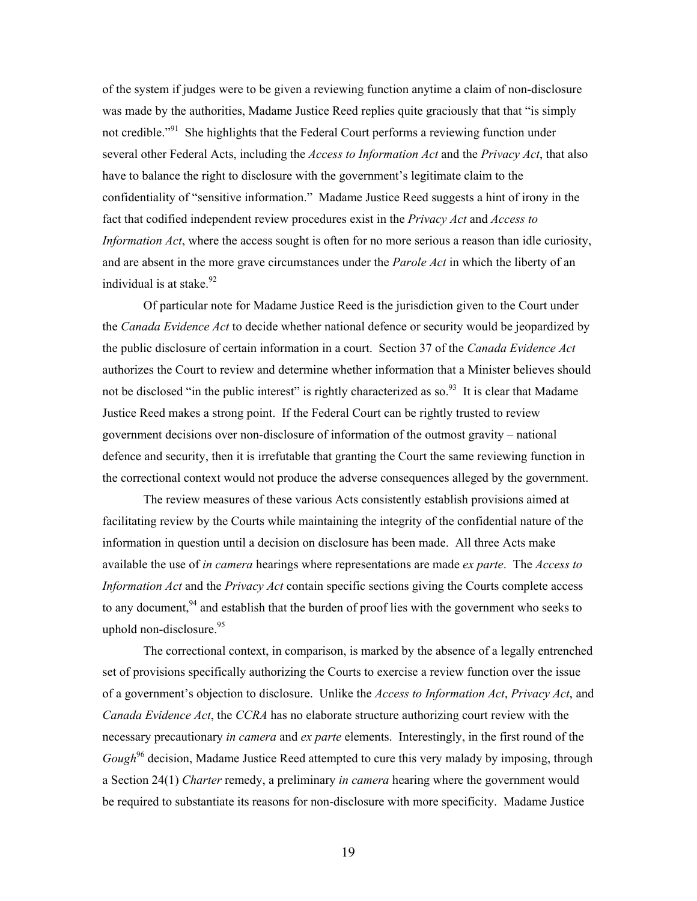of the system if judges were to be given a reviewing function anytime a claim of non-disclosure was made by the authorities, Madame Justice Reed replies quite graciously that that "is simply not credible."[91] She highlights that the Federal Court performs a reviewing function under several other Federal Acts, including the *Access to Information Act* and the *Privacy Act*, that also have to balance the right to disclosure with the government's legitimate claim to the confidentiality of "sensitive information." Madame Justice Reed suggests a hint of irony in the fact that codified independent review procedures exist in the *Privacy Act* and *Access to Information Act*, where the access sought is often for no more serious a reason than idle curiosity, and are absent in the more grave circumstances under the *Parole Act* in which the liberty of an individual is at stake.[92]

Of particular note for Madame Justice Reed is the jurisdiction given to the Court under the *Canada Evidence Act* to decide whether national defence or security would be jeopardized by the public disclosure of certain information in a court. Section 37 of the *Canada Evidence Act* authorizes the Court to review and determine whether information that a Minister believes should not be disclosed "in the public interest" is rightly characterized as so.[93] It is clear that Madame Justice Reed makes a strong point. If the Federal Court can be rightly trusted to review government decisions over non-disclosure of information of the outmost gravity – national defence and security, then it is irrefutable that granting the Court the same reviewing function in the correctional context would not produce the adverse consequences alleged by the government.

The review measures of these various Acts consistently establish provisions aimed at facilitating review by the Courts while maintaining the integrity of the confidential nature of the information in question until a decision on disclosure has been made. All three Acts make available the use of *in camera* hearings where representations are made *ex parte*. The *Access to Information Act* and the *Privacy Act* contain specific sections giving the Courts complete access to any document,[94] and establish that the burden of proof lies with the government who seeks to uphold non-disclosure.[95]

The correctional context, in comparison, is marked by the absence of a legally entrenched set of provisions specifically authorizing the Courts to exercise a review function over the issue of a government's objection to disclosure. Unlike the *Access to Information Act*, *Privacy Act*, and *Canada Evidence Act*, the *CCRA* has no elaborate structure authorizing court review with the necessary precautionary *in camera* and *ex parte* elements. Interestingly, in the first round of the *Gough*[96] decision, Madame Justice Reed attempted to cure this very malady by imposing, through a Section 24(1) *Charter* remedy, a preliminary *in camera* hearing where the government would be required to substantiate its reasons for non-disclosure with more specificity. Madame Justice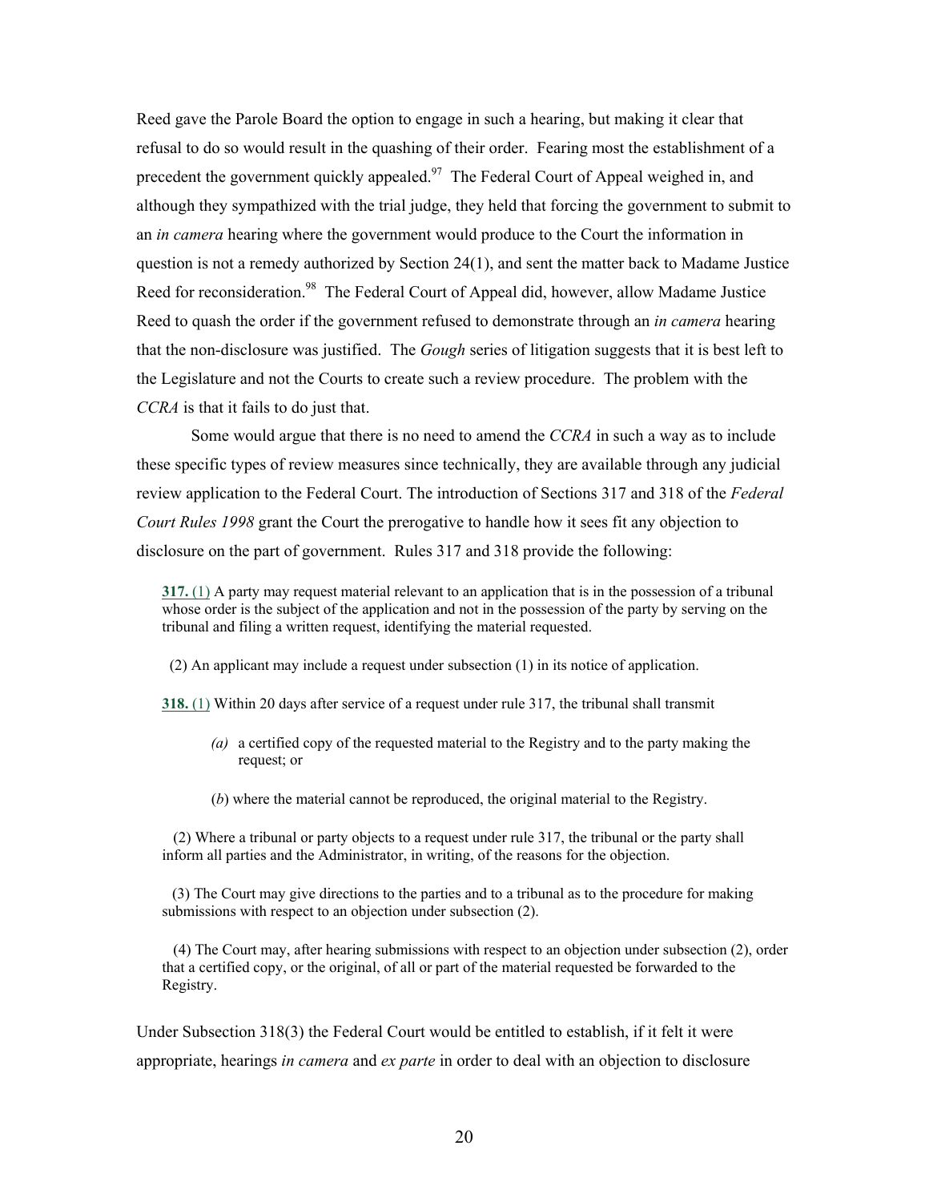Reed gave the Parole Board the option to engage in such a hearing, but making it clear that refusal to do so would result in the quashing of their order. Fearing most the establishment of a precedent the government quickly appealed.[97] The Federal Court of Appeal weighed in, and although they sympathized with the trial judge, they held that forcing the government to submit to an *in camera* hearing where the government would produce to the Court the information in question is not a remedy authorized by Section 24(1), and sent the matter back to Madame Justice Reed for reconsideration.[98] The Federal Court of Appeal did, however, allow Madame Justice Reed to quash the order if the government refused to demonstrate through an *in camera* hearing that the non-disclosure was justified. The *Gough* series of litigation suggests that it is best left to the Legislature and not the Courts to create such a review procedure. The problem with the *CCRA* is that it fails to do just that.

Some would argue that there is no need to amend the *CCRA* in such a way as to include these specific types of review measures since technically, they are available through any judicial review application to the Federal Court. The introduction of Sections 317 and 318 of the *Federal Court Rules 1998* grant the Court the prerogative to handle how it sees fit any objection to disclosure on the part of government. Rules 317 and 318 provide the following:

> **317.** (1) A party may request material relevant to an application that is in the possession of a tribunal whose order is the subject of the application and not in the possession of the party by serving on the tribunal and filing a written request, identifying the material requested.
>
> (2) An applicant may include a request under subsection (1) in its notice of application.
>
> **318.** (1) Within 20 days after service of a request under rule 317, the tribunal shall transmit
>
> *(a)* a certified copy of the requested material to the Registry and to the party making the request; or
>
> (*b*) where the material cannot be reproduced, the original material to the Registry.
>
> (2) Where a tribunal or party objects to a request under rule 317, the tribunal or the party shall inform all parties and the Administrator, in writing, of the reasons for the objection.
>
> (3) The Court may give directions to the parties and to a tribunal as to the procedure for making submissions with respect to an objection under subsection (2).
>
> (4) The Court may, after hearing submissions with respect to an objection under subsection (2), order that a certified copy, or the original, of all or part of the material requested be forwarded to the Registry.

Under Subsection 318(3) the Federal Court would be entitled to establish, if it felt it were appropriate, hearings *in camera* and *ex parte* in order to deal with an objection to disclosure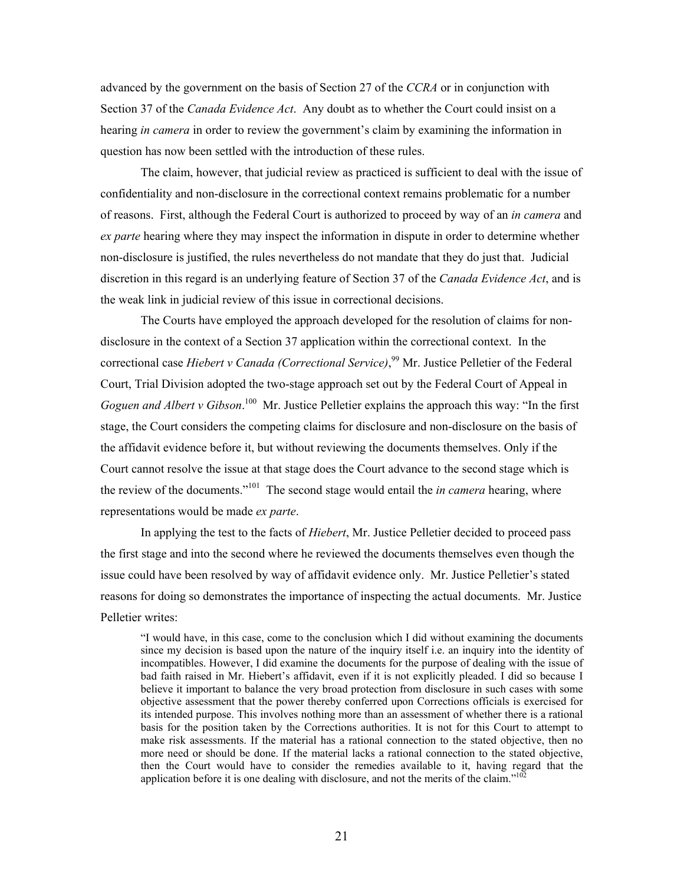advanced by the government on the basis of Section 27 of the *CCRA* or in conjunction with Section 37 of the *Canada Evidence Act*. Any doubt as to whether the Court could insist on a hearing *in camera* in order to review the government's claim by examining the information in question has now been settled with the introduction of these rules.

The claim, however, that judicial review as practiced is sufficient to deal with the issue of confidentiality and non-disclosure in the correctional context remains problematic for a number of reasons. First, although the Federal Court is authorized to proceed by way of an *in camera* and *ex parte* hearing where they may inspect the information in dispute in order to determine whether non-disclosure is justified, the rules nevertheless do not mandate that they do just that. Judicial discretion in this regard is an underlying feature of Section 37 of the *Canada Evidence Act*, and is the weak link in judicial review of this issue in correctional decisions.

The Courts have employed the approach developed for the resolution of claims for non-disclosure in the context of a Section 37 application within the correctional context. In the correctional case *Hiebert v Canada (Correctional Service)*,[99] Mr. Justice Pelletier of the Federal Court, Trial Division adopted the two-stage approach set out by the Federal Court of Appeal in *Goguen and Albert v Gibson*.[100] Mr. Justice Pelletier explains the approach this way: "In the first stage, the Court considers the competing claims for disclosure and non-disclosure on the basis of the affidavit evidence before it, but without reviewing the documents themselves. Only if the Court cannot resolve the issue at that stage does the Court advance to the second stage which is the review of the documents."[101] The second stage would entail the *in camera* hearing, where representations would be made *ex parte*.

In applying the test to the facts of *Hiebert*, Mr. Justice Pelletier decided to proceed pass the first stage and into the second where he reviewed the documents themselves even though the issue could have been resolved by way of affidavit evidence only. Mr. Justice Pelletier's stated reasons for doing so demonstrates the importance of inspecting the actual documents. Mr. Justice Pelletier writes:

> "I would have, in this case, come to the conclusion which I did without examining the documents since my decision is based upon the nature of the inquiry itself i.e. an inquiry into the identity of incompatibles. However, I did examine the documents for the purpose of dealing with the issue of bad faith raised in Mr. Hiebert's affidavit, even if it is not explicitly pleaded. I did so because I believe it important to balance the very broad protection from disclosure in such cases with some objective assessment that the power thereby conferred upon Corrections officials is exercised for its intended purpose. This involves nothing more than an assessment of whether there is a rational basis for the position taken by the Corrections authorities. It is not for this Court to attempt to make risk assessments. If the material has a rational connection to the stated objective, then no more need or should be done. If the material lacks a rational connection to the stated objective, then the Court would have to consider the remedies available to it, having regard that the application before it is one dealing with disclosure, and not the merits of the claim."[102]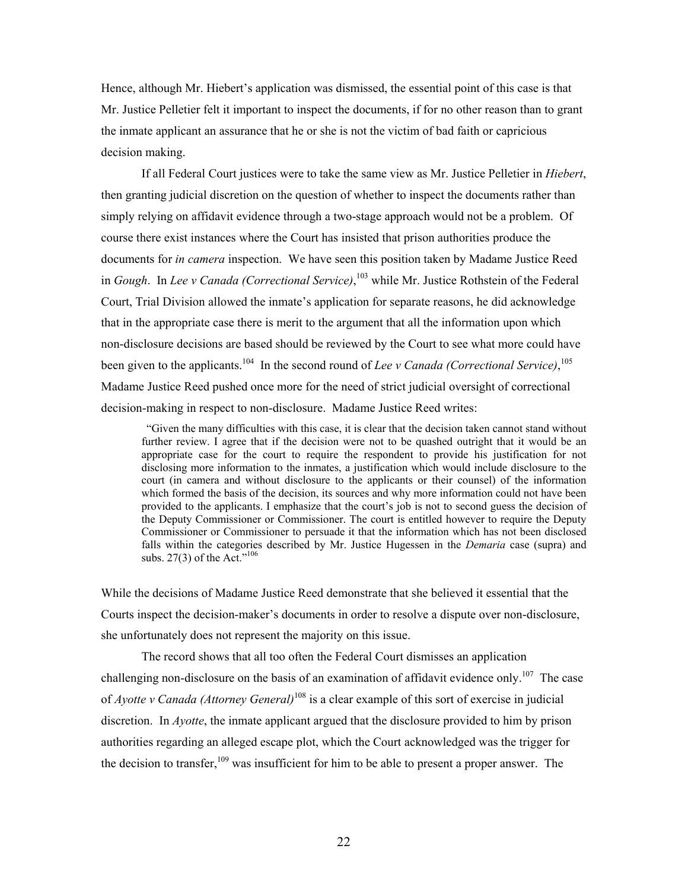Hence, although Mr. Hiebert's application was dismissed, the essential point of this case is that Mr. Justice Pelletier felt it important to inspect the documents, if for no other reason than to grant the inmate applicant an assurance that he or she is not the victim of bad faith or capricious decision making.

If all Federal Court justices were to take the same view as Mr. Justice Pelletier in *Hiebert*, then granting judicial discretion on the question of whether to inspect the documents rather than simply relying on affidavit evidence through a two-stage approach would not be a problem. Of course there exist instances where the Court has insisted that prison authorities produce the documents for *in camera* inspection. We have seen this position taken by Madame Justice Reed in *Gough*. In *Lee v Canada (Correctional Service)*,[103] while Mr. Justice Rothstein of the Federal Court, Trial Division allowed the inmate's application for separate reasons, he did acknowledge that in the appropriate case there is merit to the argument that all the information upon which non-disclosure decisions are based should be reviewed by the Court to see what more could have been given to the applicants.[104] In the second round of *Lee v Canada (Correctional Service)*,[105] Madame Justice Reed pushed once more for the need of strict judicial oversight of correctional decision-making in respect to non-disclosure. Madame Justice Reed writes:

> "Given the many difficulties with this case, it is clear that the decision taken cannot stand without further review. I agree that if the decision were not to be quashed outright that it would be an appropriate case for the court to require the respondent to provide his justification for not disclosing more information to the inmates, a justification which would include disclosure to the court (in camera and without disclosure to the applicants or their counsel) of the information which formed the basis of the decision, its sources and why more information could not have been provided to the applicants. I emphasize that the court's job is not to second guess the decision of the Deputy Commissioner or Commissioner. The court is entitled however to require the Deputy Commissioner or Commissioner to persuade it that the information which has not been disclosed falls within the categories described by Mr. Justice Hugessen in the *Demaria* case (supra) and subs. 27(3) of the Act."[106]

While the decisions of Madame Justice Reed demonstrate that she believed it essential that the Courts inspect the decision-maker's documents in order to resolve a dispute over non-disclosure, she unfortunately does not represent the majority on this issue.

The record shows that all too often the Federal Court dismisses an application challenging non-disclosure on the basis of an examination of affidavit evidence only.[107] The case of *Ayotte v Canada (Attorney General)*[108] is a clear example of this sort of exercise in judicial discretion. In *Ayotte*, the inmate applicant argued that the disclosure provided to him by prison authorities regarding an alleged escape plot, which the Court acknowledged was the trigger for the decision to transfer,[109] was insufficient for him to be able to present a proper answer. The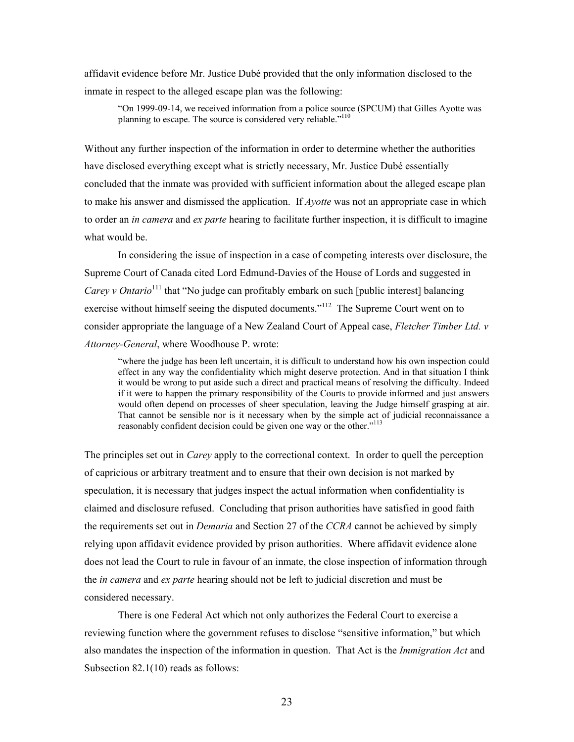affidavit evidence before Mr. Justice Dubé provided that the only information disclosed to the inmate in respect to the alleged escape plan was the following:

> "On 1999-09-14, we received information from a police source (SPCUM) that Gilles Ayotte was planning to escape. The source is considered very reliable."[110]

Without any further inspection of the information in order to determine whether the authorities have disclosed everything except what is strictly necessary, Mr. Justice Dubé essentially concluded that the inmate was provided with sufficient information about the alleged escape plan to make his answer and dismissed the application. If *Ayotte* was not an appropriate case in which to order an *in camera* and *ex parte* hearing to facilitate further inspection, it is difficult to imagine what would be.

In considering the issue of inspection in a case of competing interests over disclosure, the Supreme Court of Canada cited Lord Edmund-Davies of the House of Lords and suggested in *Carey v Ontario*[111] that "No judge can profitably embark on such [public interest] balancing exercise without himself seeing the disputed documents."[112] The Supreme Court went on to consider appropriate the language of a New Zealand Court of Appeal case, *Fletcher Timber Ltd. v Attorney-General*, where Woodhouse P. wrote:

> "where the judge has been left uncertain, it is difficult to understand how his own inspection could effect in any way the confidentiality which might deserve protection. And in that situation I think it would be wrong to put aside such a direct and practical means of resolving the difficulty. Indeed if it were to happen the primary responsibility of the Courts to provide informed and just answers would often depend on processes of sheer speculation, leaving the Judge himself grasping at air. That cannot be sensible nor is it necessary when by the simple act of judicial reconnaissance a reasonably confident decision could be given one way or the other."[113]

The principles set out in *Carey* apply to the correctional context. In order to quell the perception of capricious or arbitrary treatment and to ensure that their own decision is not marked by speculation, it is necessary that judges inspect the actual information when confidentiality is claimed and disclosure refused. Concluding that prison authorities have satisfied in good faith the requirements set out in *Demaria* and Section 27 of the *CCRA* cannot be achieved by simply relying upon affidavit evidence provided by prison authorities. Where affidavit evidence alone does not lead the Court to rule in favour of an inmate, the close inspection of information through the *in camera* and *ex parte* hearing should not be left to judicial discretion and must be considered necessary.

There is one Federal Act which not only authorizes the Federal Court to exercise a reviewing function where the government refuses to disclose "sensitive information," but which also mandates the inspection of the information in question. That Act is the *Immigration Act* and Subsection 82.1(10) reads as follows: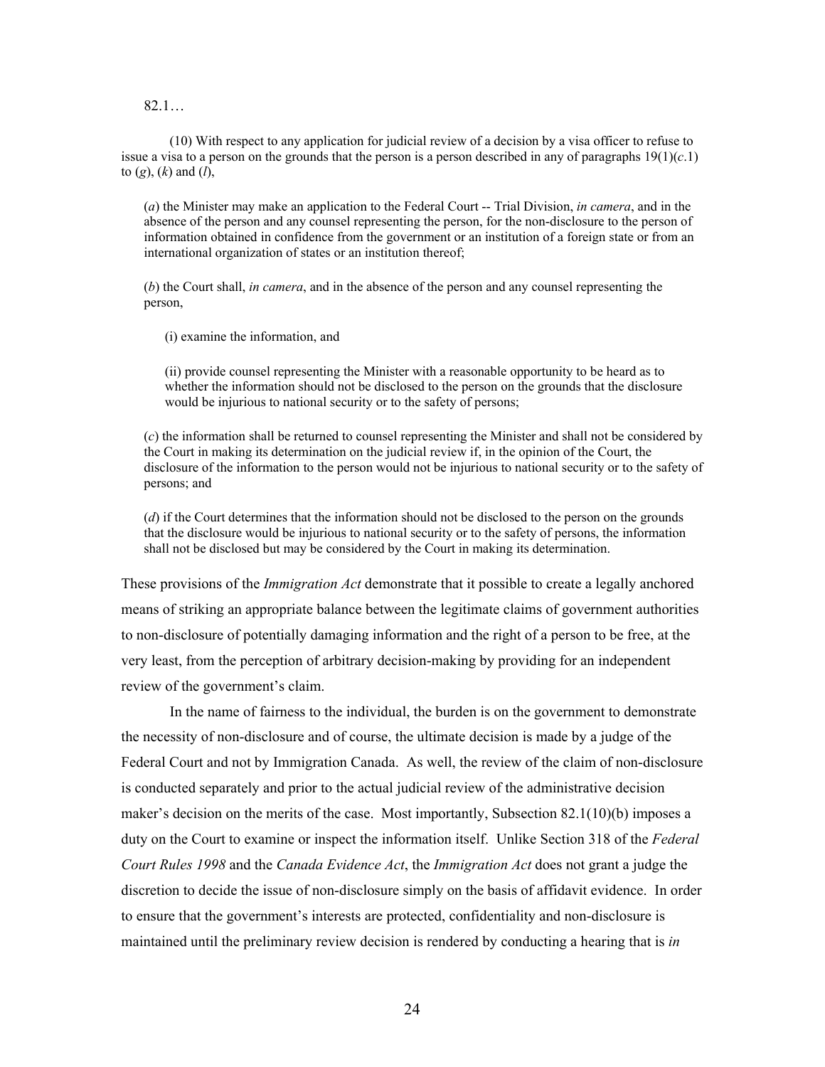82.1…

(10) With respect to any application for judicial review of a decision by a visa officer to refuse to issue a visa to a person on the grounds that the person is a person described in any of paragraphs 19(1)(*c*.1) to (*g*), (*k*) and (*l*),

> (*a*) the Minister may make an application to the Federal Court -- Trial Division, *in camera*, and in the absence of the person and any counsel representing the person, for the non-disclosure to the person of information obtained in confidence from the government or an institution of a foreign state or from an international organization of states or an institution thereof;
>
> (*b*) the Court shall, *in camera*, and in the absence of the person and any counsel representing the person,
>
> > (i) examine the information, and
> >
> > (ii) provide counsel representing the Minister with a reasonable opportunity to be heard as to whether the information should not be disclosed to the person on the grounds that the disclosure would be injurious to national security or to the safety of persons;
>
> (*c*) the information shall be returned to counsel representing the Minister and shall not be considered by the Court in making its determination on the judicial review if, in the opinion of the Court, the disclosure of the information to the person would not be injurious to national security or to the safety of persons; and
>
> (*d*) if the Court determines that the information should not be disclosed to the person on the grounds that the disclosure would be injurious to national security or to the safety of persons, the information shall not be disclosed but may be considered by the Court in making its determination.

These provisions of the *Immigration Act* demonstrate that it possible to create a legally anchored means of striking an appropriate balance between the legitimate claims of government authorities to non-disclosure of potentially damaging information and the right of a person to be free, at the very least, from the perception of arbitrary decision-making by providing for an independent review of the government's claim.

In the name of fairness to the individual, the burden is on the government to demonstrate the necessity of non-disclosure and of course, the ultimate decision is made by a judge of the Federal Court and not by Immigration Canada. As well, the review of the claim of non-disclosure is conducted separately and prior to the actual judicial review of the administrative decision maker's decision on the merits of the case. Most importantly, Subsection 82.1(10)(b) imposes a duty on the Court to examine or inspect the information itself. Unlike Section 318 of the *Federal Court Rules 1998* and the *Canada Evidence Act*, the *Immigration Act* does not grant a judge the discretion to decide the issue of non-disclosure simply on the basis of affidavit evidence. In order to ensure that the government's interests are protected, confidentiality and non-disclosure is maintained until the preliminary review decision is rendered by conducting a hearing that is *in*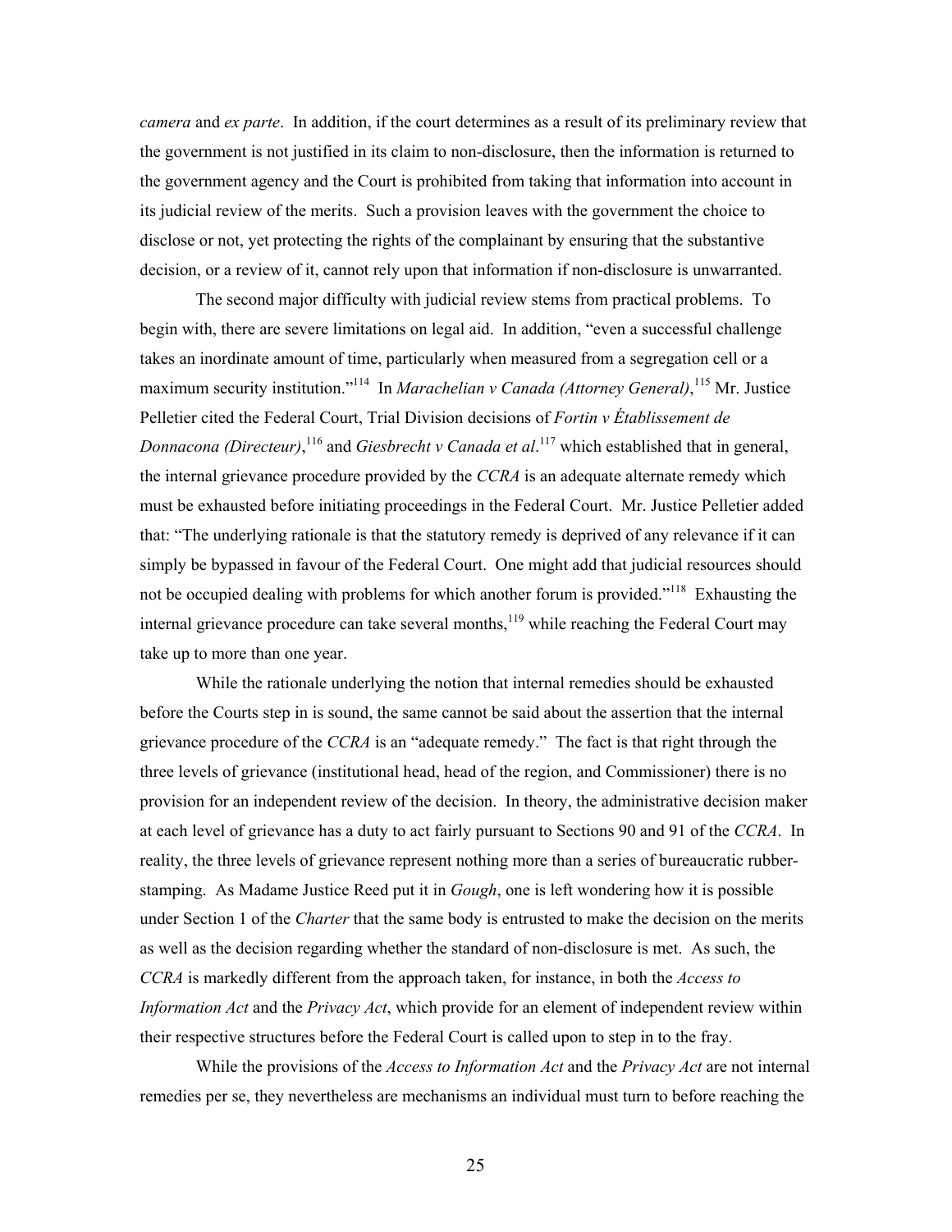*camera* and *ex parte*. In addition, if the court determines as a result of its preliminary review that the government is not justified in its claim to non-disclosure, then the information is returned to the government agency and the Court is prohibited from taking that information into account in its judicial review of the merits. Such a provision leaves with the government the choice to disclose or not, yet protecting the rights of the complainant by ensuring that the substantive decision, or a review of it, cannot rely upon that information if non-disclosure is unwarranted.

The second major difficulty with judicial review stems from practical problems. To begin with, there are severe limitations on legal aid. In addition, "even a successful challenge takes an inordinate amount of time, particularly when measured from a segregation cell or a maximum security institution."[114] In *Marachelian v Canada (Attorney General)*,[115] Mr. Justice Pelletier cited the Federal Court, Trial Division decisions of *Fortin v Établissement de Donnacona (Directeur)*,[116] and *Giesbrecht v Canada et al*.[117] which established that in general, the internal grievance procedure provided by the *CCRA* is an adequate alternate remedy which must be exhausted before initiating proceedings in the Federal Court. Mr. Justice Pelletier added that: "The underlying rationale is that the statutory remedy is deprived of any relevance if it can simply be bypassed in favour of the Federal Court. One might add that judicial resources should not be occupied dealing with problems for which another forum is provided."[118] Exhausting the internal grievance procedure can take several months,[119] while reaching the Federal Court may take up to more than one year.

While the rationale underlying the notion that internal remedies should be exhausted before the Courts step in is sound, the same cannot be said about the assertion that the internal grievance procedure of the *CCRA* is an "adequate remedy." The fact is that right through the three levels of grievance (institutional head, head of the region, and Commissioner) there is no provision for an independent review of the decision. In theory, the administrative decision maker at each level of grievance has a duty to act fairly pursuant to Sections 90 and 91 of the *CCRA*. In reality, the three levels of grievance represent nothing more than a series of bureaucratic rubber-stamping. As Madame Justice Reed put it in *Gough*, one is left wondering how it is possible under Section 1 of the *Charter* that the same body is entrusted to make the decision on the merits as well as the decision regarding whether the standard of non-disclosure is met. As such, the *CCRA* is markedly different from the approach taken, for instance, in both the *Access to Information Act* and the *Privacy Act*, which provide for an element of independent review within their respective structures before the Federal Court is called upon to step in to the fray.

While the provisions of the *Access to Information Act* and the *Privacy Act* are not internal remedies per se, they nevertheless are mechanisms an individual must turn to before reaching the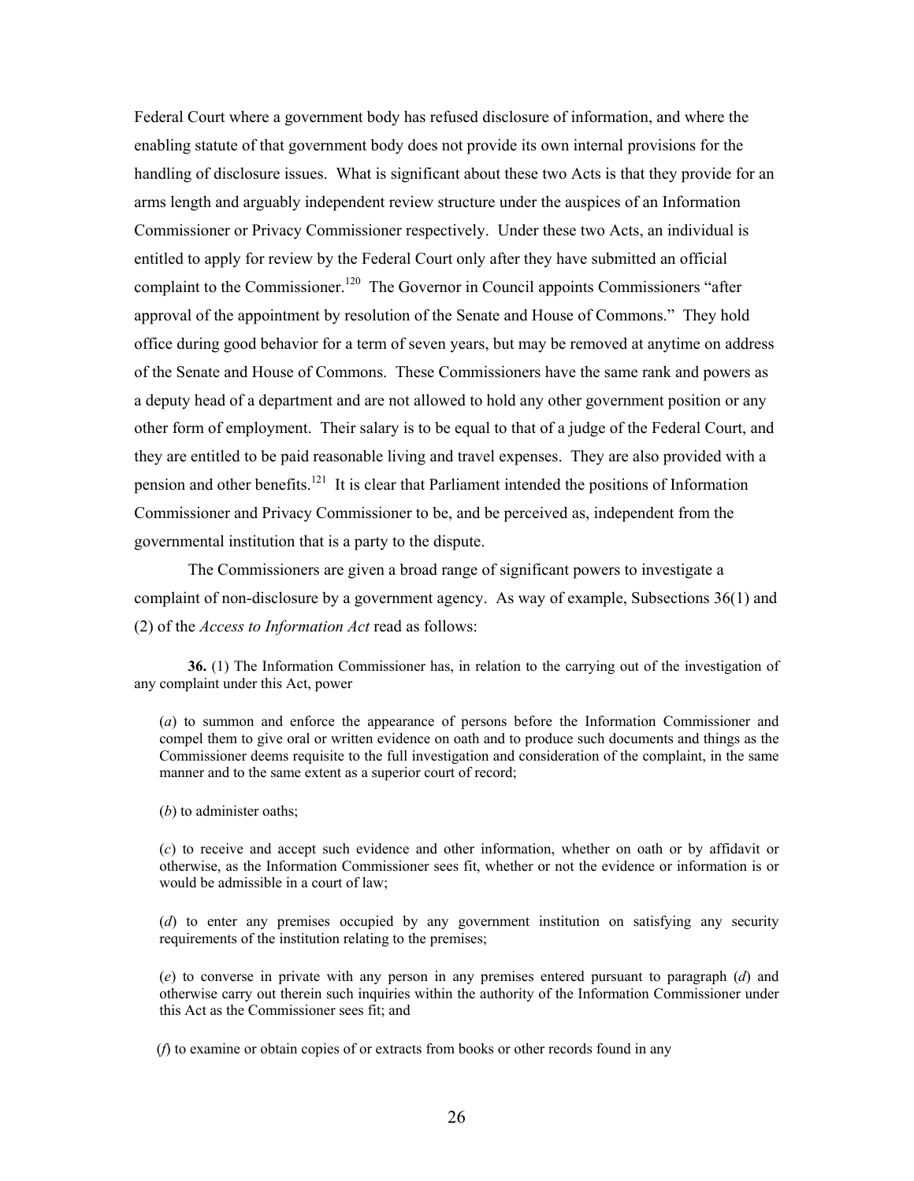Federal Court where a government body has refused disclosure of information, and where the enabling statute of that government body does not provide its own internal provisions for the handling of disclosure issues. What is significant about these two Acts is that they provide for an arms length and arguably independent review structure under the auspices of an Information Commissioner or Privacy Commissioner respectively. Under these two Acts, an individual is entitled to apply for review by the Federal Court only after they have submitted an official complaint to the Commissioner.[120] The Governor in Council appoints Commissioners "after approval of the appointment by resolution of the Senate and House of Commons." They hold office during good behavior for a term of seven years, but may be removed at anytime on address of the Senate and House of Commons. These Commissioners have the same rank and powers as a deputy head of a department and are not allowed to hold any other government position or any other form of employment. Their salary is to be equal to that of a judge of the Federal Court, and they are entitled to be paid reasonable living and travel expenses. They are also provided with a pension and other benefits.[121] It is clear that Parliament intended the positions of Information Commissioner and Privacy Commissioner to be, and be perceived as, independent from the governmental institution that is a party to the dispute.

The Commissioners are given a broad range of significant powers to investigate a complaint of non-disclosure by a government agency. As way of example, Subsections 36(1) and (2) of the *Access to Information Act* read as follows:

> **36.** (1) The Information Commissioner has, in relation to the carrying out of the investigation of any complaint under this Act, power
>
> (*a*) to summon and enforce the appearance of persons before the Information Commissioner and compel them to give oral or written evidence on oath and to produce such documents and things as the Commissioner deems requisite to the full investigation and consideration of the complaint, in the same manner and to the same extent as a superior court of record;
>
> (*b*) to administer oaths;
>
> (*c*) to receive and accept such evidence and other information, whether on oath or by affidavit or otherwise, as the Information Commissioner sees fit, whether or not the evidence or information is or would be admissible in a court of law;
>
> (*d*) to enter any premises occupied by any government institution on satisfying any security requirements of the institution relating to the premises;
>
> (*e*) to converse in private with any person in any premises entered pursuant to paragraph (*d*) and otherwise carry out therein such inquiries within the authority of the Information Commissioner under this Act as the Commissioner sees fit; and
>
> (*f*) to examine or obtain copies of or extracts from books or other records found in any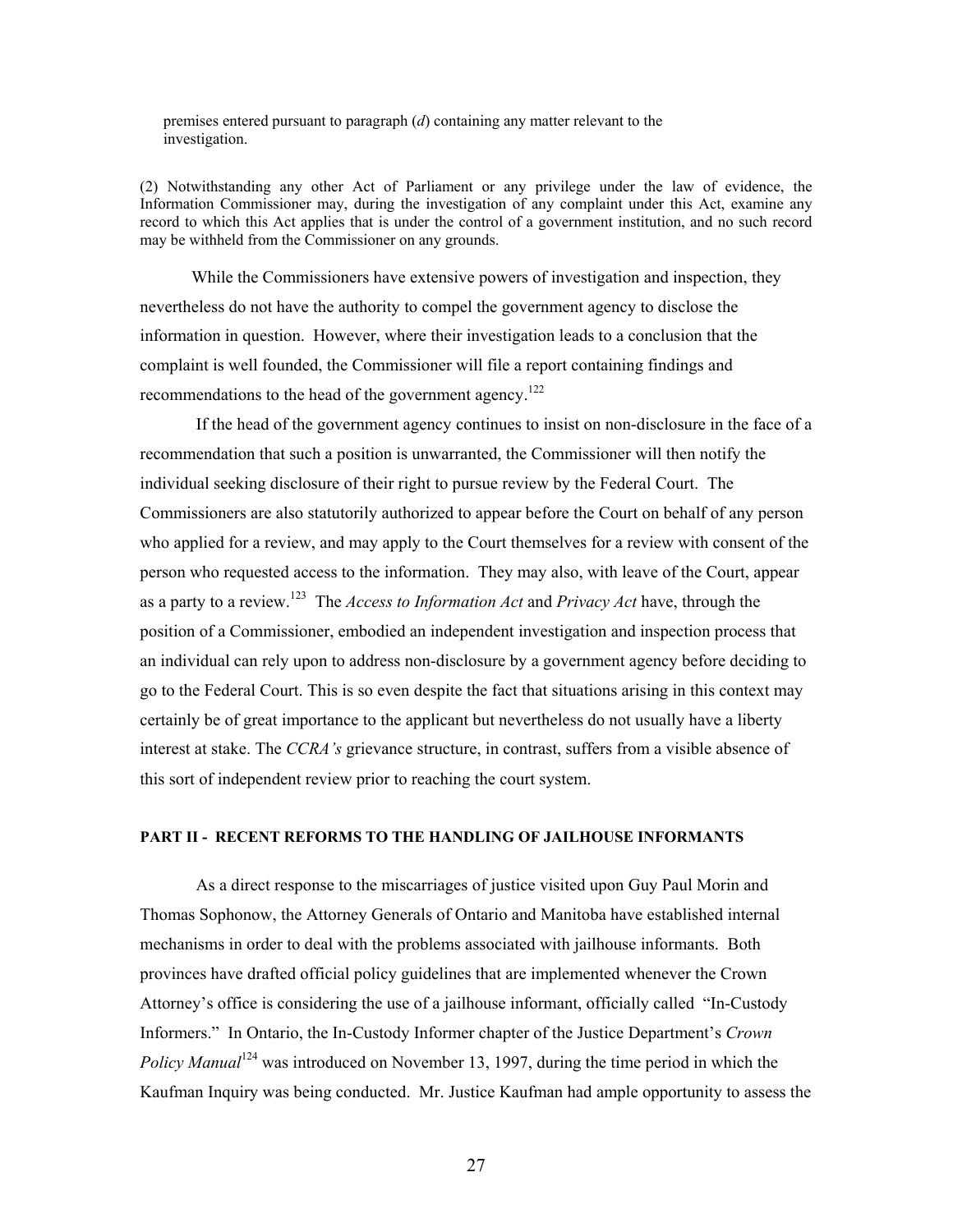premises entered pursuant to paragraph (*d*) containing any matter relevant to the investigation.

(2) Notwithstanding any other Act of Parliament or any privilege under the law of evidence, the Information Commissioner may, during the investigation of any complaint under this Act, examine any record to which this Act applies that is under the control of a government institution, and no such record may be withheld from the Commissioner on any grounds.

While the Commissioners have extensive powers of investigation and inspection, they nevertheless do not have the authority to compel the government agency to disclose the information in question. However, where their investigation leads to a conclusion that the complaint is well founded, the Commissioner will file a report containing findings and recommendations to the head of the government agency.[122]

If the head of the government agency continues to insist on non-disclosure in the face of a recommendation that such a position is unwarranted, the Commissioner will then notify the individual seeking disclosure of their right to pursue review by the Federal Court. The Commissioners are also statutorily authorized to appear before the Court on behalf of any person who applied for a review, and may apply to the Court themselves for a review with consent of the person who requested access to the information. They may also, with leave of the Court, appear as a party to a review.[123] The *Access to Information Act* and *Privacy Act* have, through the position of a Commissioner, embodied an independent investigation and inspection process that an individual can rely upon to address non-disclosure by a government agency before deciding to go to the Federal Court. This is so even despite the fact that situations arising in this context may certainly be of great importance to the applicant but nevertheless do not usually have a liberty interest at stake. The *CCRA's* grievance structure, in contrast, suffers from a visible absence of this sort of independent review prior to reaching the court system.

## PART II - RECENT REFORMS TO THE HANDLING OF JAILHOUSE INFORMANTS

As a direct response to the miscarriages of justice visited upon Guy Paul Morin and Thomas Sophonow, the Attorney Generals of Ontario and Manitoba have established internal mechanisms in order to deal with the problems associated with jailhouse informants. Both provinces have drafted official policy guidelines that are implemented whenever the Crown Attorney's office is considering the use of a jailhouse informant, officially called "In-Custody Informers." In Ontario, the In-Custody Informer chapter of the Justice Department's *Crown Policy Manual*[124] was introduced on November 13, 1997, during the time period in which the Kaufman Inquiry was being conducted. Mr. Justice Kaufman had ample opportunity to assess the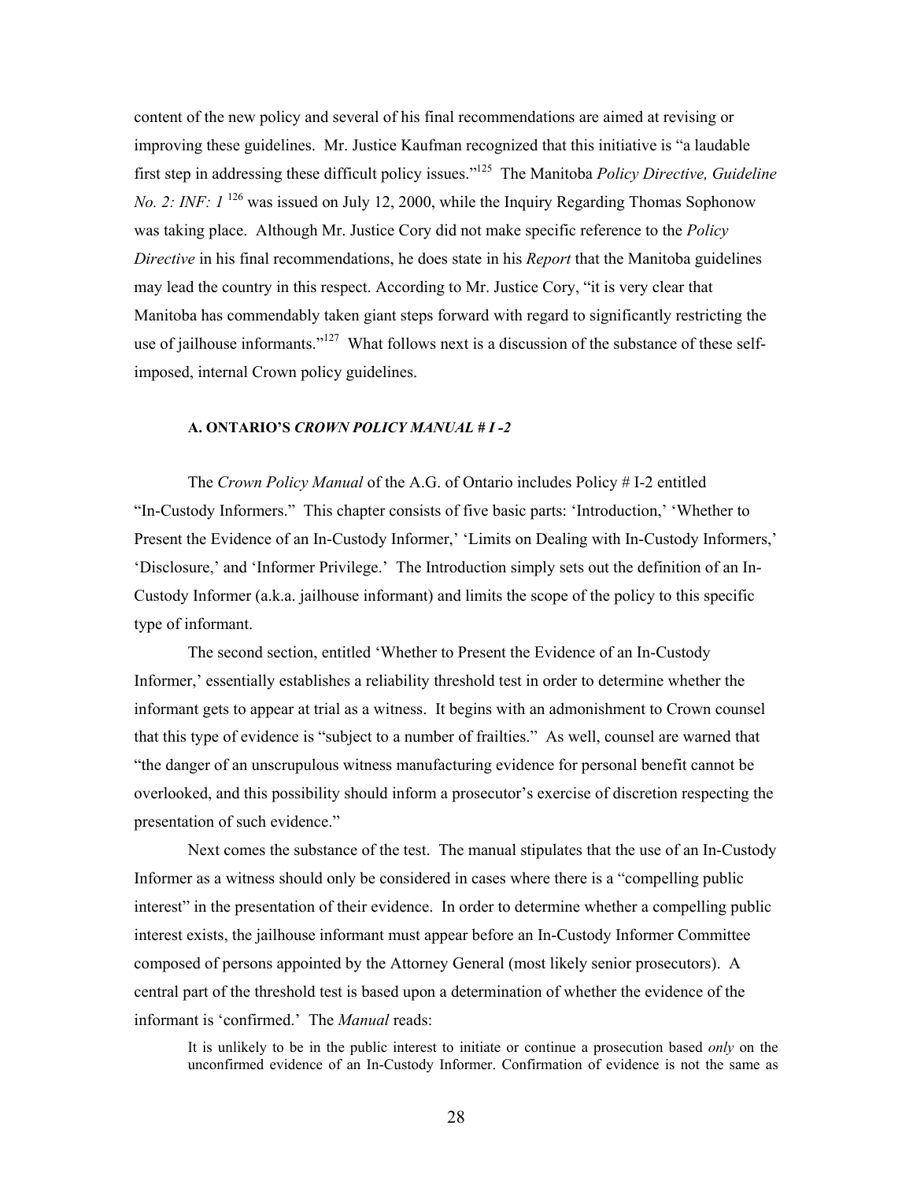content of the new policy and several of his final recommendations are aimed at revising or improving these guidelines. Mr. Justice Kaufman recognized that this initiative is "a laudable first step in addressing these difficult policy issues."[125] The Manitoba *Policy Directive, Guideline No. 2: INF: 1* [126] was issued on July 12, 2000, while the Inquiry Regarding Thomas Sophonow was taking place. Although Mr. Justice Cory did not make specific reference to the *Policy Directive* in his final recommendations, he does state in his *Report* that the Manitoba guidelines may lead the country in this respect. According to Mr. Justice Cory, "it is very clear that Manitoba has commendably taken giant steps forward with regard to significantly restricting the use of jailhouse informants."[127] What follows next is a discussion of the substance of these self-imposed, internal Crown policy guidelines.

#### A. ONTARIO'S *CROWN POLICY MANUAL # I -2*

The *Crown Policy Manual* of the A.G. of Ontario includes Policy # I-2 entitled "In-Custody Informers." This chapter consists of five basic parts: 'Introduction,' 'Whether to Present the Evidence of an In-Custody Informer,' 'Limits on Dealing with In-Custody Informers,' 'Disclosure,' and 'Informer Privilege.' The Introduction simply sets out the definition of an In-Custody Informer (a.k.a. jailhouse informant) and limits the scope of the policy to this specific type of informant.

The second section, entitled 'Whether to Present the Evidence of an In-Custody Informer,' essentially establishes a reliability threshold test in order to determine whether the informant gets to appear at trial as a witness. It begins with an admonishment to Crown counsel that this type of evidence is "subject to a number of frailties." As well, counsel are warned that "the danger of an unscrupulous witness manufacturing evidence for personal benefit cannot be overlooked, and this possibility should inform a prosecutor's exercise of discretion respecting the presentation of such evidence."

Next comes the substance of the test. The manual stipulates that the use of an In-Custody Informer as a witness should only be considered in cases where there is a "compelling public interest" in the presentation of their evidence. In order to determine whether a compelling public interest exists, the jailhouse informant must appear before an In-Custody Informer Committee composed of persons appointed by the Attorney General (most likely senior prosecutors). A central part of the threshold test is based upon a determination of whether the evidence of the informant is 'confirmed.' The *Manual* reads:

> It is unlikely to be in the public interest to initiate or continue a prosecution based *only* on the unconfirmed evidence of an In-Custody Informer. Confirmation of evidence is not the same as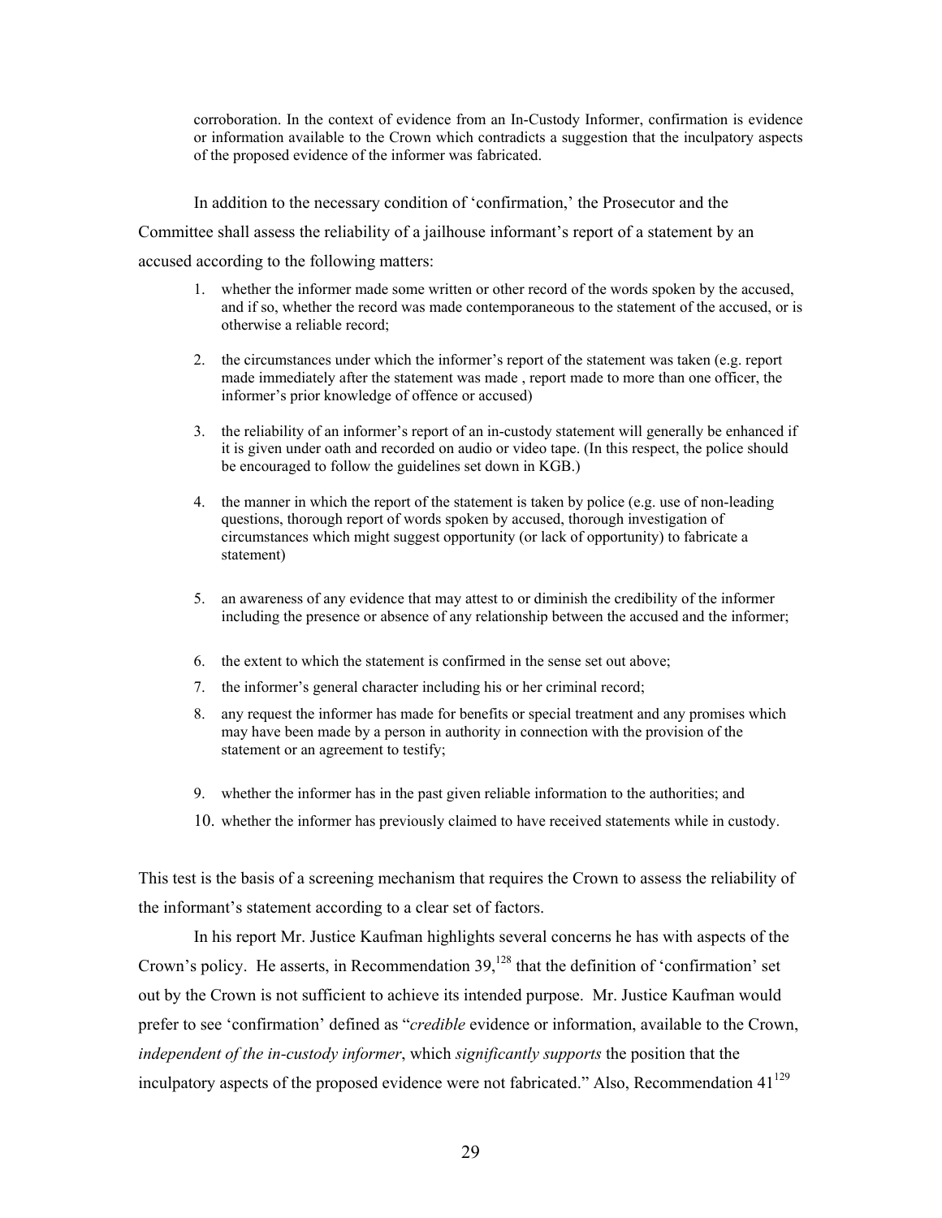corroboration. In the context of evidence from an In-Custody Informer, confirmation is evidence or information available to the Crown which contradicts a suggestion that the inculpatory aspects of the proposed evidence of the informer was fabricated.

In addition to the necessary condition of 'confirmation,' the Prosecutor and the Committee shall assess the reliability of a jailhouse informant's report of a statement by an accused according to the following matters:

1. whether the informer made some written or other record of the words spoken by the accused, and if so, whether the record was made contemporaneous to the statement of the accused, or is otherwise a reliable record;
2. the circumstances under which the informer's report of the statement was taken (e.g. report made immediately after the statement was made , report made to more than one officer, the informer's prior knowledge of offence or accused)
3. the reliability of an informer's report of an in-custody statement will generally be enhanced if it is given under oath and recorded on audio or video tape. (In this respect, the police should be encouraged to follow the guidelines set down in KGB.)
4. the manner in which the report of the statement is taken by police (e.g. use of non-leading questions, thorough report of words spoken by accused, thorough investigation of circumstances which might suggest opportunity (or lack of opportunity) to fabricate a statement)
5. an awareness of any evidence that may attest to or diminish the credibility of the informer including the presence or absence of any relationship between the accused and the informer;
6. the extent to which the statement is confirmed in the sense set out above;
7. the informer's general character including his or her criminal record;
8. any request the informer has made for benefits or special treatment and any promises which may have been made by a person in authority in connection with the provision of the statement or an agreement to testify;
9. whether the informer has in the past given reliable information to the authorities; and
10. whether the informer has previously claimed to have received statements while in custody.

This test is the basis of a screening mechanism that requires the Crown to assess the reliability of the informant's statement according to a clear set of factors.

In his report Mr. Justice Kaufman highlights several concerns he has with aspects of the Crown's policy. He asserts, in Recommendation 39,[128] that the definition of 'confirmation' set out by the Crown is not sufficient to achieve its intended purpose. Mr. Justice Kaufman would prefer to see 'confirmation' defined as "*credible* evidence or information, available to the Crown, *independent of the in-custody informer*, which *significantly supports* the position that the inculpatory aspects of the proposed evidence were not fabricated." Also, Recommendation 41[129]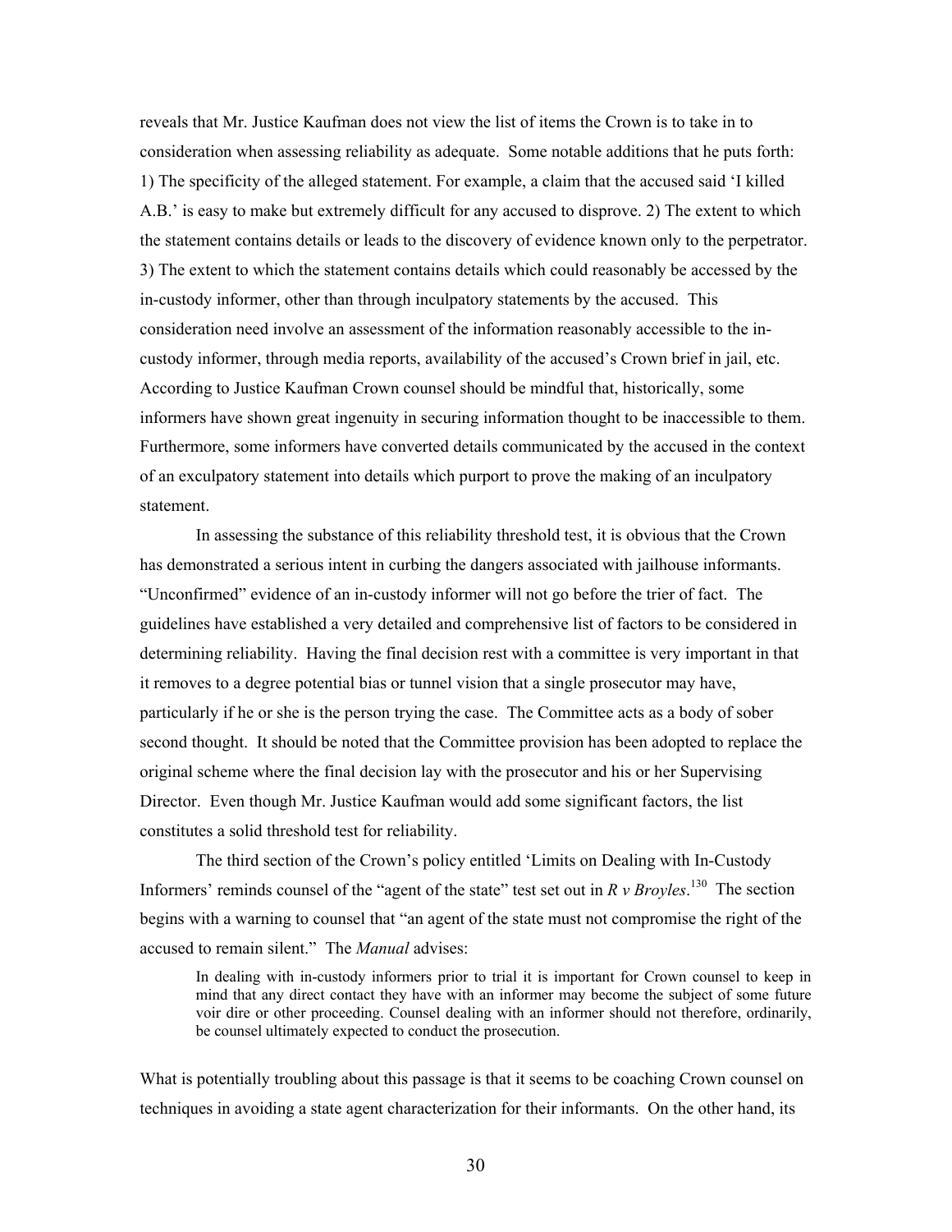reveals that Mr. Justice Kaufman does not view the list of items the Crown is to take in to consideration when assessing reliability as adequate. Some notable additions that he puts forth: 1) The specificity of the alleged statement. For example, a claim that the accused said 'I killed A.B.' is easy to make but extremely difficult for any accused to disprove. 2) The extent to which the statement contains details or leads to the discovery of evidence known only to the perpetrator. 3) The extent to which the statement contains details which could reasonably be accessed by the in-custody informer, other than through inculpatory statements by the accused. This consideration need involve an assessment of the information reasonably accessible to the in-custody informer, through media reports, availability of the accused's Crown brief in jail, etc. According to Justice Kaufman Crown counsel should be mindful that, historically, some informers have shown great ingenuity in securing information thought to be inaccessible to them. Furthermore, some informers have converted details communicated by the accused in the context of an exculpatory statement into details which purport to prove the making of an inculpatory statement.

In assessing the substance of this reliability threshold test, it is obvious that the Crown has demonstrated a serious intent in curbing the dangers associated with jailhouse informants. "Unconfirmed" evidence of an in-custody informer will not go before the trier of fact. The guidelines have established a very detailed and comprehensive list of factors to be considered in determining reliability. Having the final decision rest with a committee is very important in that it removes to a degree potential bias or tunnel vision that a single prosecutor may have, particularly if he or she is the person trying the case. The Committee acts as a body of sober second thought. It should be noted that the Committee provision has been adopted to replace the original scheme where the final decision lay with the prosecutor and his or her Supervising Director. Even though Mr. Justice Kaufman would add some significant factors, the list constitutes a solid threshold test for reliability.

The third section of the Crown's policy entitled 'Limits on Dealing with In-Custody Informers' reminds counsel of the "agent of the state" test set out in *R v Broyles*.[130] The section begins with a warning to counsel that "an agent of the state must not compromise the right of the accused to remain silent." The *Manual* advises:

> In dealing with in-custody informers prior to trial it is important for Crown counsel to keep in mind that any direct contact they have with an informer may become the subject of some future voir dire or other proceeding. Counsel dealing with an informer should not therefore, ordinarily, be counsel ultimately expected to conduct the prosecution.

What is potentially troubling about this passage is that it seems to be coaching Crown counsel on techniques in avoiding a state agent characterization for their informants. On the other hand, its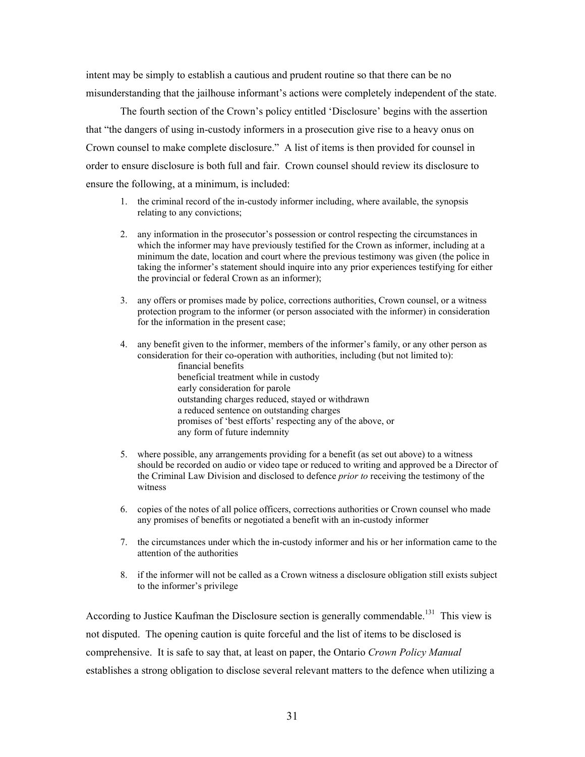intent may be simply to establish a cautious and prudent routine so that there can be no misunderstanding that the jailhouse informant's actions were completely independent of the state.

The fourth section of the Crown's policy entitled 'Disclosure' begins with the assertion that "the dangers of using in-custody informers in a prosecution give rise to a heavy onus on Crown counsel to make complete disclosure." A list of items is then provided for counsel in order to ensure disclosure is both full and fair. Crown counsel should review its disclosure to ensure the following, at a minimum, is included:

1. the criminal record of the in-custody informer including, where available, the synopsis relating to any convictions;

2. any information in the prosecutor's possession or control respecting the circumstances in which the informer may have previously testified for the Crown as informer, including at a minimum the date, location and court where the previous testimony was given (the police in taking the informer's statement should inquire into any prior experiences testifying for either the provincial or federal Crown as an informer);

3. any offers or promises made by police, corrections authorities, Crown counsel, or a witness protection program to the informer (or person associated with the informer) in consideration for the information in the present case;

4. any benefit given to the informer, members of the informer's family, or any other person as consideration for their co-operation with authorities, including (but not limited to):
   - financial benefits
   - beneficial treatment while in custody
   - early consideration for parole
   - outstanding charges reduced, stayed or withdrawn
   - a reduced sentence on outstanding charges
   - promises of 'best efforts' respecting any of the above, or
   - any form of future indemnity

5. where possible, any arrangements providing for a benefit (as set out above) to a witness should be recorded on audio or video tape or reduced to writing and approved be a Director of the Criminal Law Division and disclosed to defence *prior to* receiving the testimony of the witness

6. copies of the notes of all police officers, corrections authorities or Crown counsel who made any promises of benefits or negotiated a benefit with an in-custody informer

7. the circumstances under which the in-custody informer and his or her information came to the attention of the authorities

8. if the informer will not be called as a Crown witness a disclosure obligation still exists subject to the informer's privilege

According to Justice Kaufman the Disclosure section is generally commendable.[131] This view is not disputed. The opening caution is quite forceful and the list of items to be disclosed is comprehensive. It is safe to say that, at least on paper, the Ontario *Crown Policy Manual* establishes a strong obligation to disclose several relevant matters to the defence when utilizing a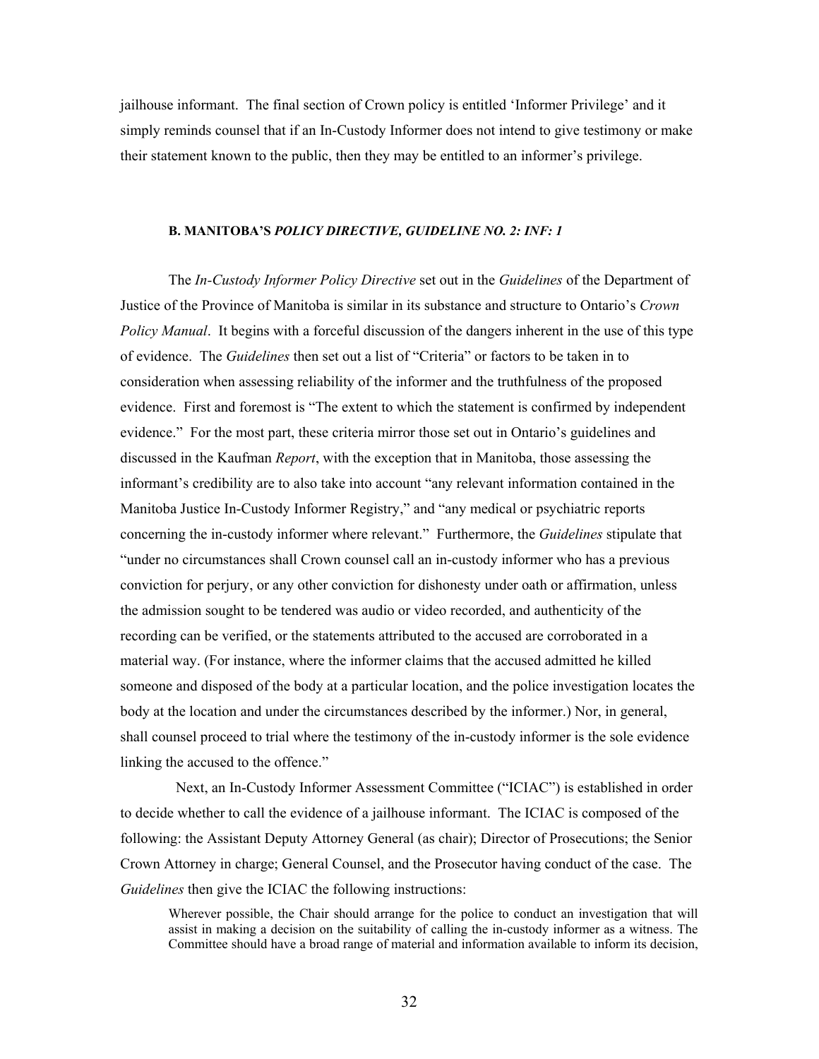jailhouse informant. The final section of Crown policy is entitled 'Informer Privilege' and it simply reminds counsel that if an In-Custody Informer does not intend to give testimony or make their statement known to the public, then they may be entitled to an informer's privilege.

### B. MANITOBA'S *POLICY DIRECTIVE, GUIDELINE NO. 2: INF: 1*

The *In-Custody Informer Policy Directive* set out in the *Guidelines* of the Department of Justice of the Province of Manitoba is similar in its substance and structure to Ontario's *Crown Policy Manual*. It begins with a forceful discussion of the dangers inherent in the use of this type of evidence. The *Guidelines* then set out a list of "Criteria" or factors to be taken in to consideration when assessing reliability of the informer and the truthfulness of the proposed evidence. First and foremost is "The extent to which the statement is confirmed by independent evidence." For the most part, these criteria mirror those set out in Ontario's guidelines and discussed in the Kaufman *Report*, with the exception that in Manitoba, those assessing the informant's credibility are to also take into account "any relevant information contained in the Manitoba Justice In-Custody Informer Registry," and "any medical or psychiatric reports concerning the in-custody informer where relevant." Furthermore, the *Guidelines* stipulate that "under no circumstances shall Crown counsel call an in-custody informer who has a previous conviction for perjury, or any other conviction for dishonesty under oath or affirmation, unless the admission sought to be tendered was audio or video recorded, and authenticity of the recording can be verified, or the statements attributed to the accused are corroborated in a material way. (For instance, where the informer claims that the accused admitted he killed someone and disposed of the body at a particular location, and the police investigation locates the body at the location and under the circumstances described by the informer.) Nor, in general, shall counsel proceed to trial where the testimony of the in-custody informer is the sole evidence linking the accused to the offence."

Next, an In-Custody Informer Assessment Committee ("ICIAC") is established in order to decide whether to call the evidence of a jailhouse informant. The ICIAC is composed of the following: the Assistant Deputy Attorney General (as chair); Director of Prosecutions; the Senior Crown Attorney in charge; General Counsel, and the Prosecutor having conduct of the case. The *Guidelines* then give the ICIAC the following instructions:

> Wherever possible, the Chair should arrange for the police to conduct an investigation that will assist in making a decision on the suitability of calling the in-custody informer as a witness. The Committee should have a broad range of material and information available to inform its decision,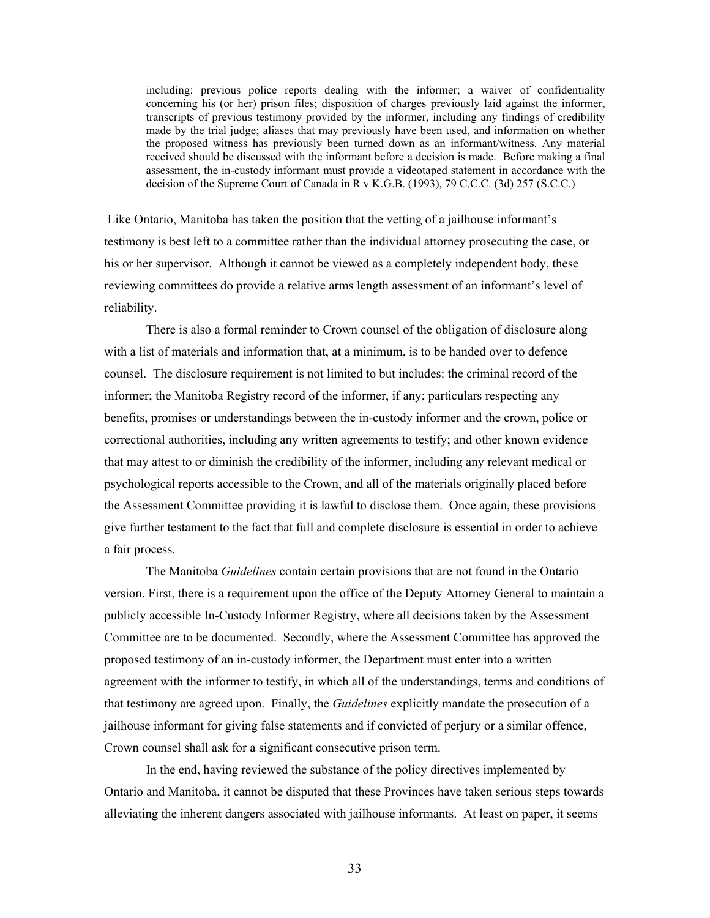> including: previous police reports dealing with the informer; a waiver of confidentiality concerning his (or her) prison files; disposition of charges previously laid against the informer, transcripts of previous testimony provided by the informer, including any findings of credibility made by the trial judge; aliases that may previously have been used, and information on whether the proposed witness has previously been turned down as an informant/witness. Any material received should be discussed with the informant before a decision is made. Before making a final assessment, the in-custody informant must provide a videotaped statement in accordance with the decision of the Supreme Court of Canada in R v K.G.B. (1993), 79 C.C.C. (3d) 257 (S.C.C.)

Like Ontario, Manitoba has taken the position that the vetting of a jailhouse informant's testimony is best left to a committee rather than the individual attorney prosecuting the case, or his or her supervisor. Although it cannot be viewed as a completely independent body, these reviewing committees do provide a relative arms length assessment of an informant's level of reliability.

There is also a formal reminder to Crown counsel of the obligation of disclosure along with a list of materials and information that, at a minimum, is to be handed over to defence counsel. The disclosure requirement is not limited to but includes: the criminal record of the informer; the Manitoba Registry record of the informer, if any; particulars respecting any benefits, promises or understandings between the in-custody informer and the crown, police or correctional authorities, including any written agreements to testify; and other known evidence that may attest to or diminish the credibility of the informer, including any relevant medical or psychological reports accessible to the Crown, and all of the materials originally placed before the Assessment Committee providing it is lawful to disclose them. Once again, these provisions give further testament to the fact that full and complete disclosure is essential in order to achieve a fair process.

The Manitoba *Guidelines* contain certain provisions that are not found in the Ontario version. First, there is a requirement upon the office of the Deputy Attorney General to maintain a publicly accessible In-Custody Informer Registry, where all decisions taken by the Assessment Committee are to be documented. Secondly, where the Assessment Committee has approved the proposed testimony of an in-custody informer, the Department must enter into a written agreement with the informer to testify, in which all of the understandings, terms and conditions of that testimony are agreed upon. Finally, the *Guidelines* explicitly mandate the prosecution of a jailhouse informant for giving false statements and if convicted of perjury or a similar offence, Crown counsel shall ask for a significant consecutive prison term.

In the end, having reviewed the substance of the policy directives implemented by Ontario and Manitoba, it cannot be disputed that these Provinces have taken serious steps towards alleviating the inherent dangers associated with jailhouse informants. At least on paper, it seems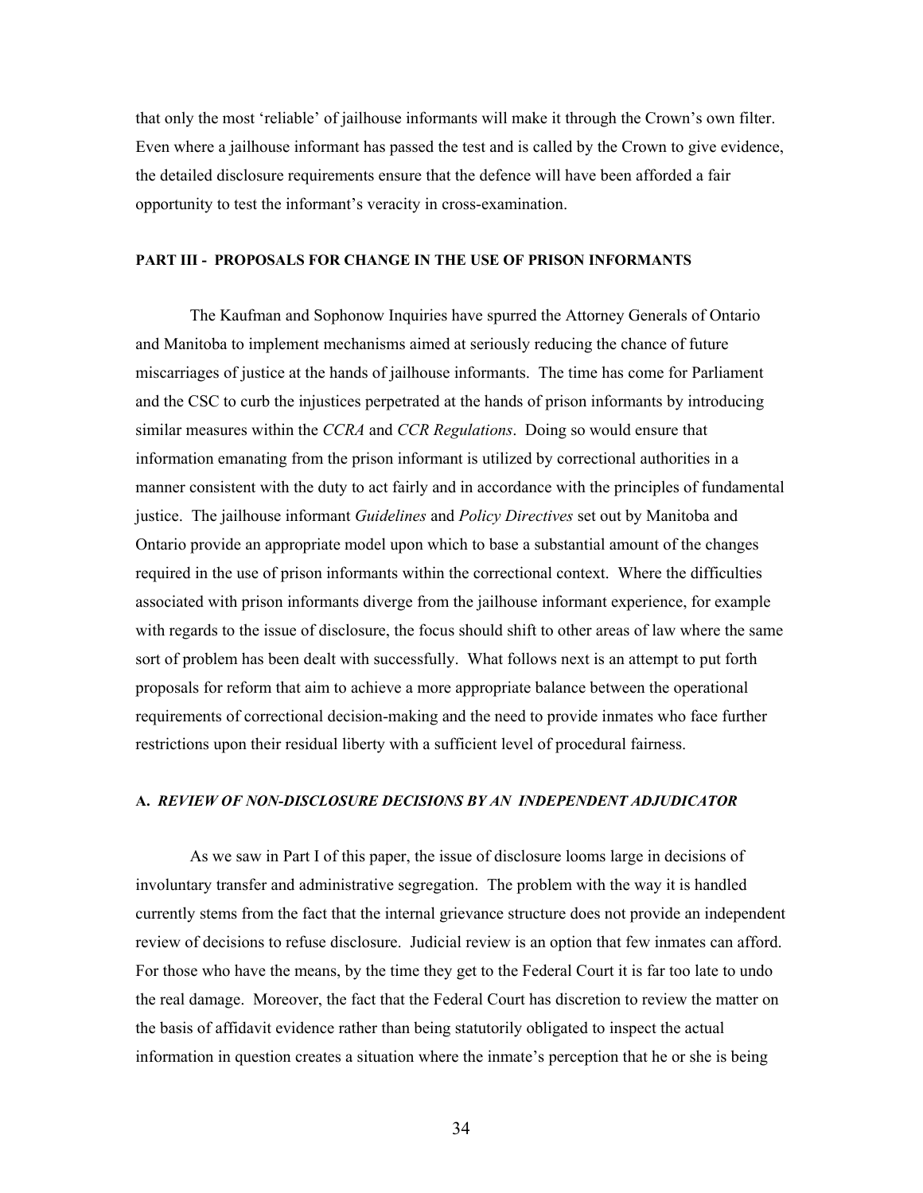that only the most 'reliable' of jailhouse informants will make it through the Crown's own filter. Even where a jailhouse informant has passed the test and is called by the Crown to give evidence, the detailed disclosure requirements ensure that the defence will have been afforded a fair opportunity to test the informant's veracity in cross-examination.

## PART III - PROPOSALS FOR CHANGE IN THE USE OF PRISON INFORMANTS

The Kaufman and Sophonow Inquiries have spurred the Attorney Generals of Ontario and Manitoba to implement mechanisms aimed at seriously reducing the chance of future miscarriages of justice at the hands of jailhouse informants. The time has come for Parliament and the CSC to curb the injustices perpetrated at the hands of prison informants by introducing similar measures within the *CCRA* and *CCR Regulations*. Doing so would ensure that information emanating from the prison informant is utilized by correctional authorities in a manner consistent with the duty to act fairly and in accordance with the principles of fundamental justice. The jailhouse informant *Guidelines* and *Policy Directives* set out by Manitoba and Ontario provide an appropriate model upon which to base a substantial amount of the changes required in the use of prison informants within the correctional context. Where the difficulties associated with prison informants diverge from the jailhouse informant experience, for example with regards to the issue of disclosure, the focus should shift to other areas of law where the same sort of problem has been dealt with successfully. What follows next is an attempt to put forth proposals for reform that aim to achieve a more appropriate balance between the operational requirements of correctional decision-making and the need to provide inmates who face further restrictions upon their residual liberty with a sufficient level of procedural fairness.

### A. *REVIEW OF NON-DISCLOSURE DECISIONS BY AN INDEPENDENT ADJUDICATOR*

As we saw in Part I of this paper, the issue of disclosure looms large in decisions of involuntary transfer and administrative segregation. The problem with the way it is handled currently stems from the fact that the internal grievance structure does not provide an independent review of decisions to refuse disclosure. Judicial review is an option that few inmates can afford. For those who have the means, by the time they get to the Federal Court it is far too late to undo the real damage. Moreover, the fact that the Federal Court has discretion to review the matter on the basis of affidavit evidence rather than being statutorily obligated to inspect the actual information in question creates a situation where the inmate's perception that he or she is being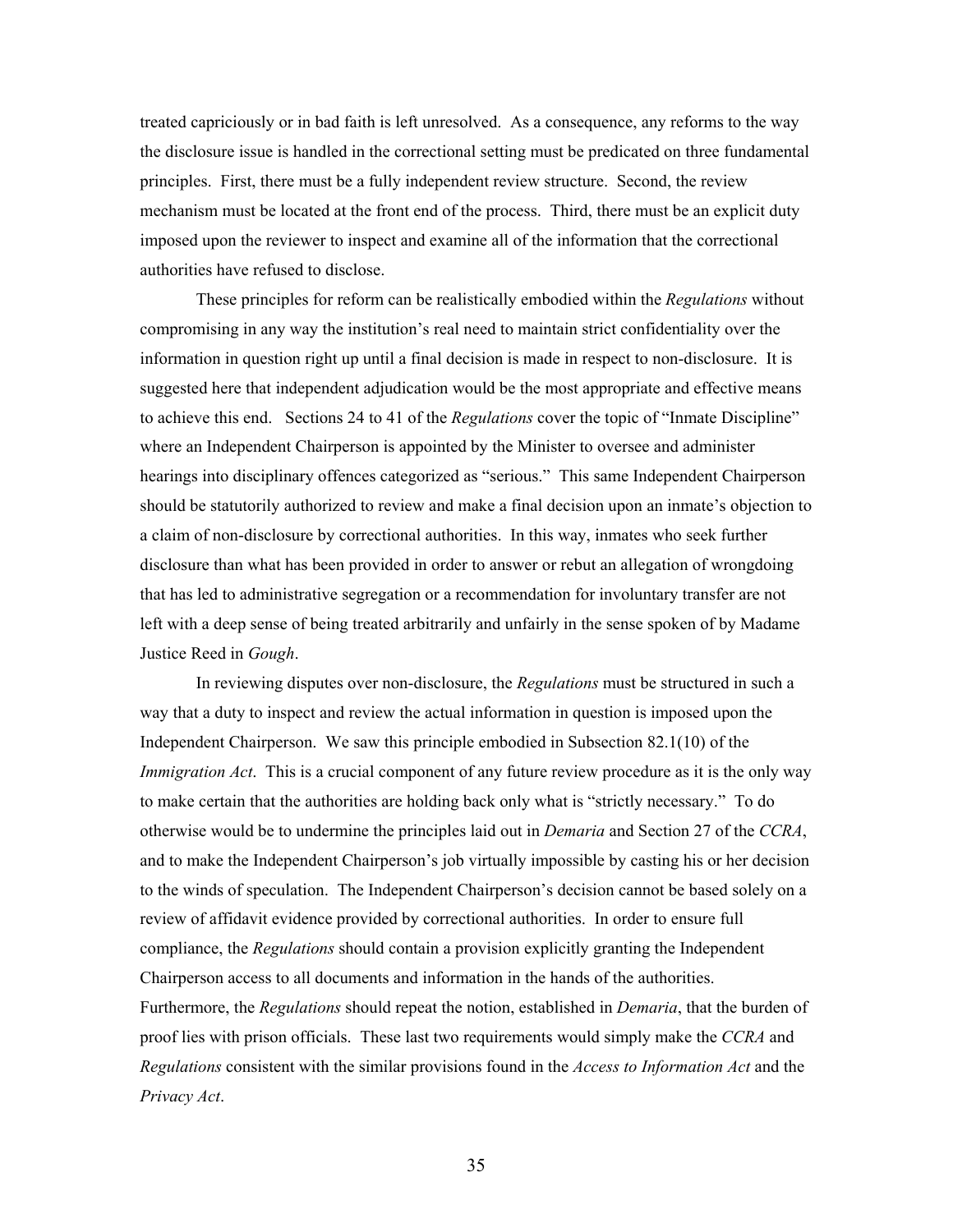treated capriciously or in bad faith is left unresolved. As a consequence, any reforms to the way the disclosure issue is handled in the correctional setting must be predicated on three fundamental principles. First, there must be a fully independent review structure. Second, the review mechanism must be located at the front end of the process. Third, there must be an explicit duty imposed upon the reviewer to inspect and examine all of the information that the correctional authorities have refused to disclose.

These principles for reform can be realistically embodied within the *Regulations* without compromising in any way the institution's real need to maintain strict confidentiality over the information in question right up until a final decision is made in respect to non-disclosure. It is suggested here that independent adjudication would be the most appropriate and effective means to achieve this end. Sections 24 to 41 of the *Regulations* cover the topic of "Inmate Discipline" where an Independent Chairperson is appointed by the Minister to oversee and administer hearings into disciplinary offences categorized as "serious." This same Independent Chairperson should be statutorily authorized to review and make a final decision upon an inmate's objection to a claim of non-disclosure by correctional authorities. In this way, inmates who seek further disclosure than what has been provided in order to answer or rebut an allegation of wrongdoing that has led to administrative segregation or a recommendation for involuntary transfer are not left with a deep sense of being treated arbitrarily and unfairly in the sense spoken of by Madame Justice Reed in *Gough*.

In reviewing disputes over non-disclosure, the *Regulations* must be structured in such a way that a duty to inspect and review the actual information in question is imposed upon the Independent Chairperson. We saw this principle embodied in Subsection 82.1(10) of the *Immigration Act*. This is a crucial component of any future review procedure as it is the only way to make certain that the authorities are holding back only what is "strictly necessary." To do otherwise would be to undermine the principles laid out in *Demaria* and Section 27 of the *CCRA*, and to make the Independent Chairperson's job virtually impossible by casting his or her decision to the winds of speculation. The Independent Chairperson's decision cannot be based solely on a review of affidavit evidence provided by correctional authorities. In order to ensure full compliance, the *Regulations* should contain a provision explicitly granting the Independent Chairperson access to all documents and information in the hands of the authorities. Furthermore, the *Regulations* should repeat the notion, established in *Demaria*, that the burden of proof lies with prison officials. These last two requirements would simply make the *CCRA* and *Regulations* consistent with the similar provisions found in the *Access to Information Act* and the *Privacy Act*.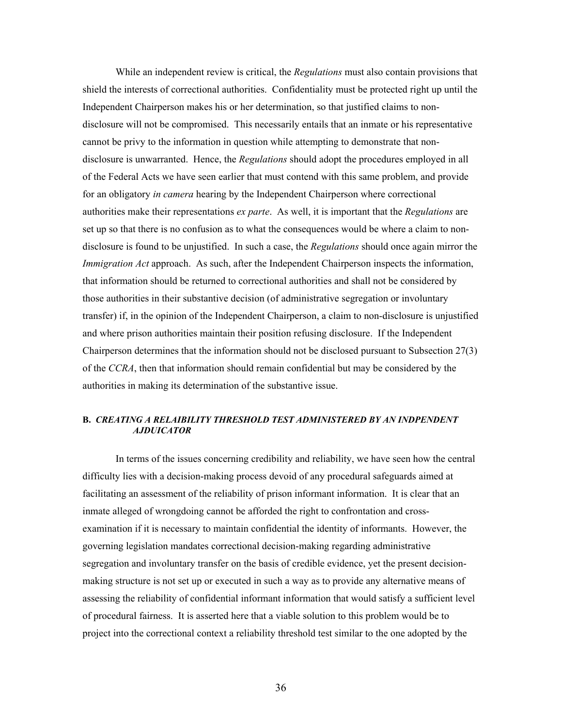While an independent review is critical, the *Regulations* must also contain provisions that shield the interests of correctional authorities. Confidentiality must be protected right up until the Independent Chairperson makes his or her determination, so that justified claims to non-disclosure will not be compromised. This necessarily entails that an inmate or his representative cannot be privy to the information in question while attempting to demonstrate that non-disclosure is unwarranted. Hence, the *Regulations* should adopt the procedures employed in all of the Federal Acts we have seen earlier that must contend with this same problem, and provide for an obligatory *in camera* hearing by the Independent Chairperson where correctional authorities make their representations *ex parte*. As well, it is important that the *Regulations* are set up so that there is no confusion as to what the consequences would be where a claim to non-disclosure is found to be unjustified. In such a case, the *Regulations* should once again mirror the *Immigration Act* approach. As such, after the Independent Chairperson inspects the information, that information should be returned to correctional authorities and shall not be considered by those authorities in their substantive decision (of administrative segregation or involuntary transfer) if, in the opinion of the Independent Chairperson, a claim to non-disclosure is unjustified and where prison authorities maintain their position refusing disclosure. If the Independent Chairperson determines that the information should not be disclosed pursuant to Subsection 27(3) of the *CCRA*, then that information should remain confidential but may be considered by the authorities in making its determination of the substantive issue.

### B. *CREATING A RELAIBILITY THRESHOLD TEST ADMINISTERED BY AN INDPENDENT AJDUICATOR*

In terms of the issues concerning credibility and reliability, we have seen how the central difficulty lies with a decision-making process devoid of any procedural safeguards aimed at facilitating an assessment of the reliability of prison informant information. It is clear that an inmate alleged of wrongdoing cannot be afforded the right to confrontation and cross-examination if it is necessary to maintain confidential the identity of informants. However, the governing legislation mandates correctional decision-making regarding administrative segregation and involuntary transfer on the basis of credible evidence, yet the present decision-making structure is not set up or executed in such a way as to provide any alternative means of assessing the reliability of confidential informant information that would satisfy a sufficient level of procedural fairness. It is asserted here that a viable solution to this problem would be to project into the correctional context a reliability threshold test similar to the one adopted by the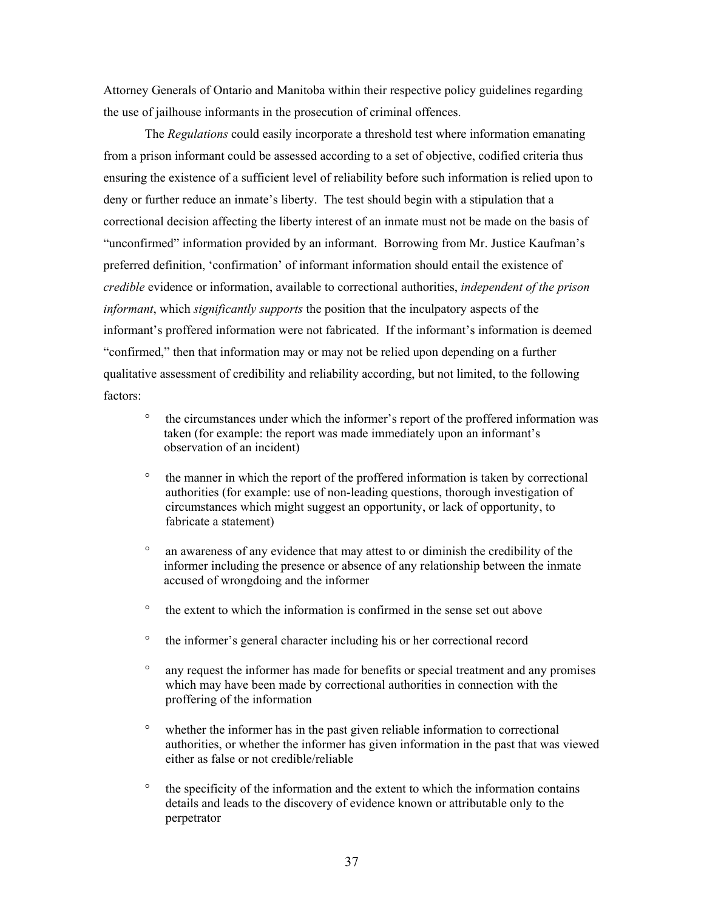Attorney Generals of Ontario and Manitoba within their respective policy guidelines regarding the use of jailhouse informants in the prosecution of criminal offences.

The *Regulations* could easily incorporate a threshold test where information emanating from a prison informant could be assessed according to a set of objective, codified criteria thus ensuring the existence of a sufficient level of reliability before such information is relied upon to deny or further reduce an inmate's liberty. The test should begin with a stipulation that a correctional decision affecting the liberty interest of an inmate must not be made on the basis of "unconfirmed" information provided by an informant. Borrowing from Mr. Justice Kaufman's preferred definition, 'confirmation' of informant information should entail the existence of *credible* evidence or information, available to correctional authorities, *independent of the prison informant*, which *significantly supports* the position that the inculpatory aspects of the informant's proffered information were not fabricated. If the informant's information is deemed "confirmed," then that information may or may not be relied upon depending on a further qualitative assessment of credibility and reliability according, but not limited, to the following factors:

- the circumstances under which the informer's report of the proffered information was taken (for example: the report was made immediately upon an informant's observation of an incident)
- the manner in which the report of the proffered information is taken by correctional authorities (for example: use of non-leading questions, thorough investigation of circumstances which might suggest an opportunity, or lack of opportunity, to fabricate a statement)
- an awareness of any evidence that may attest to or diminish the credibility of the informer including the presence or absence of any relationship between the inmate accused of wrongdoing and the informer
- the extent to which the information is confirmed in the sense set out above
- the informer's general character including his or her correctional record
- any request the informer has made for benefits or special treatment and any promises which may have been made by correctional authorities in connection with the proffering of the information
- whether the informer has in the past given reliable information to correctional authorities, or whether the informer has given information in the past that was viewed either as false or not credible/reliable
- the specificity of the information and the extent to which the information contains details and leads to the discovery of evidence known or attributable only to the perpetrator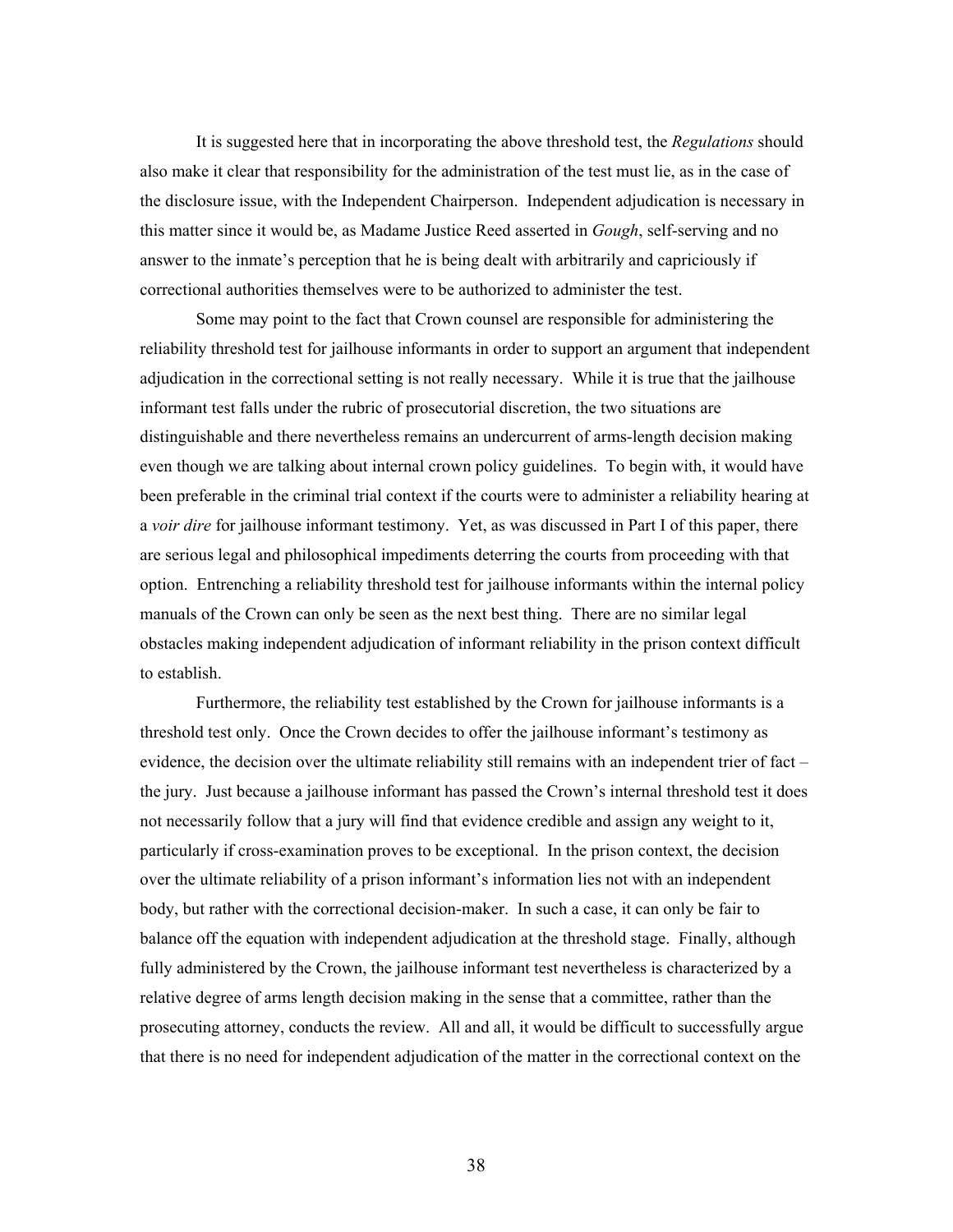It is suggested here that in incorporating the above threshold test, the *Regulations* should also make it clear that responsibility for the administration of the test must lie, as in the case of the disclosure issue, with the Independent Chairperson. Independent adjudication is necessary in this matter since it would be, as Madame Justice Reed asserted in *Gough*, self-serving and no answer to the inmate's perception that he is being dealt with arbitrarily and capriciously if correctional authorities themselves were to be authorized to administer the test.

Some may point to the fact that Crown counsel are responsible for administering the reliability threshold test for jailhouse informants in order to support an argument that independent adjudication in the correctional setting is not really necessary. While it is true that the jailhouse informant test falls under the rubric of prosecutorial discretion, the two situations are distinguishable and there nevertheless remains an undercurrent of arms-length decision making even though we are talking about internal crown policy guidelines. To begin with, it would have been preferable in the criminal trial context if the courts were to administer a reliability hearing at a *voir dire* for jailhouse informant testimony. Yet, as was discussed in Part I of this paper, there are serious legal and philosophical impediments deterring the courts from proceeding with that option. Entrenching a reliability threshold test for jailhouse informants within the internal policy manuals of the Crown can only be seen as the next best thing. There are no similar legal obstacles making independent adjudication of informant reliability in the prison context difficult to establish.

Furthermore, the reliability test established by the Crown for jailhouse informants is a threshold test only. Once the Crown decides to offer the jailhouse informant's testimony as evidence, the decision over the ultimate reliability still remains with an independent trier of fact – the jury. Just because a jailhouse informant has passed the Crown's internal threshold test it does not necessarily follow that a jury will find that evidence credible and assign any weight to it, particularly if cross-examination proves to be exceptional. In the prison context, the decision over the ultimate reliability of a prison informant's information lies not with an independent body, but rather with the correctional decision-maker. In such a case, it can only be fair to balance off the equation with independent adjudication at the threshold stage. Finally, although fully administered by the Crown, the jailhouse informant test nevertheless is characterized by a relative degree of arms length decision making in the sense that a committee, rather than the prosecuting attorney, conducts the review. All and all, it would be difficult to successfully argue that there is no need for independent adjudication of the matter in the correctional context on the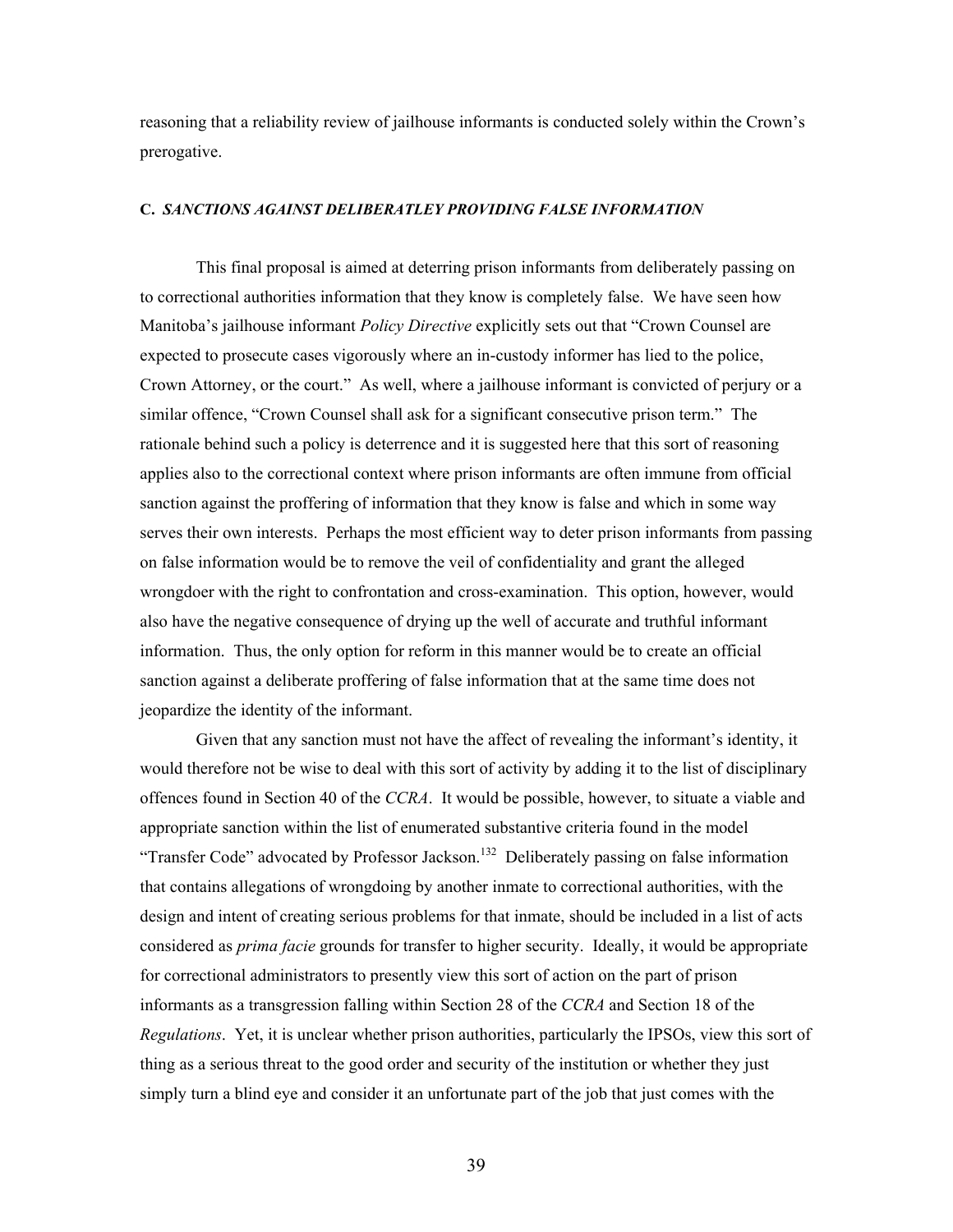reasoning that a reliability review of jailhouse informants is conducted solely within the Crown's prerogative.

### C. *SANCTIONS AGAINST DELIBERATLEY PROVIDING FALSE INFORMATION*

This final proposal is aimed at deterring prison informants from deliberately passing on to correctional authorities information that they know is completely false. We have seen how Manitoba's jailhouse informant *Policy Directive* explicitly sets out that "Crown Counsel are expected to prosecute cases vigorously where an in-custody informer has lied to the police, Crown Attorney, or the court." As well, where a jailhouse informant is convicted of perjury or a similar offence, "Crown Counsel shall ask for a significant consecutive prison term." The rationale behind such a policy is deterrence and it is suggested here that this sort of reasoning applies also to the correctional context where prison informants are often immune from official sanction against the proffering of information that they know is false and which in some way serves their own interests. Perhaps the most efficient way to deter prison informants from passing on false information would be to remove the veil of confidentiality and grant the alleged wrongdoer with the right to confrontation and cross-examination. This option, however, would also have the negative consequence of drying up the well of accurate and truthful informant information. Thus, the only option for reform in this manner would be to create an official sanction against a deliberate proffering of false information that at the same time does not jeopardize the identity of the informant.

Given that any sanction must not have the affect of revealing the informant's identity, it would therefore not be wise to deal with this sort of activity by adding it to the list of disciplinary offences found in Section 40 of the *CCRA*. It would be possible, however, to situate a viable and appropriate sanction within the list of enumerated substantive criteria found in the model "Transfer Code" advocated by Professor Jackson.[132] Deliberately passing on false information that contains allegations of wrongdoing by another inmate to correctional authorities, with the design and intent of creating serious problems for that inmate, should be included in a list of acts considered as *prima facie* grounds for transfer to higher security. Ideally, it would be appropriate for correctional administrators to presently view this sort of action on the part of prison informants as a transgression falling within Section 28 of the *CCRA* and Section 18 of the *Regulations*. Yet, it is unclear whether prison authorities, particularly the IPSOs, view this sort of thing as a serious threat to the good order and security of the institution or whether they just simply turn a blind eye and consider it an unfortunate part of the job that just comes with the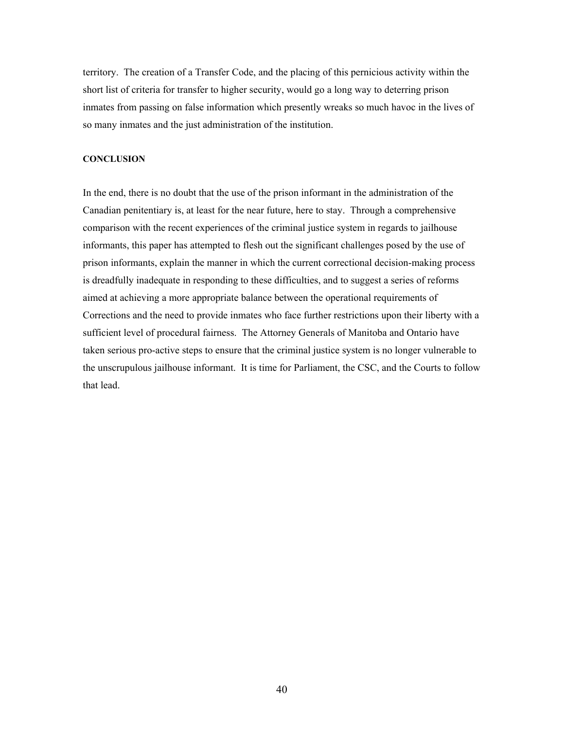territory. The creation of a Transfer Code, and the placing of this pernicious activity within the short list of criteria for transfer to higher security, would go a long way to deterring prison inmates from passing on false information which presently wreaks so much havoc in the lives of so many inmates and the just administration of the institution.

**CONCLUSION**

In the end, there is no doubt that the use of the prison informant in the administration of the Canadian penitentiary is, at least for the near future, here to stay. Through a comprehensive comparison with the recent experiences of the criminal justice system in regards to jailhouse informants, this paper has attempted to flesh out the significant challenges posed by the use of prison informants, explain the manner in which the current correctional decision-making process is dreadfully inadequate in responding to these difficulties, and to suggest a series of reforms aimed at achieving a more appropriate balance between the operational requirements of Corrections and the need to provide inmates who face further restrictions upon their liberty with a sufficient level of procedural fairness. The Attorney Generals of Manitoba and Ontario have taken serious pro-active steps to ensure that the criminal justice system is no longer vulnerable to the unscrupulous jailhouse informant. It is time for Parliament, the CSC, and the Courts to follow that lead.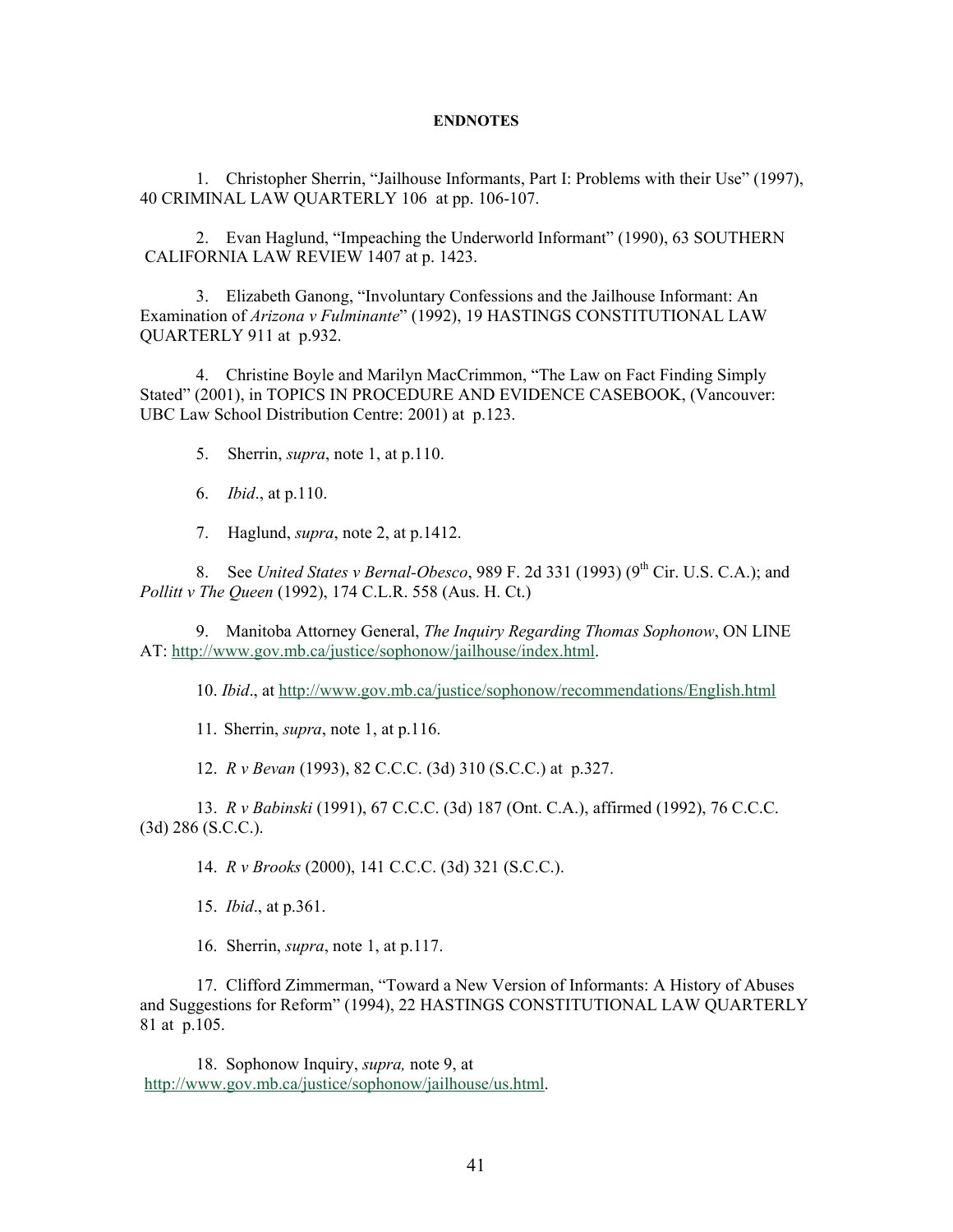**ENDNOTES**

1. Christopher Sherrin, "Jailhouse Informants, Part I: Problems with their Use" (1997), 40 CRIMINAL LAW QUARTERLY 106 at pp. 106-107.

2. Evan Haglund, "Impeaching the Underworld Informant" (1990), 63 SOUTHERN CALIFORNIA LAW REVIEW 1407 at p. 1423.

3. Elizabeth Ganong, "Involuntary Confessions and the Jailhouse Informant: An Examination of *Arizona v Fulminante*" (1992), 19 HASTINGS CONSTITUTIONAL LAW QUARTERLY 911 at p.932.

4. Christine Boyle and Marilyn MacCrimmon, "The Law on Fact Finding Simply Stated" (2001), in TOPICS IN PROCEDURE AND EVIDENCE CASEBOOK, (Vancouver: UBC Law School Distribution Centre: 2001) at p.123.

5. Sherrin, *supra*, note 1, at p.110.

6. *Ibid*., at p.110.

7. Haglund, *supra*, note 2, at p.1412.

8. See *United States v Bernal-Obesco*, 989 F. 2d 331 (1993) (9th Cir. U.S. C.A.); and *Pollitt v The Queen* (1992), 174 C.L.R. 558 (Aus. H. Ct.)

9. Manitoba Attorney General, *The Inquiry Regarding Thomas Sophonow*, ON LINE AT: http://www.gov.mb.ca/justice/sophonow/jailhouse/index.html.

10. *Ibid*., at http://www.gov.mb.ca/justice/sophonow/recommendations/English.html

11. Sherrin, *supra*, note 1, at p.116.

12. *R v Bevan* (1993), 82 C.C.C. (3d) 310 (S.C.C.) at p.327.

13. *R v Babinski* (1991), 67 C.C.C. (3d) 187 (Ont. C.A.), affirmed (1992), 76 C.C.C. (3d) 286 (S.C.C.).

14. *R v Brooks* (2000), 141 C.C.C. (3d) 321 (S.C.C.).

15. *Ibid*., at p.361.

16. Sherrin, *supra*, note 1, at p.117.

17. Clifford Zimmerman, "Toward a New Version of Informants: A History of Abuses and Suggestions for Reform" (1994), 22 HASTINGS CONSTITUTIONAL LAW QUARTERLY 81 at p.105.

18. Sophonow Inquiry, *supra,* note 9, at http://www.gov.mb.ca/justice/sophonow/jailhouse/us.html.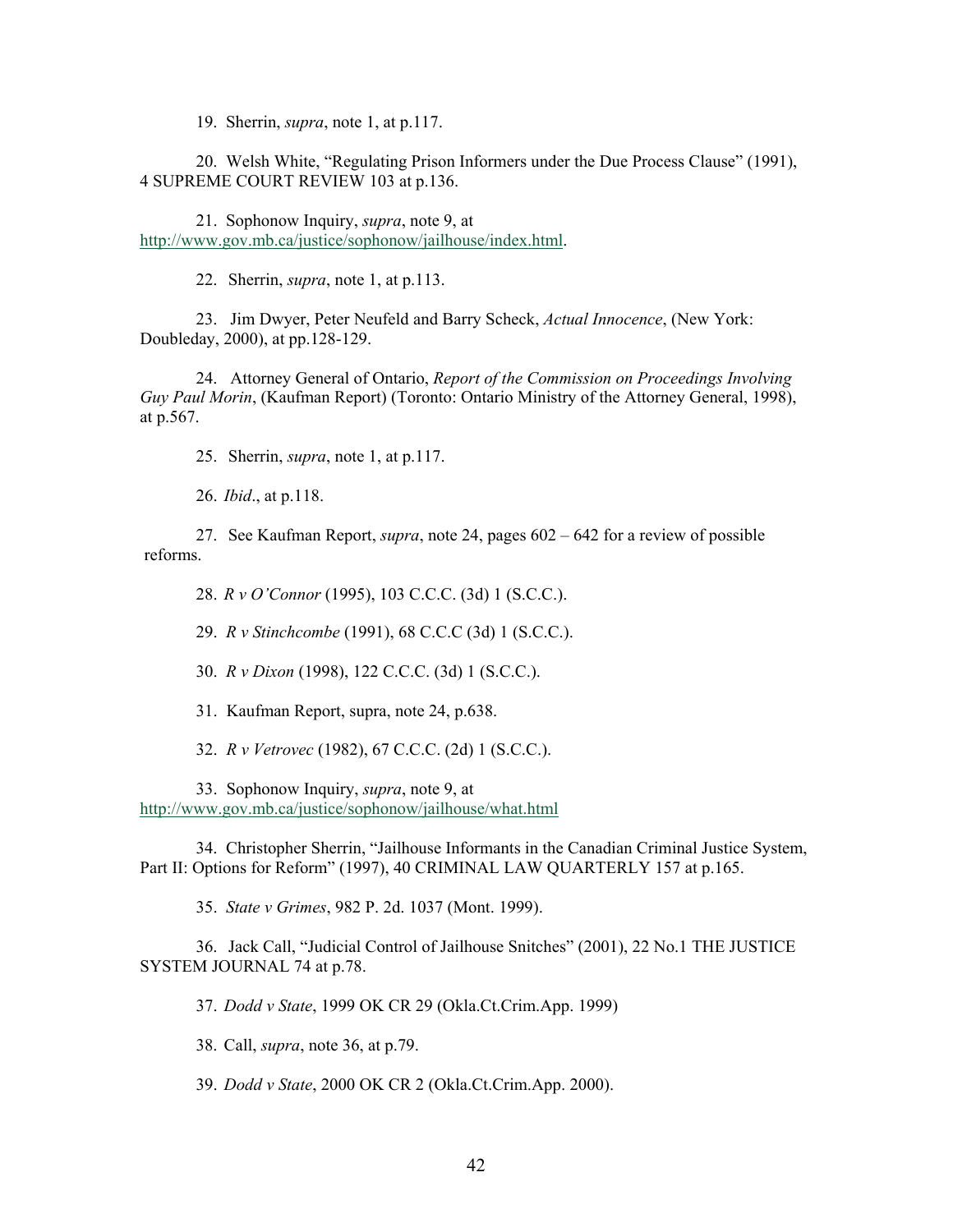19. Sherrin, *supra*, note 1, at p.117.

20. Welsh White, "Regulating Prison Informers under the Due Process Clause" (1991), 4 SUPREME COURT REVIEW 103 at p.136.

21. Sophonow Inquiry, *supra*, note 9, at http://www.gov.mb.ca/justice/sophonow/jailhouse/index.html.

22. Sherrin, *supra*, note 1, at p.113.

23. Jim Dwyer, Peter Neufeld and Barry Scheck, *Actual Innocence*, (New York: Doubleday, 2000), at pp.128-129.

24. Attorney General of Ontario, *Report of the Commission on Proceedings Involving Guy Paul Morin*, (Kaufman Report) (Toronto: Ontario Ministry of the Attorney General, 1998), at p.567.

25. Sherrin, *supra*, note 1, at p.117.

26. *Ibid*., at p.118.

27. See Kaufman Report, *supra*, note 24, pages 602 – 642 for a review of possible reforms.

28. *R v O'Connor* (1995), 103 C.C.C. (3d) 1 (S.C.C.).

29. *R v Stinchcombe* (1991), 68 C.C.C (3d) 1 (S.C.C.).

30. *R v Dixon* (1998), 122 C.C.C. (3d) 1 (S.C.C.).

31. Kaufman Report, supra, note 24, p.638.

32. *R v Vetrovec* (1982), 67 C.C.C. (2d) 1 (S.C.C.).

33. Sophonow Inquiry, *supra*, note 9, at http://www.gov.mb.ca/justice/sophonow/jailhouse/what.html

34. Christopher Sherrin, "Jailhouse Informants in the Canadian Criminal Justice System, Part II: Options for Reform" (1997), 40 CRIMINAL LAW QUARTERLY 157 at p.165.

35. *State v Grimes*, 982 P. 2d. 1037 (Mont. 1999).

36. Jack Call, "Judicial Control of Jailhouse Snitches" (2001), 22 No.1 THE JUSTICE SYSTEM JOURNAL 74 at p.78.

37. *Dodd v State*, 1999 OK CR 29 (Okla.Ct.Crim.App. 1999)

38. Call, *supra*, note 36, at p.79.

39. *Dodd v State*, 2000 OK CR 2 (Okla.Ct.Crim.App. 2000).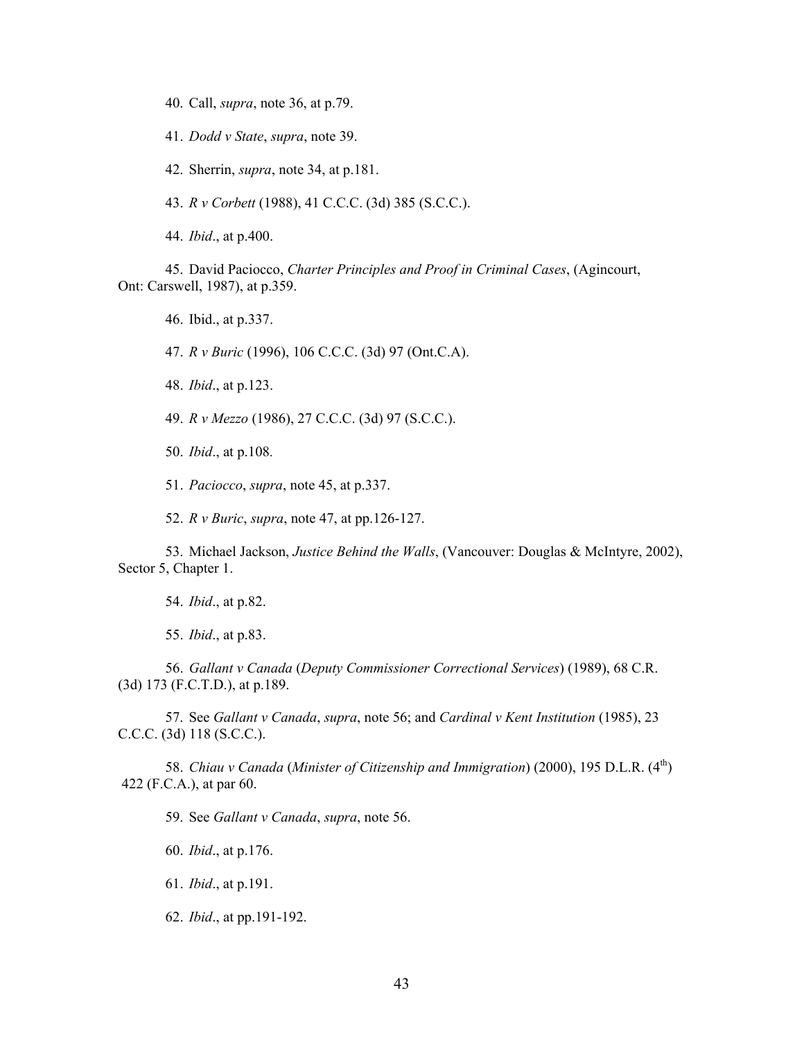40. Call, *supra*, note 36, at p.79.

41. *Dodd v State*, *supra*, note 39.

42. Sherrin, *supra*, note 34, at p.181.

43. *R v Corbett* (1988), 41 C.C.C. (3d) 385 (S.C.C.).

44. *Ibid*., at p.400.

45. David Paciocco, *Charter Principles and Proof in Criminal Cases*, (Agincourt, Ont: Carswell, 1987), at p.359.

46. Ibid., at p.337.

47. *R v Buric* (1996), 106 C.C.C. (3d) 97 (Ont.C.A).

48. *Ibid*., at p.123.

49. *R v Mezzo* (1986), 27 C.C.C. (3d) 97 (S.C.C.).

50. *Ibid*., at p.108.

51. *Paciocco*, *supra*, note 45, at p.337.

52. *R v Buric*, *supra*, note 47, at pp.126-127.

53. Michael Jackson, *Justice Behind the Walls*, (Vancouver: Douglas & McIntyre, 2002), Sector 5, Chapter 1.

54. *Ibid*., at p.82.

55. *Ibid*., at p.83.

56. *Gallant v Canada* (*Deputy Commissioner Correctional Services*) (1989), 68 C.R. (3d) 173 (F.C.T.D.), at p.189.

57. See *Gallant v Canada*, *supra*, note 56; and *Cardinal v Kent Institution* (1985), 23 C.C.C. (3d) 118 (S.C.C.).

58. *Chiau v Canada* (*Minister of Citizenship and Immigration*) (2000), 195 D.L.R. (4th) 422 (F.C.A.), at par 60.

59. See *Gallant v Canada*, *supra*, note 56.

60. *Ibid*., at p.176.

61. *Ibid*., at p.191.

62. *Ibid*., at pp.191-192.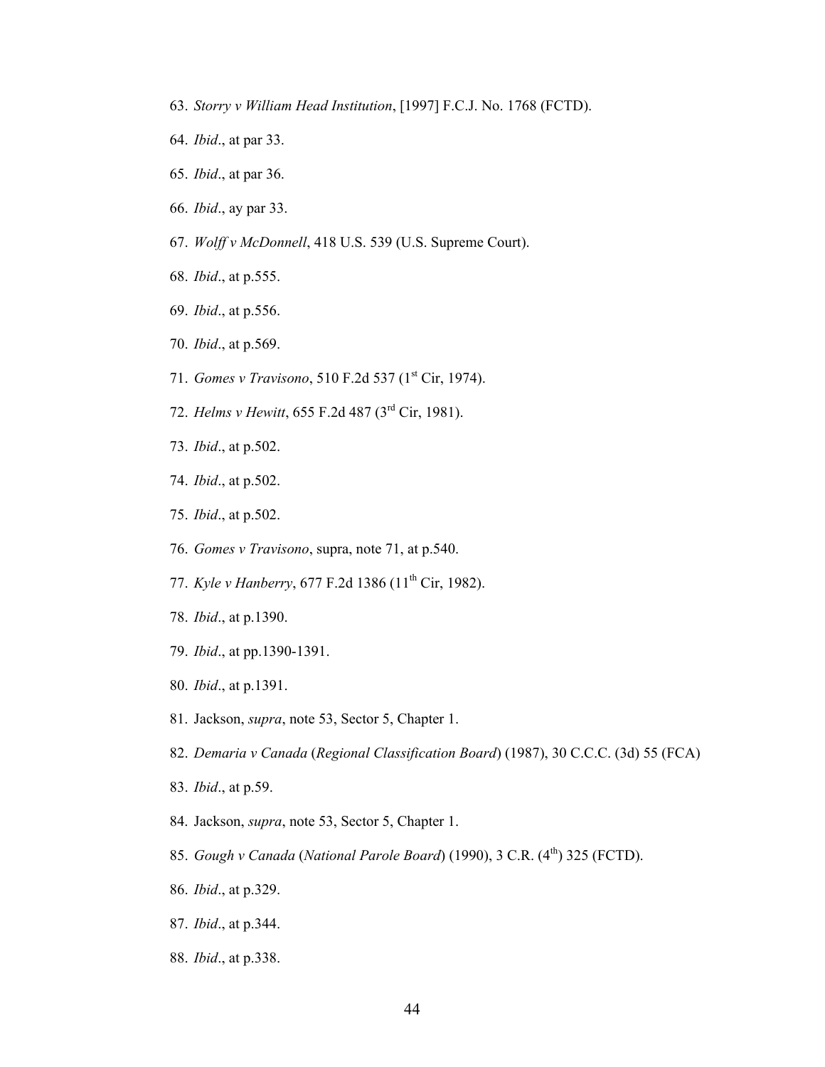63. *Storry v William Head Institution*, [1997] F.C.J. No. 1768 (FCTD).

64. *Ibid*., at par 33.

65. *Ibid*., at par 36.

66. *Ibid*., ay par 33.

67. *Wolff v McDonnell*, 418 U.S. 539 (U.S. Supreme Court).

68. *Ibid*., at p.555.

69. *Ibid*., at p.556.

70. *Ibid*., at p.569.

71. *Gomes v Travisono*, 510 F.2d 537 (1st Cir, 1974).

72. *Helms v Hewitt*, 655 F.2d 487 (3rd Cir, 1981).

73. *Ibid*., at p.502.

74. *Ibid*., at p.502.

75. *Ibid*., at p.502.

76. *Gomes v Travisono*, supra, note 71, at p.540.

77. *Kyle v Hanberry*, 677 F.2d 1386 (11th Cir, 1982).

78. *Ibid*., at p.1390.

79. *Ibid*., at pp.1390-1391.

80. *Ibid*., at p.1391.

81. Jackson, *supra*, note 53, Sector 5, Chapter 1.

82. *Demaria v Canada* (*Regional Classification Board*) (1987), 30 C.C.C. (3d) 55 (FCA)

83. *Ibid*., at p.59.

84. Jackson, *supra*, note 53, Sector 5, Chapter 1.

85. *Gough v Canada* (*National Parole Board*) (1990), 3 C.R. (4th) 325 (FCTD).

86. *Ibid*., at p.329.

87. *Ibid*., at p.344.

88. *Ibid*., at p.338.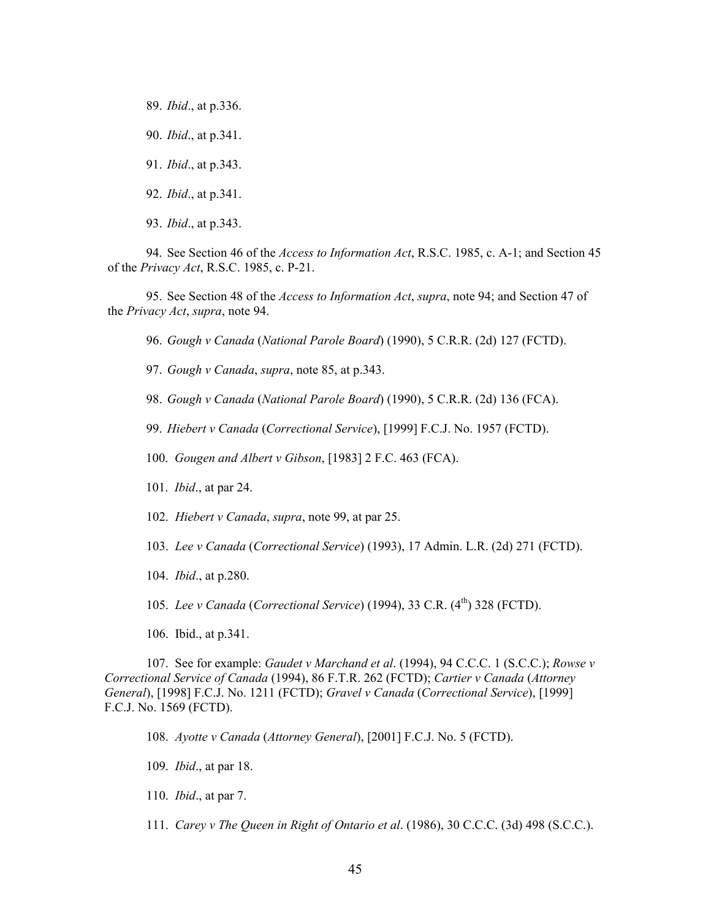89. *Ibid*., at p.336.

90. *Ibid*., at p.341.

91. *Ibid*., at p.343.

92. *Ibid*., at p.341.

93. *Ibid*., at p.343.

94. See Section 46 of the *Access to Information Act*, R.S.C. 1985, c. A-1; and Section 45 of the *Privacy Act*, R.S.C. 1985, c. P-21.

95. See Section 48 of the *Access to Information Act*, *supra*, note 94; and Section 47 of the *Privacy Act*, *supra*, note 94.

96. *Gough v Canada* (*National Parole Board*) (1990), 5 C.R.R. (2d) 127 (FCTD).

97. *Gough v Canada*, *supra*, note 85, at p.343.

98. *Gough v Canada* (*National Parole Board*) (1990), 5 C.R.R. (2d) 136 (FCA).

99. *Hiebert v Canada* (*Correctional Service*), [1999] F.C.J. No. 1957 (FCTD).

100. *Gougen and Albert v Gibson*, [1983] 2 F.C. 463 (FCA).

101. *Ibid*., at par 24.

102. *Hiebert v Canada*, *supra*, note 99, at par 25.

103. *Lee v Canada* (*Correctional Service*) (1993), 17 Admin. L.R. (2d) 271 (FCTD).

104. *Ibid*., at p.280.

105. *Lee v Canada* (*Correctional Service*) (1994), 33 C.R. (4th) 328 (FCTD).

106. Ibid., at p.341.

107. See for example: *Gaudet v Marchand et al*. (1994), 94 C.C.C. 1 (S.C.C.); *Rowse v Correctional Service of Canada* (1994), 86 F.T.R. 262 (FCTD); *Cartier v Canada* (*Attorney General*), [1998] F.C.J. No. 1211 (FCTD); *Gravel v Canada* (*Correctional Service*), [1999] F.C.J. No. 1569 (FCTD).

108. *Ayotte v Canada* (*Attorney General*), [2001] F.C.J. No. 5 (FCTD).

109. *Ibid*., at par 18.

110. *Ibid*., at par 7.

111. *Carey v The Queen in Right of Ontario et al*. (1986), 30 C.C.C. (3d) 498 (S.C.C.).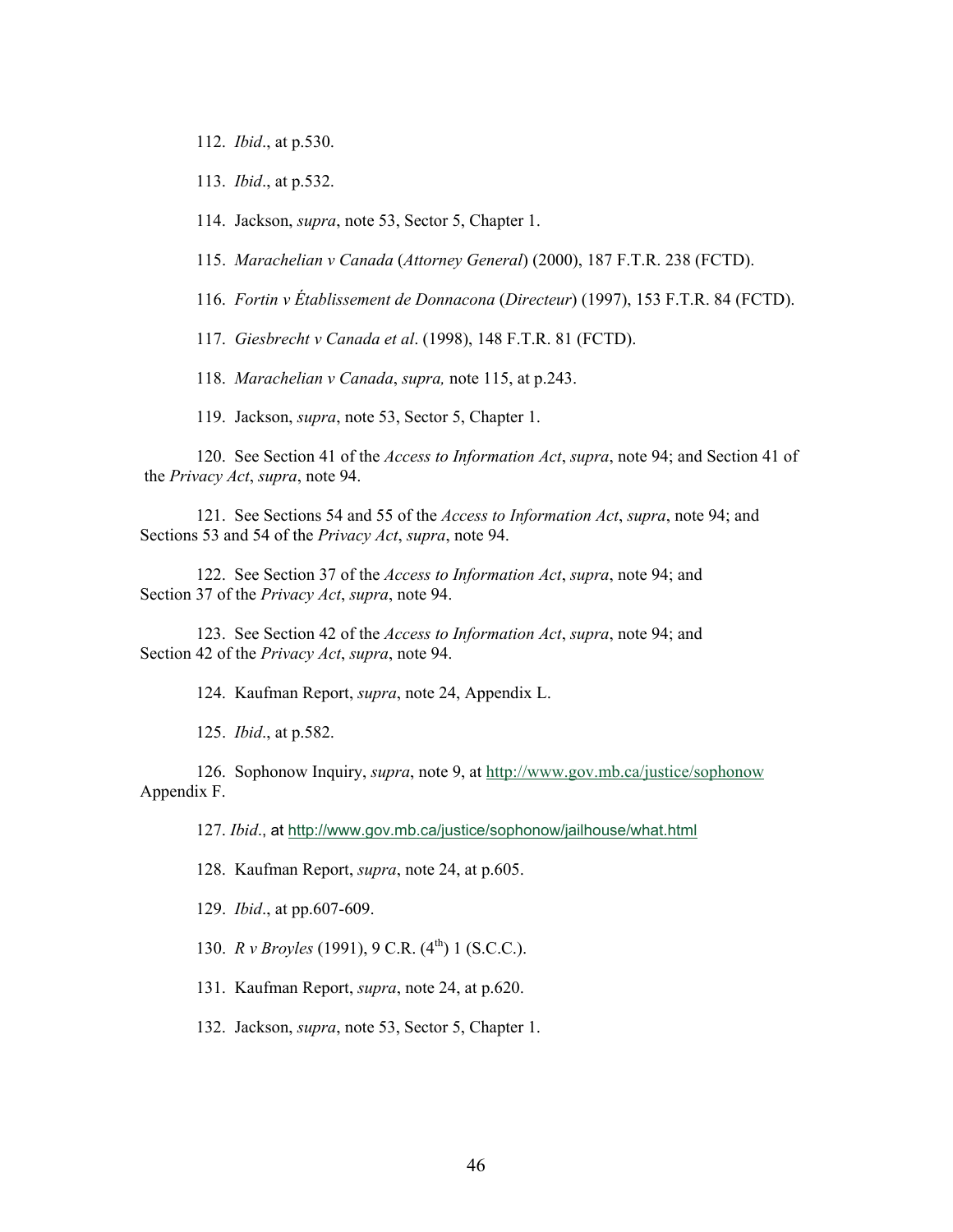112. *Ibid*., at p.530.

113. *Ibid*., at p.532.

114. Jackson, *supra*, note 53, Sector 5, Chapter 1.

115. *Marachelian v Canada* (*Attorney General*) (2000), 187 F.T.R. 238 (FCTD).

116. *Fortin v Établissement de Donnacona* (*Directeur*) (1997), 153 F.T.R. 84 (FCTD).

117. *Giesbrecht v Canada et al*. (1998), 148 F.T.R. 81 (FCTD).

118. *Marachelian v Canada*, *supra,* note 115, at p.243.

119. Jackson, *supra*, note 53, Sector 5, Chapter 1.

120. See Section 41 of the *Access to Information Act*, *supra*, note 94; and Section 41 of the *Privacy Act*, *supra*, note 94.

121. See Sections 54 and 55 of the *Access to Information Act*, *supra*, note 94; and Sections 53 and 54 of the *Privacy Act*, *supra*, note 94.

122. See Section 37 of the *Access to Information Act*, *supra*, note 94; and Section 37 of the *Privacy Act*, *supra*, note 94.

123. See Section 42 of the *Access to Information Act*, *supra*, note 94; and Section 42 of the *Privacy Act*, *supra*, note 94.

124. Kaufman Report, *supra*, note 24, Appendix L.

125. *Ibid*., at p.582.

126. Sophonow Inquiry, *supra*, note 9, at http://www.gov.mb.ca/justice/sophonow Appendix F.

127. *Ibid*., at http://www.gov.mb.ca/justice/sophonow/jailhouse/what.html

128. Kaufman Report, *supra*, note 24, at p.605.

129. *Ibid*., at pp.607-609.

130. *R v Broyles* (1991), 9 C.R. (4th) 1 (S.C.C.).

131. Kaufman Report, *supra*, note 24, at p.620.

132. Jackson, *supra*, note 53, Sector 5, Chapter 1.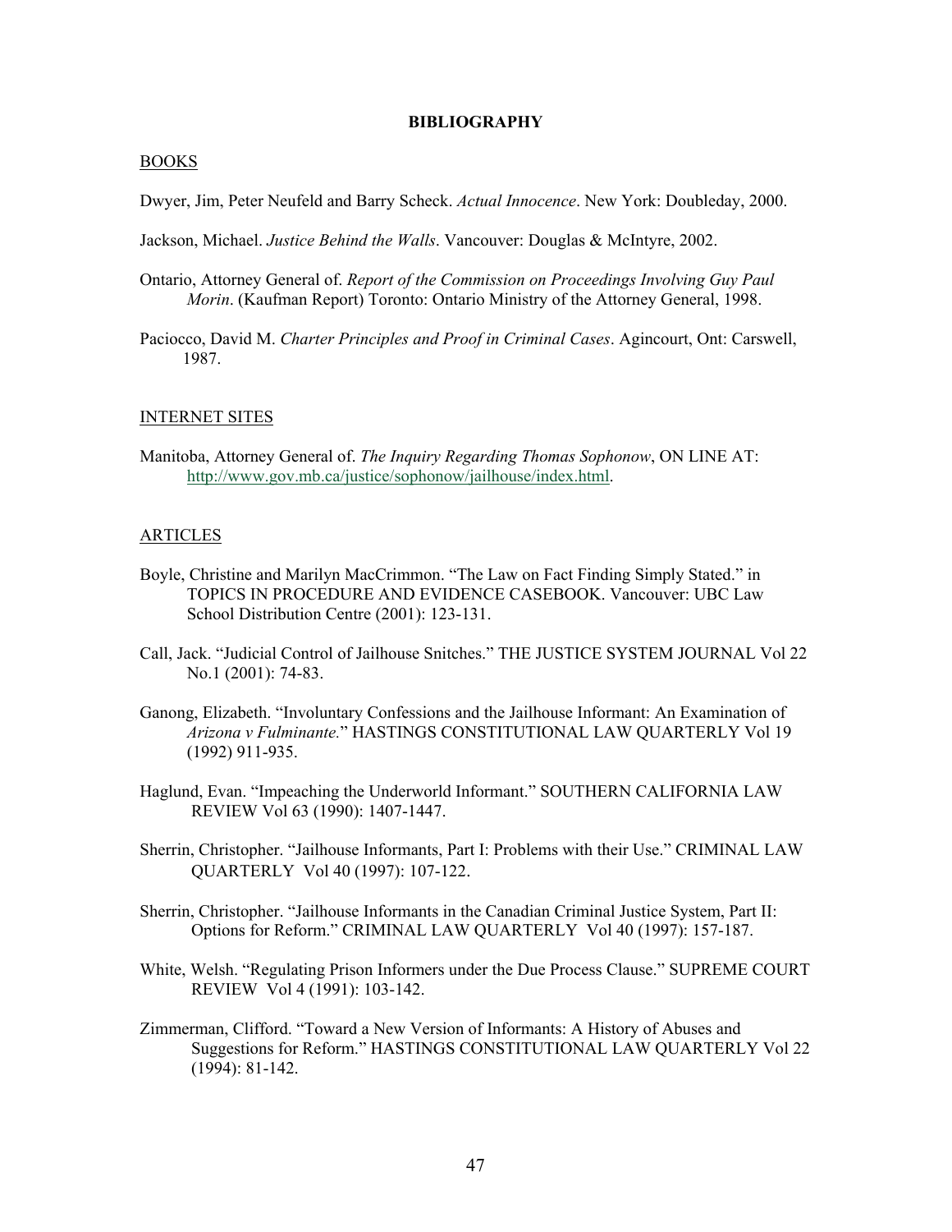# BIBLIOGRAPHY

## BOOKS

Dwyer, Jim, Peter Neufeld and Barry Scheck. *Actual Innocence*. New York: Doubleday, 2000.

Jackson, Michael. *Justice Behind the Walls*. Vancouver: Douglas & McIntyre, 2002.

Ontario, Attorney General of. *Report of the Commission on Proceedings Involving Guy Paul Morin*. (Kaufman Report) Toronto: Ontario Ministry of the Attorney General, 1998.

Paciocco, David M. *Charter Principles and Proof in Criminal Cases*. Agincourt, Ont: Carswell, 1987.

## INTERNET SITES

Manitoba, Attorney General of. *The Inquiry Regarding Thomas Sophonow*, ON LINE AT: http://www.gov.mb.ca/justice/sophonow/jailhouse/index.html.

## ARTICLES

Boyle, Christine and Marilyn MacCrimmon. "The Law on Fact Finding Simply Stated." in TOPICS IN PROCEDURE AND EVIDENCE CASEBOOK. Vancouver: UBC Law School Distribution Centre (2001): 123-131.

Call, Jack. "Judicial Control of Jailhouse Snitches." THE JUSTICE SYSTEM JOURNAL Vol 22 No.1 (2001): 74-83.

Ganong, Elizabeth. "Involuntary Confessions and the Jailhouse Informant: An Examination of *Arizona v Fulminante.*" HASTINGS CONSTITUTIONAL LAW QUARTERLY Vol 19 (1992) 911-935.

Haglund, Evan. "Impeaching the Underworld Informant." SOUTHERN CALIFORNIA LAW REVIEW Vol 63 (1990): 1407-1447.

Sherrin, Christopher. "Jailhouse Informants, Part I: Problems with their Use." CRIMINAL LAW QUARTERLY Vol 40 (1997): 107-122.

Sherrin, Christopher. "Jailhouse Informants in the Canadian Criminal Justice System, Part II: Options for Reform." CRIMINAL LAW QUARTERLY Vol 40 (1997): 157-187.

White, Welsh. "Regulating Prison Informers under the Due Process Clause." SUPREME COURT REVIEW Vol 4 (1991): 103-142.

Zimmerman, Clifford. "Toward a New Version of Informants: A History of Abuses and Suggestions for Reform." HASTINGS CONSTITUTIONAL LAW QUARTERLY Vol 22 (1994): 81-142.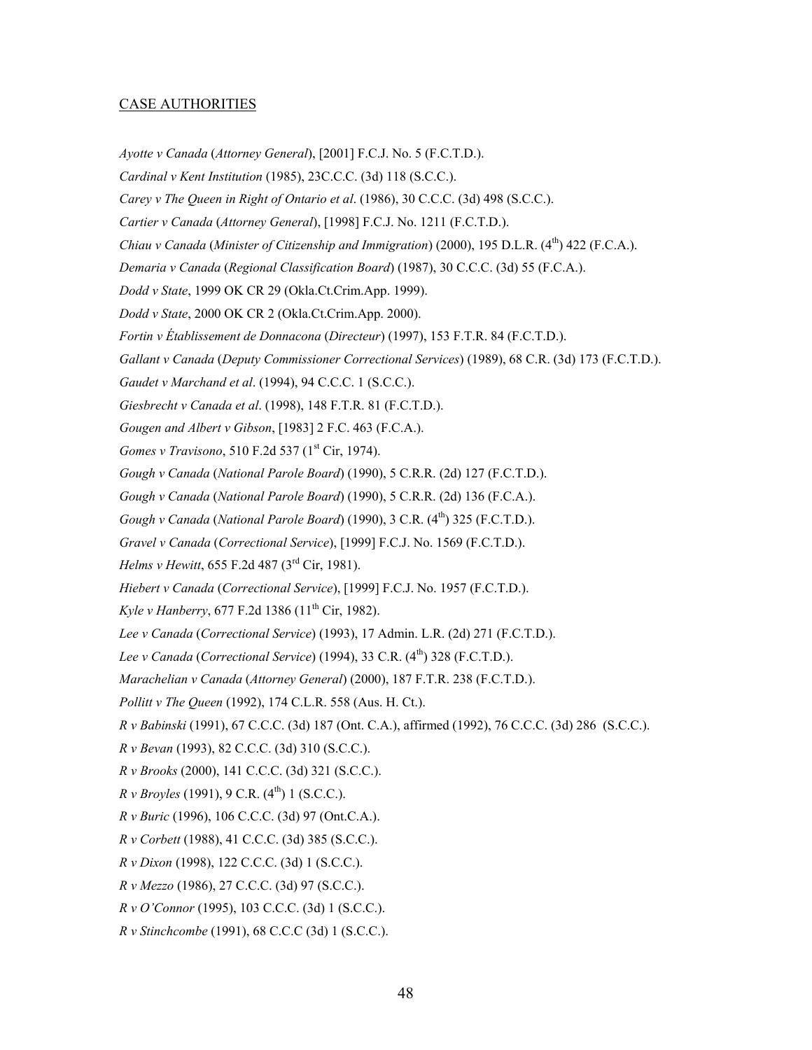CASE AUTHORITIES

*Ayotte v Canada* (*Attorney General*), [2001] F.C.J. No. 5 (F.C.T.D.).

*Cardinal v Kent Institution* (1985), 23C.C.C. (3d) 118 (S.C.C.).

*Carey v The Queen in Right of Ontario et al*. (1986), 30 C.C.C. (3d) 498 (S.C.C.).

*Cartier v Canada* (*Attorney General*), [1998] F.C.J. No. 1211 (F.C.T.D.).

*Chiau v Canada* (*Minister of Citizenship and Immigration*) (2000), 195 D.L.R. (4th) 422 (F.C.A.).

*Demaria v Canada* (*Regional Classification Board*) (1987), 30 C.C.C. (3d) 55 (F.C.A.).

*Dodd v State*, 1999 OK CR 29 (Okla.Ct.Crim.App. 1999).

*Dodd v State*, 2000 OK CR 2 (Okla.Ct.Crim.App. 2000).

*Fortin v Établissement de Donnacona* (*Directeur*) (1997), 153 F.T.R. 84 (F.C.T.D.).

*Gallant v Canada* (*Deputy Commissioner Correctional Services*) (1989), 68 C.R. (3d) 173 (F.C.T.D.).

*Gaudet v Marchand et al*. (1994), 94 C.C.C. 1 (S.C.C.).

*Giesbrecht v Canada et al*. (1998), 148 F.T.R. 81 (F.C.T.D.).

*Gougen and Albert v Gibson*, [1983] 2 F.C. 463 (F.C.A.).

*Gomes v Travisono*, 510 F.2d 537 (1st Cir, 1974).

*Gough v Canada* (*National Parole Board*) (1990), 5 C.R.R. (2d) 127 (F.C.T.D.).

*Gough v Canada* (*National Parole Board*) (1990), 5 C.R.R. (2d) 136 (F.C.A.).

*Gough v Canada* (*National Parole Board*) (1990), 3 C.R. (4th) 325 (F.C.T.D.).

*Gravel v Canada* (*Correctional Service*), [1999] F.C.J. No. 1569 (F.C.T.D.).

*Helms v Hewitt*, 655 F.2d 487 (3rd Cir, 1981).

*Hiebert v Canada* (*Correctional Service*), [1999] F.C.J. No. 1957 (F.C.T.D.).

*Kyle v Hanberry*, 677 F.2d 1386 (11th Cir, 1982).

*Lee v Canada* (*Correctional Service*) (1993), 17 Admin. L.R. (2d) 271 (F.C.T.D.).

*Lee v Canada* (*Correctional Service*) (1994), 33 C.R. (4th) 328 (F.C.T.D.).

*Marachelian v Canada* (*Attorney General*) (2000), 187 F.T.R. 238 (F.C.T.D.).

*Pollitt v The Queen* (1992), 174 C.L.R. 558 (Aus. H. Ct.).

*R v Babinski* (1991), 67 C.C.C. (3d) 187 (Ont. C.A.), affirmed (1992), 76 C.C.C. (3d) 286 (S.C.C.).

*R v Bevan* (1993), 82 C.C.C. (3d) 310 (S.C.C.).

*R v Brooks* (2000), 141 C.C.C. (3d) 321 (S.C.C.).

*R v Broyles* (1991), 9 C.R. (4th) 1 (S.C.C.).

*R v Buric* (1996), 106 C.C.C. (3d) 97 (Ont.C.A.).

*R v Corbett* (1988), 41 C.C.C. (3d) 385 (S.C.C.).

*R v Dixon* (1998), 122 C.C.C. (3d) 1 (S.C.C.).

*R v Mezzo* (1986), 27 C.C.C. (3d) 97 (S.C.C.).

*R v O'Connor* (1995), 103 C.C.C. (3d) 1 (S.C.C.).

*R v Stinchcombe* (1991), 68 C.C.C (3d) 1 (S.C.C.).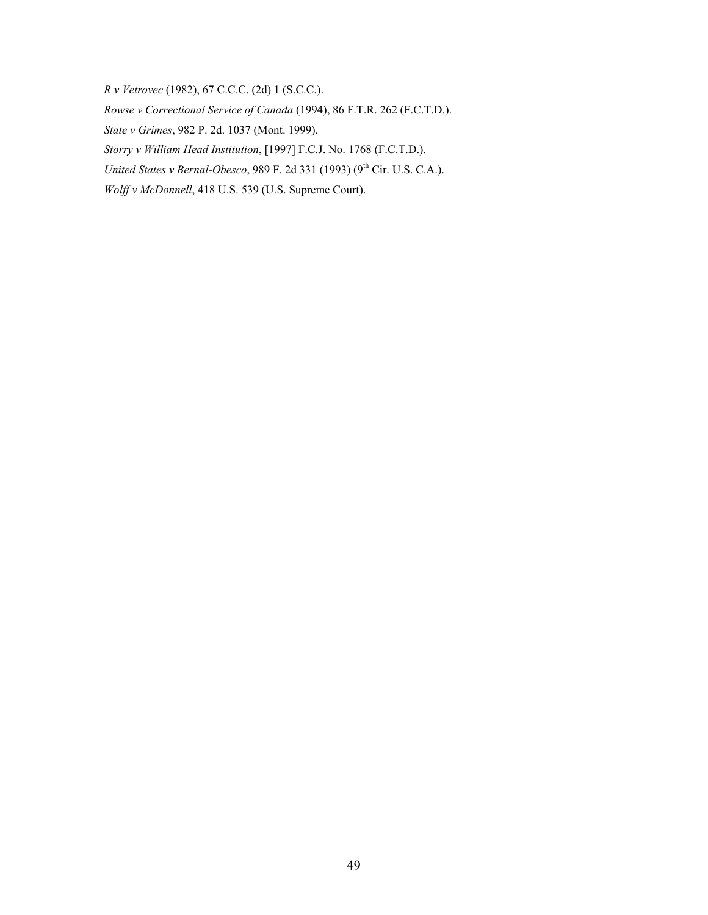*R v Vetrovec* (1982), 67 C.C.C. (2d) 1 (S.C.C.).

*Rowse v Correctional Service of Canada* (1994), 86 F.T.R. 262 (F.C.T.D.).

*State v Grimes*, 982 P. 2d. 1037 (Mont. 1999).

*Storry v William Head Institution*, [1997] F.C.J. No. 1768 (F.C.T.D.).

*United States v Bernal-Obesco*, 989 F. 2d 331 (1993) (9th Cir. U.S. C.A.).

*Wolff v McDonnell*, 418 U.S. 539 (U.S. Supreme Court).